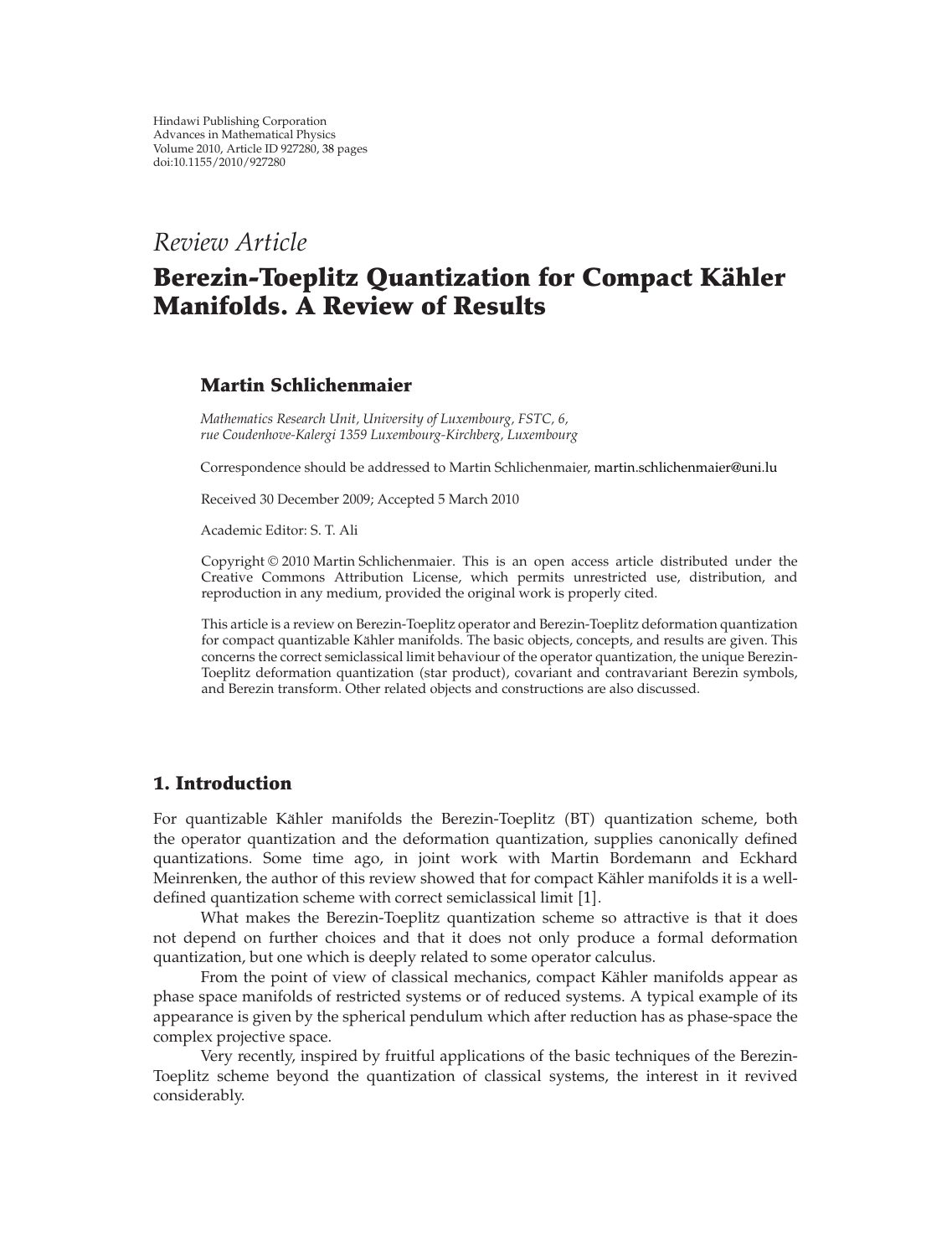Hindawi Publishing Corporation
Advances in Mathematical Physics
Volume 2010, Article ID 927280, 38 pages
doi:10.1155/2010/927280

*Review Article*

# Berezin-Toeplitz Quantization for Compact Kähler Manifolds. A Review of Results

## Martin Schlichenmaier

*Mathematics Research Unit, University of Luxembourg, FSTC, 6, rue Coudenhove-Kalergi 1359 Luxembourg-Kirchberg, Luxembourg*

Correspondence should be addressed to Martin Schlichenmaier, martin.schlichenmaier@uni.lu

Received 30 December 2009; Accepted 5 March 2010

Academic Editor: S. T. Ali

Copyright © 2010 Martin Schlichenmaier. This is an open access article distributed under the Creative Commons Attribution License, which permits unrestricted use, distribution, and reproduction in any medium, provided the original work is properly cited.

This article is a review on Berezin-Toeplitz operator and Berezin-Toeplitz deformation quantization for compact quantizable Kähler manifolds. The basic objects, concepts, and results are given. This concerns the correct semiclassical limit behaviour of the operator quantization, the unique Berezin-Toeplitz deformation quantization (star product), covariant and contravariant Berezin symbols, and Berezin transform. Other related objects and constructions are also discussed.

## 1. Introduction

For quantizable Kähler manifolds the Berezin-Toeplitz (BT) quantization scheme, both the operator quantization and the deformation quantization, supplies canonically defined quantizations. Some time ago, in joint work with Martin Bordemann and Eckhard Meinrenken, the author of this review showed that for compact Kähler manifolds it is a well-defined quantization scheme with correct semiclassical limit [1].

What makes the Berezin-Toeplitz quantization scheme so attractive is that it does not depend on further choices and that it does not only produce a formal deformation quantization, but one which is deeply related to some operator calculus.

From the point of view of classical mechanics, compact Kähler manifolds appear as phase space manifolds of restricted systems or of reduced systems. A typical example of its appearance is given by the spherical pendulum which after reduction has as phase-space the complex projective space.

Very recently, inspired by fruitful applications of the basic techniques of the Berezin-Toeplitz scheme beyond the quantization of classical systems, the interest in it revived considerably.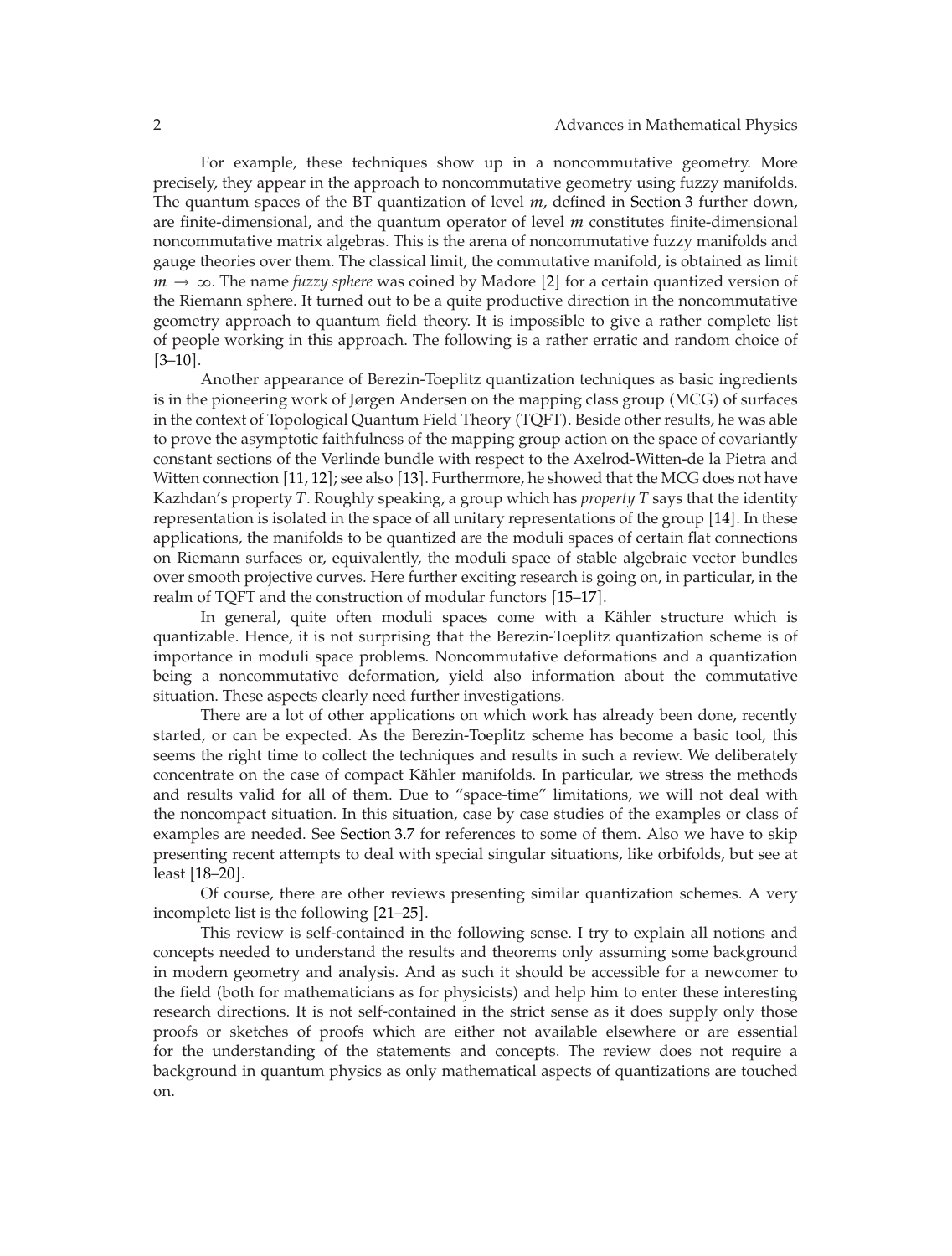For example, these techniques show up in a noncommutative geometry. More precisely, they appear in the approach to noncommutative geometry using fuzzy manifolds. The quantum spaces of the BT quantization of level $m$, defined in Section 3 further down, are finite-dimensional, and the quantum operator of level $m$ constitutes finite-dimensional noncommutative matrix algebras. This is the arena of noncommutative fuzzy manifolds and gauge theories over them. The classical limit, the commutative manifold, is obtained as limit $m \to \infty$. The name *fuzzy sphere* was coined by Madore [2] for a certain quantized version of the Riemann sphere. It turned out to be a quite productive direction in the noncommutative geometry approach to quantum field theory. It is impossible to give a rather complete list of people working in this approach. The following is a rather erratic and random choice of [3–10].

Another appearance of Berezin-Toeplitz quantization techniques as basic ingredients is in the pioneering work of Jørgen Andersen on the mapping class group (MCG) of surfaces in the context of Topological Quantum Field Theory (TQFT). Beside other results, he was able to prove the asymptotic faithfulness of the mapping group action on the space of covariantly constant sections of the Verlinde bundle with respect to the Axelrod-Witten-de la Pietra and Witten connection [11, 12]; see also [13]. Furthermore, he showed that the MCG does not have Kazhdan's property $T$. Roughly speaking, a group which has *property T* says that the identity representation is isolated in the space of all unitary representations of the group [14]. In these applications, the manifolds to be quantized are the moduli spaces of certain flat connections on Riemann surfaces or, equivalently, the moduli space of stable algebraic vector bundles over smooth projective curves. Here further exciting research is going on, in particular, in the realm of TQFT and the construction of modular functors [15–17].

In general, quite often moduli spaces come with a Kähler structure which is quantizable. Hence, it is not surprising that the Berezin-Toeplitz quantization scheme is of importance in moduli space problems. Noncommutative deformations and a quantization being a noncommutative deformation, yield also information about the commutative situation. These aspects clearly need further investigations.

There are a lot of other applications on which work has already been done, recently started, or can be expected. As the Berezin-Toeplitz scheme has become a basic tool, this seems the right time to collect the techniques and results in such a review. We deliberately concentrate on the case of compact Kähler manifolds. In particular, we stress the methods and results valid for all of them. Due to "space-time" limitations, we will not deal with the noncompact situation. In this situation, case by case studies of the examples or class of examples are needed. See Section 3.7 for references to some of them. Also we have to skip presenting recent attempts to deal with special singular situations, like orbifolds, but see at least [18–20].

Of course, there are other reviews presenting similar quantization schemes. A very incomplete list is the following [21–25].

This review is self-contained in the following sense. I try to explain all notions and concepts needed to understand the results and theorems only assuming some background in modern geometry and analysis. And as such it should be accessible for a newcomer to the field (both for mathematicians as for physicists) and help him to enter these interesting research directions. It is not self-contained in the strict sense as it does supply only those proofs or sketches of proofs which are either not available elsewhere or are essential for the understanding of the statements and concepts. The review does not require a background in quantum physics as only mathematical aspects of quantizations are touched on.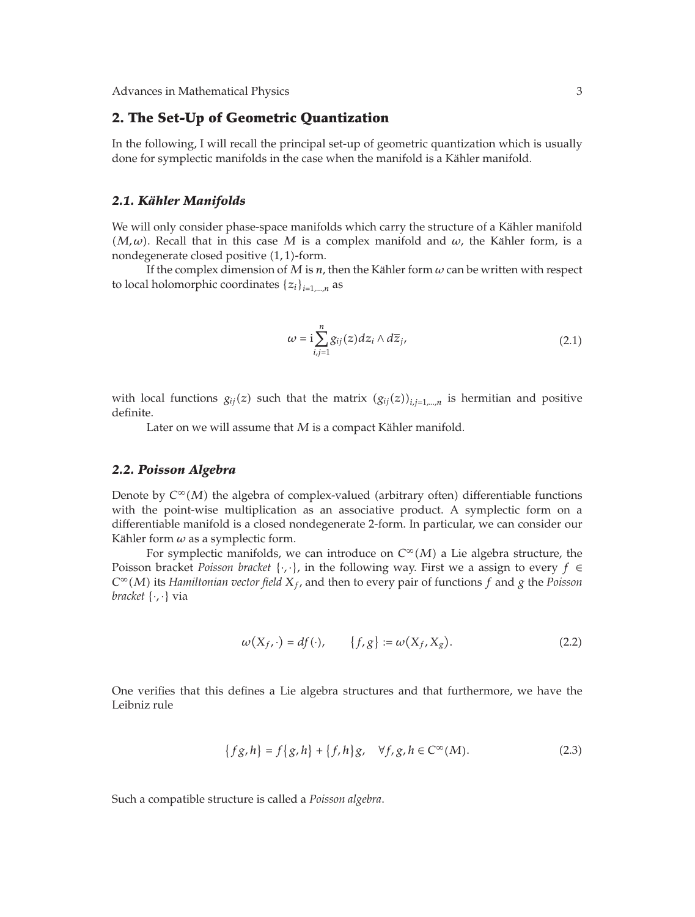## 2. The Set-Up of Geometric Quantization

In the following, I will recall the principal set-up of geometric quantization which is usually done for symplectic manifolds in the case when the manifold is a Kähler manifold.

### *2.1. Kähler Manifolds*

We will only consider phase-space manifolds which carry the structure of a Kähler manifold $(M, \omega)$. Recall that in this case $M$ is a complex manifold and $\omega$, the Kähler form, is a nondegenerate closed positive $(1,1)$-form.

If the complex dimension of $M$ is $n$, then the Kähler form $\omega$ can be written with respect to local holomorphic coordinates $\{z_i\}_{i=1,\dots,n}$ as

$$\omega = \mathrm{i} \sum_{i,j=1}^{n} g_{ij}(z) dz_i \wedge d\overline{z}_j, \tag{2.1}$$

with local functions $g_{ij}(z)$ such that the matrix $(g_{ij}(z))_{i,j=1,\dots,n}$ is hermitian and positive definite.

Later on we will assume that $M$ is a compact Kähler manifold.

### *2.2. Poisson Algebra*

Denote by $C^\infty(M)$ the algebra of complex-valued (arbitrary often) differentiable functions with the point-wise multiplication as an associative product. A symplectic form on a differentiable manifold is a closed nondegenerate 2-form. In particular, we can consider our Kähler form $\omega$ as a symplectic form.

For symplectic manifolds, we can introduce on $C^\infty(M)$ a Lie algebra structure, the Poisson bracket *Poisson bracket* $\{\cdot,\cdot\}$, in the following way. First we a assign to every $f \in C^\infty(M)$ its *Hamiltonian vector field* $X_f$, and then to every pair of functions $f$ and $g$ the *Poisson bracket* $\{\cdot,\cdot\}$ via

$$\omega(X_f, \cdot) = df(\cdot), \qquad \{f, g\} := \omega(X_f, X_g). \tag{2.2}$$

One verifies that this defines a Lie algebra structures and that furthermore, we have the Leibniz rule

$$\{fg, h\} = f\{g, h\} + \{f, h\}g, \quad \forall f, g, h \in C^\infty(M). \tag{2.3}$$

Such a compatible structure is called a *Poisson algebra*.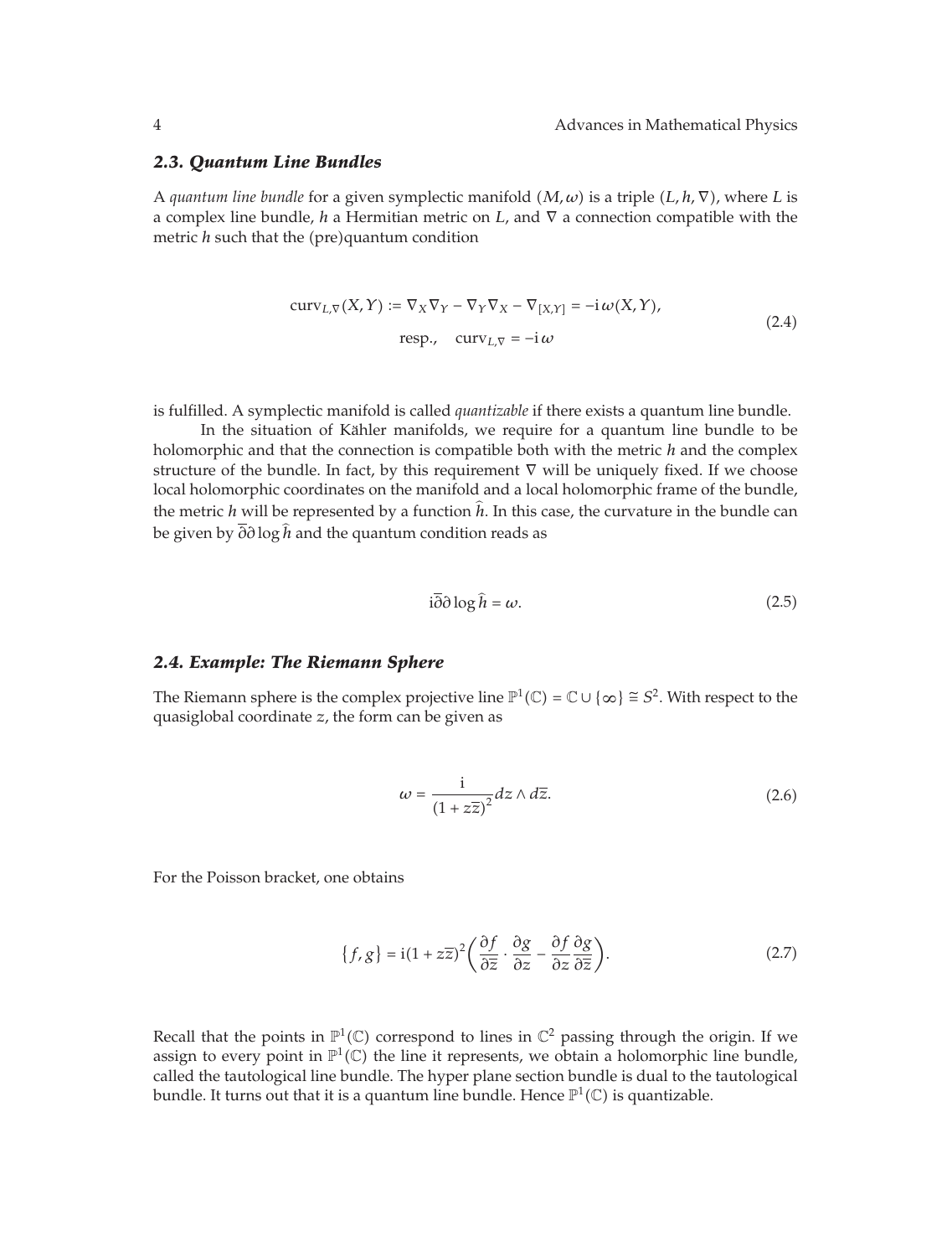### 2.3. Quantum Line Bundles

A *quantum line bundle* for a given symplectic manifold $(M, \omega)$ is a triple $(L, h, \nabla)$, where $L$ is a complex line bundle, $h$ a Hermitian metric on $L$, and $\nabla$ a connection compatible with the metric $h$ such that the (pre)quantum condition

$$\operatorname{curv}_{L,\nabla}(X, Y) := \nabla_X \nabla_Y - \nabla_Y \nabla_X - \nabla_{[X,Y]} = -\mathrm{i}\,\omega(X, Y),$$
$$\text{resp.,} \quad \operatorname{curv}_{L,\nabla} = -\mathrm{i}\,\omega \tag{2.4}$$

is fulfilled. A symplectic manifold is called *quantizable* if there exists a quantum line bundle.

In the situation of Kähler manifolds, we require for a quantum line bundle to be holomorphic and that the connection is compatible both with the metric $h$ and the complex structure of the bundle. In fact, by this requirement $\nabla$ will be uniquely fixed. If we choose local holomorphic coordinates on the manifold and a local holomorphic frame of the bundle, the metric $h$ will be represented by a function $\widehat{h}$. In this case, the curvature in the bundle can be given by $\overline{\partial}\partial \log \widehat{h}$ and the quantum condition reads as

$$\mathrm{i}\overline{\partial}\partial \log \widehat{h} = \omega. \tag{2.5}$$

### 2.4. Example: The Riemann Sphere

The Riemann sphere is the complex projective line $\mathbb{P}^1(\mathbb{C}) = \mathbb{C} \cup \{\infty\} \cong S^2$. With respect to the quasiglobal coordinate $z$, the form can be given as

$$\omega = \frac{\mathrm{i}}{(1 + z\overline{z})^2} dz \wedge d\overline{z}. \tag{2.6}$$

For the Poisson bracket, one obtains

$$\{f, g\} = \mathrm{i}(1 + z\overline{z})^2 \left( \frac{\partial f}{\partial \overline{z}} \cdot \frac{\partial g}{\partial z} - \frac{\partial f}{\partial z} \frac{\partial g}{\partial \overline{z}} \right). \tag{2.7}$$

Recall that the points in $\mathbb{P}^1(\mathbb{C})$ correspond to lines in $\mathbb{C}^2$ passing through the origin. If we assign to every point in $\mathbb{P}^1(\mathbb{C})$ the line it represents, we obtain a holomorphic line bundle, called the tautological line bundle. The hyper plane section bundle is dual to the tautological bundle. It turns out that it is a quantum line bundle. Hence $\mathbb{P}^1(\mathbb{C})$ is quantizable.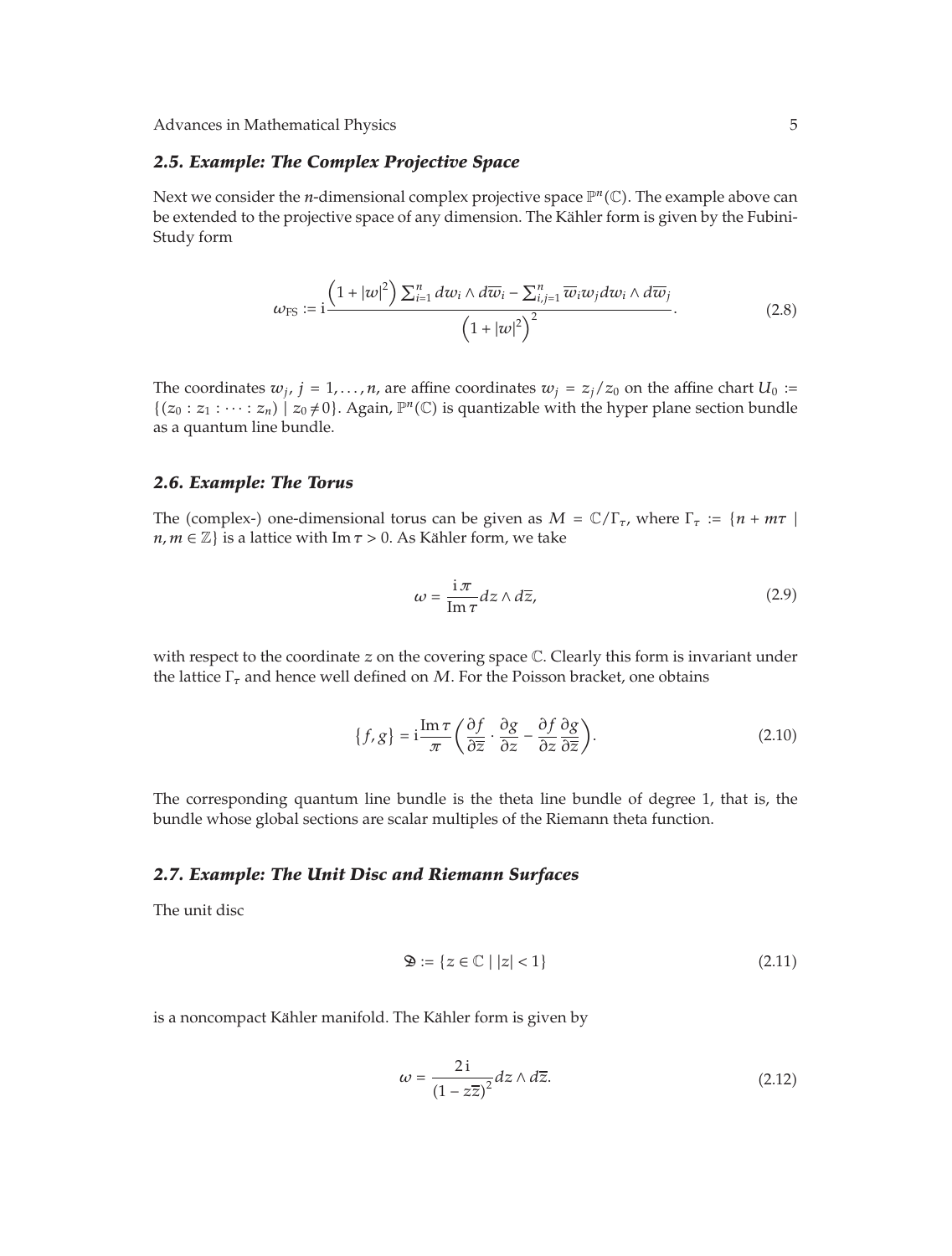### 2.5. Example: The Complex Projective Space

Next we consider the $n$-dimensional complex projective space $\mathbb{P}^n(\mathbb{C})$. The example above can be extended to the projective space of any dimension. The Kähler form is given by the Fubini-Study form

$$\omega_{\mathrm{FS}} := \mathrm{i}\frac{\left(1+|w|^2\right)\sum_{i=1}^n dw_i \wedge d\overline{w}_i - \sum_{i,j=1}^n \overline{w}_i w_j dw_i \wedge d\overline{w}_j}{\left(1+|w|^2\right)^2}. \tag{2.8}$$

The coordinates $w_j$, $j = 1, \ldots, n$, are affine coordinates $w_j = z_j/z_0$ on the affine chart $U_0 := \{(z_0 : z_1 : \cdots : z_n) \mid z_0 \neq 0\}$. Again, $\mathbb{P}^n(\mathbb{C})$ is quantizable with the hyper plane section bundle as a quantum line bundle.

### 2.6. Example: The Torus

The (complex-) one-dimensional torus can be given as $M = \mathbb{C}/\Gamma_\tau$, where $\Gamma_\tau := \{n + m\tau \mid n, m \in \mathbb{Z}\}$ is a lattice with $\operatorname{Im}\tau > 0$. As Kähler form, we take

$$\omega = \frac{\mathrm{i}\pi}{\operatorname{Im}\tau} dz \wedge d\overline{z}, \tag{2.9}$$

with respect to the coordinate $z$ on the covering space $\mathbb{C}$. Clearly this form is invariant under the lattice $\Gamma_\tau$ and hence well defined on $M$. For the Poisson bracket, one obtains

$$\{f, g\} = \mathrm{i}\frac{\operatorname{Im}\tau}{\pi}\left(\frac{\partial f}{\partial \overline{z}} \cdot \frac{\partial g}{\partial z} - \frac{\partial f}{\partial z}\frac{\partial g}{\partial \overline{z}}\right). \tag{2.10}$$

The corresponding quantum line bundle is the theta line bundle of degree 1, that is, the bundle whose global sections are scalar multiples of the Riemann theta function.

### 2.7. Example: The Unit Disc and Riemann Surfaces

The unit disc

$$\mathfrak{D} := \{z \in \mathbb{C} \mid |z| < 1\} \tag{2.11}$$

is a noncompact Kähler manifold. The Kähler form is given by

$$\omega = \frac{2\mathrm{i}}{(1 - z\overline{z})^2} dz \wedge d\overline{z}. \tag{2.12}$$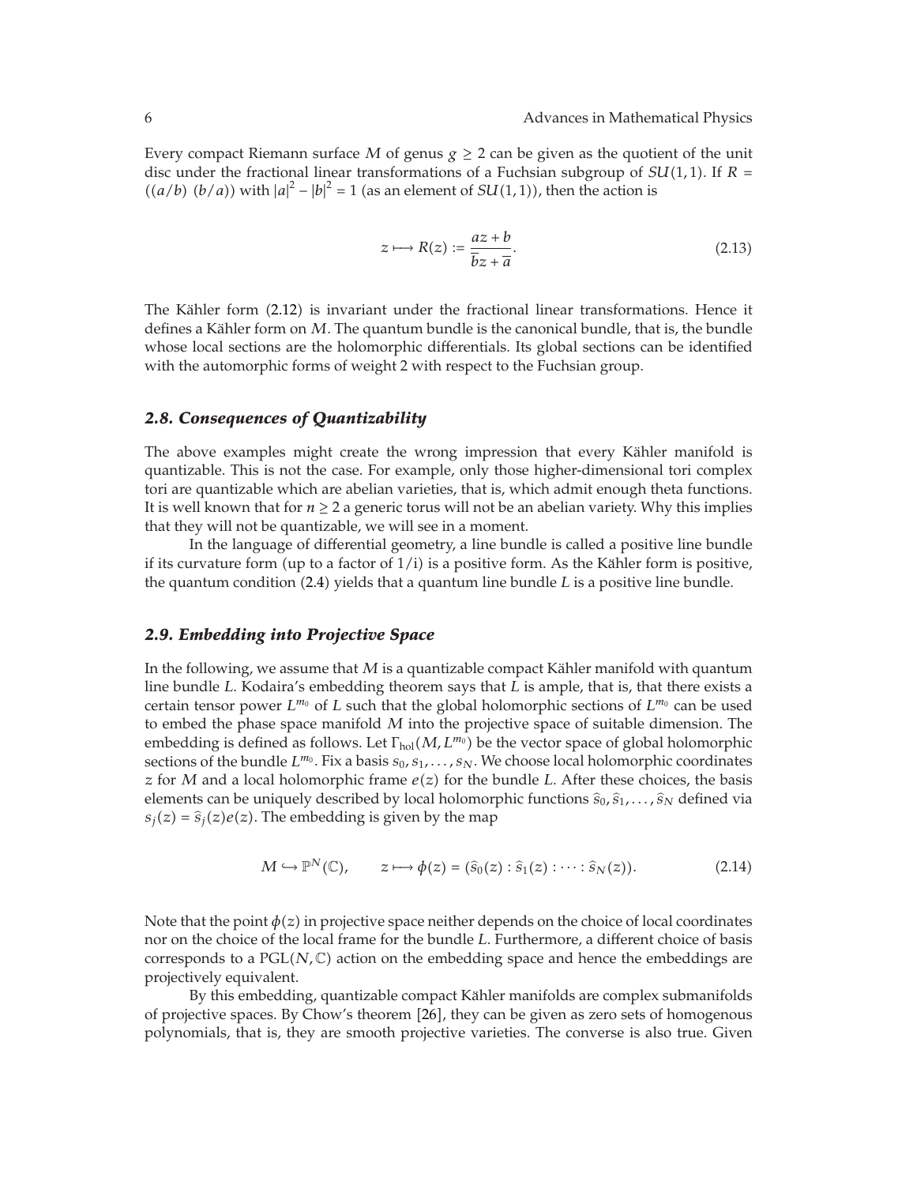Every compact Riemann surface $M$ of genus $g \geq 2$ can be given as the quotient of the unit disc under the fractional linear transformations of a Fuchsian subgroup of $SU(1,1)$. If $R = ((a/b)\ (\bar{b}/\bar{a}))$ with $|a|^2 - |b|^2 = 1$ (as an element of $SU(1,1)$), then the action is

$$z \longmapsto R(z) := \frac{az + b}{\bar{b}z + \bar{a}}. \tag{2.13}$$

The Kähler form (2.12) is invariant under the fractional linear transformations. Hence it defines a Kähler form on $M$. The quantum bundle is the canonical bundle, that is, the bundle whose local sections are the holomorphic differentials. Its global sections can be identified with the automorphic forms of weight 2 with respect to the Fuchsian group.

### *2.8. Consequences of Quantizability*

The above examples might create the wrong impression that every Kähler manifold is quantizable. This is not the case. For example, only those higher-dimensional tori complex tori are quantizable which are abelian varieties, that is, which admit enough theta functions. It is well known that for $n \geq 2$ a generic torus will not be an abelian variety. Why this implies that they will not be quantizable, we will see in a moment.

In the language of differential geometry, a line bundle is called a positive line bundle if its curvature form (up to a factor of $1/\mathrm{i}$) is a positive form. As the Kähler form is positive, the quantum condition (2.4) yields that a quantum line bundle $L$ is a positive line bundle.

### *2.9. Embedding into Projective Space*

In the following, we assume that $M$ is a quantizable compact Kähler manifold with quantum line bundle $L$. Kodaira's embedding theorem says that $L$ is ample, that is, that there exists a certain tensor power $L^{m_0}$ of $L$ such that the global holomorphic sections of $L^{m_0}$ can be used to embed the phase space manifold $M$ into the projective space of suitable dimension. The embedding is defined as follows. Let $\Gamma_{\mathrm{hol}}(M, L^{m_0})$ be the vector space of global holomorphic sections of the bundle $L^{m_0}$. Fix a basis $s_0, s_1, \ldots, s_N$. We choose local holomorphic coordinates $z$ for $M$ and a local holomorphic frame $e(z)$ for the bundle $L$. After these choices, the basis elements can be uniquely described by local holomorphic functions $\hat{s}_0, \hat{s}_1, \ldots, \hat{s}_N$ defined via $s_j(z) = \hat{s}_j(z)e(z)$. The embedding is given by the map

$$M \hookrightarrow \mathbb{P}^N(\mathbb{C}), \qquad z \longmapsto \phi(z) = (\hat{s}_0(z) : \hat{s}_1(z) : \cdots : \hat{s}_N(z)). \tag{2.14}$$

Note that the point $\phi(z)$ in projective space neither depends on the choice of local coordinates nor on the choice of the local frame for the bundle $L$. Furthermore, a different choice of basis corresponds to a $\mathrm{PGL}(N, \mathbb{C})$ action on the embedding space and hence the embeddings are projectively equivalent.

By this embedding, quantizable compact Kähler manifolds are complex submanifolds of projective spaces. By Chow's theorem [26], they can be given as zero sets of homogenous polynomials, that is, they are smooth projective varieties. The converse is also true. Given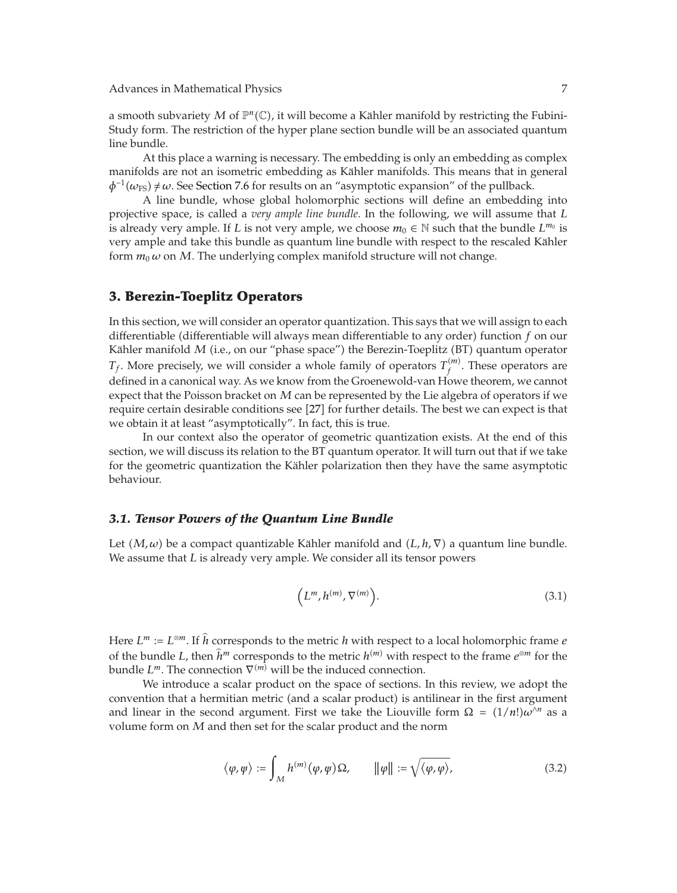a smooth subvariety $M$ of $\mathbb{P}^n(\mathbb{C})$, it will become a Kähler manifold by restricting the Fubini-Study form. The restriction of the hyper plane section bundle will be an associated quantum line bundle.

At this place a warning is necessary. The embedding is only an embedding as complex manifolds are not an isometric embedding as Kähler manifolds. This means that in general $\phi^{-1}(\omega_{\mathrm{FS}}) \neq \omega$. See Section 7.6 for results on an "asymptotic expansion" of the pullback.

A line bundle, whose global holomorphic sections will define an embedding into projective space, is called a *very ample line bundle*. In the following, we will assume that $L$ is already very ample. If $L$ is not very ample, we choose $m_0 \in \mathbb{N}$ such that the bundle $L^{m_0}$ is very ample and take this bundle as quantum line bundle with respect to the rescaled Kähler form $m_0\,\omega$ on $M$. The underlying complex manifold structure will not change.

## 3. Berezin-Toeplitz Operators

In this section, we will consider an operator quantization. This says that we will assign to each differentiable (differentiable will always mean differentiable to any order) function $f$ on our Kähler manifold $M$ (i.e., on our "phase space") the Berezin-Toeplitz (BT) quantum operator $T_f$. More precisely, we will consider a whole family of operators $T_f^{(m)}$. These operators are defined in a canonical way. As we know from the Groenewold-van Howe theorem, we cannot expect that the Poisson bracket on $M$ can be represented by the Lie algebra of operators if we require certain desirable conditions see [27] for further details. The best we can expect is that we obtain it at least "asymptotically". In fact, this is true.

In our context also the operator of geometric quantization exists. At the end of this section, we will discuss its relation to the BT quantum operator. It will turn out that if we take for the geometric quantization the Kähler polarization then they have the same asymptotic behaviour.

### *3.1. Tensor Powers of the Quantum Line Bundle*

Let $(M, \omega)$ be a compact quantizable Kähler manifold and $(L, h, \nabla)$ a quantum line bundle. We assume that $L$ is already very ample. We consider all its tensor powers

$$\left(L^m, h^{(m)}, \nabla^{(m)}\right). \tag{3.1}$$

Here $L^m := L^{\otimes m}$. If $\widehat{h}$ corresponds to the metric $h$ with respect to a local holomorphic frame $e$ of the bundle $L$, then $\widehat{h}^m$ corresponds to the metric $h^{(m)}$ with respect to the frame $e^{\otimes m}$ for the bundle $L^m$. The connection $\nabla^{(m)}$ will be the induced connection.

We introduce a scalar product on the space of sections. In this review, we adopt the convention that a hermitian metric (and a scalar product) is antilinear in the first argument and linear in the second argument. First we take the Liouville form $\Omega = (1/n!)\omega^{\wedge n}$ as a volume form on $M$ and then set for the scalar product and the norm

$$\langle \varphi, \psi \rangle := \int_M h^{(m)}(\varphi, \psi)\Omega, \qquad \|\varphi\| := \sqrt{\langle \varphi, \varphi \rangle}, \tag{3.2}$$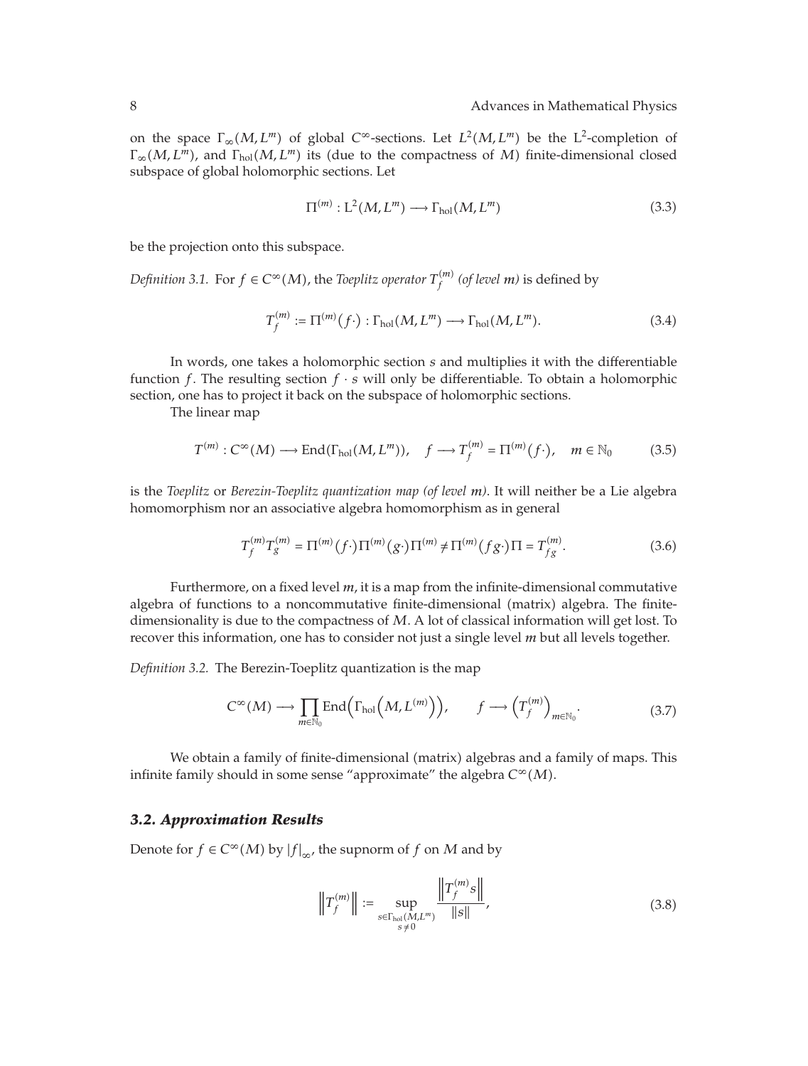on the space $\Gamma_\infty(M, L^m)$ of global $C^\infty$-sections. Let $L^2(M, L^m)$ be the $L^2$-completion of $\Gamma_\infty(M, L^m)$, and $\Gamma_{\mathrm{hol}}(M, L^m)$ its (due to the compactness of $M$) finite-dimensional closed subspace of global holomorphic sections. Let

$$\Pi^{(m)} : L^2(M, L^m) \longrightarrow \Gamma_{\mathrm{hol}}(M, L^m) \tag{3.3}$$

be the projection onto this subspace.

*Definition 3.1.* For $f \in C^\infty(M)$, the *Toeplitz operator* $T_f^{(m)}$ *(of level m)* is defined by

$$T_f^{(m)} := \Pi^{(m)}(f \cdot) : \Gamma_{\mathrm{hol}}(M, L^m) \longrightarrow \Gamma_{\mathrm{hol}}(M, L^m). \tag{3.4}$$

In words, one takes a holomorphic section $s$ and multiplies it with the differentiable function $f$. The resulting section $f \cdot s$ will only be differentiable. To obtain a holomorphic section, one has to project it back on the subspace of holomorphic sections.

The linear map

$$T^{(m)} : C^\infty(M) \longrightarrow \mathrm{End}(\Gamma_{\mathrm{hol}}(M, L^m)), \quad f \longrightarrow T_f^{(m)} = \Pi^{(m)}(f \cdot), \quad m \in \mathbb{N}_0 \tag{3.5}$$

is the *Toeplitz* or *Berezin-Toeplitz quantization map (of level m)*. It will neither be a Lie algebra homomorphism nor an associative algebra homomorphism as in general

$$T_f^{(m)} T_g^{(m)} = \Pi^{(m)}(f \cdot) \Pi^{(m)}(g \cdot) \Pi^{(m)} \neq \Pi^{(m)}(fg \cdot) \Pi = T_{fg}^{(m)}. \tag{3.6}$$

Furthermore, on a fixed level $m$, it is a map from the infinite-dimensional commutative algebra of functions to a noncommutative finite-dimensional (matrix) algebra. The finite-dimensionality is due to the compactness of $M$. A lot of classical information will get lost. To recover this information, one has to consider not just a single level $m$ but all levels together.

*Definition 3.2.* The Berezin-Toeplitz quantization is the map

$$C^\infty(M) \longrightarrow \prod_{m \in \mathbb{N}_0} \mathrm{End}\Big(\Gamma_{\mathrm{hol}}\Big(M, L^{(m)}\Big)\Big), \qquad f \longrightarrow \Big(T_f^{(m)}\Big)_{m \in \mathbb{N}_0}. \tag{3.7}$$

We obtain a family of finite-dimensional (matrix) algebras and a family of maps. This infinite family should in some sense "approximate" the algebra $C^\infty(M)$.

### *3.2. Approximation Results*

Denote for $f \in C^\infty(M)$ by $|f|_\infty$, the supnorm of $f$ on $M$ and by

$$\left\| T_f^{(m)} \right\| := \sup_{\substack{s \in \Gamma_{\mathrm{hol}}(M, L^m) \\ s \neq 0}} \frac{\left\| T_f^{(m)} s \right\|}{\|s\|}, \tag{3.8}$$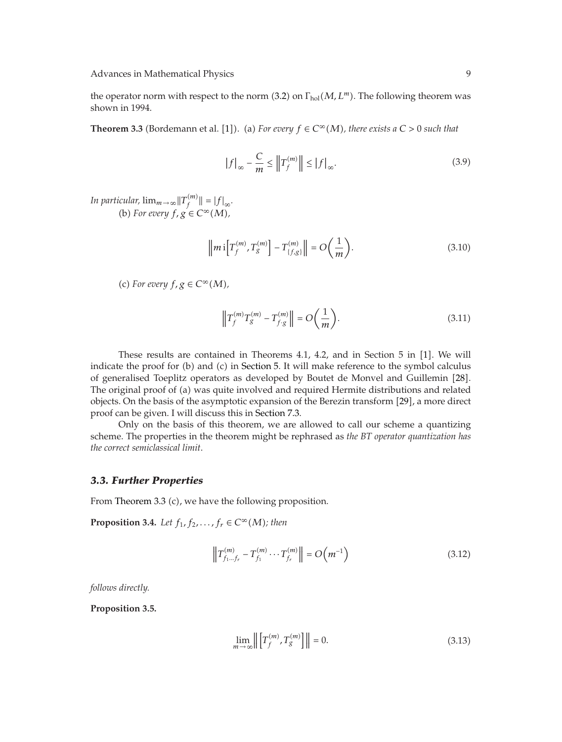the operator norm with respect to the norm (3.2) on $\Gamma_{\text{hol}}(M, L^m)$. The following theorem was shown in 1994.

**Theorem 3.3** (Bordemann et al. [1]). (a) *For every $f \in C^\infty(M)$, there exists a $C > 0$ such that*

$$|f|_\infty - \frac{C}{m} \le \left\| T_f^{(m)} \right\| \le |f|_\infty. \tag{3.9}$$

*In particular,* $\lim_{m\to\infty} \|T_f^{(m)}\| = |f|_\infty$.

(b) *For every $f, g \in C^\infty(M)$,*

$$\left\| m\,\mathrm{i}\left[T_f^{(m)}, T_g^{(m)}\right] - T_{\{f,g\}}^{(m)} \right\| = O\left(\frac{1}{m}\right). \tag{3.10}$$

(c) *For every $f, g \in C^\infty(M)$,*

$$\left\| T_f^{(m)} T_g^{(m)} - T_{f\cdot g}^{(m)} \right\| = O\left(\frac{1}{m}\right). \tag{3.11}$$

These results are contained in Theorems 4.1, 4.2, and in Section 5 in [1]. We will indicate the proof for (b) and (c) in Section 5. It will make reference to the symbol calculus of generalised Toeplitz operators as developed by Boutet de Monvel and Guillemin [28]. The original proof of (a) was quite involved and required Hermite distributions and related objects. On the basis of the asymptotic expansion of the Berezin transform [29], a more direct proof can be given. I will discuss this in Section 7.3.

Only on the basis of this theorem, we are allowed to call our scheme a quantizing scheme. The properties in the theorem might be rephrased as *the BT operator quantization has the correct semiclassical limit*.

### *3.3. Further Properties*

From Theorem 3.3 (c), we have the following proposition.

**Proposition 3.4.** *Let $f_1, f_2, \dots, f_r \in C^\infty(M)$; then*

$$\left\| T_{f_1\cdots f_r}^{(m)} - T_{f_1}^{(m)} \cdots T_{f_r}^{(m)} \right\| = O\left(m^{-1}\right) \tag{3.12}$$

*follows directly.*

**Proposition 3.5.**

$$\lim_{m\to\infty} \left\| \left[T_f^{(m)}, T_g^{(m)}\right] \right\| = 0. \tag{3.13}$$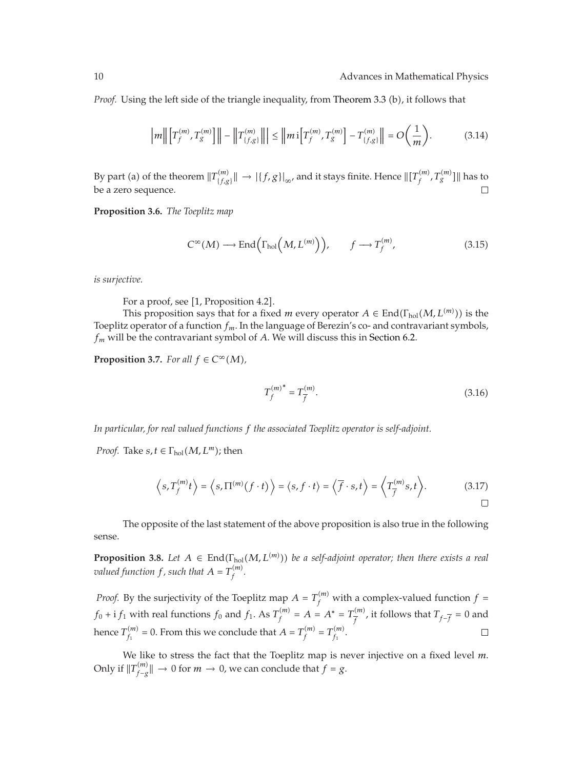*Proof.* Using the left side of the triangle inequality, from Theorem 3.3 (b), it follows that

$$\left| m \left\| \left[ T_f^{(m)}, T_g^{(m)} \right] \right\| - \left\| T_{\{f,g\}}^{(m)} \right\| \right| \leq \left\| m\,\mathrm{i} \left[ T_f^{(m)}, T_g^{(m)} \right] - T_{\{f,g\}}^{(m)} \right\| = O\left( \frac{1}{m} \right). \tag{3.14}$$

By part (a) of the theorem $\|T_{\{f,g\}}^{(m)}\| \to |\{f,g\}|_\infty$, and it stays finite. Hence $\|[T_f^{(m)}, T_g^{(m)}]\|$ has to be a zero sequence. □

**Proposition 3.6.** *The Toeplitz map*

$$C^\infty(M) \longrightarrow \mathrm{End}\left( \Gamma_{\mathrm{hol}}\left( M, L^{(m)} \right) \right), \qquad f \longrightarrow T_f^{(m)}, \tag{3.15}$$

*is surjective.*

For a proof, see [1, Proposition 4.2].

This proposition says that for a fixed $m$ every operator $A \in \mathrm{End}(\Gamma_{\mathrm{hol}}(M, L^{(m)}))$ is the Toeplitz operator of a function $f_m$. In the language of Berezin's co- and contravariant symbols, $f_m$ will be the contravariant symbol of $A$. We will discuss this in Section 6.2.

**Proposition 3.7.** *For all $f \in C^\infty(M)$,*

$$T_f^{(m)^*} = T_{\overline{f}}^{(m)}. \tag{3.16}$$

*In particular, for real valued functions $f$ the associated Toeplitz operator is self-adjoint.*

*Proof.* Take $s, t \in \Gamma_{\mathrm{hol}}(M, L^m)$; then

$$\left\langle s, T_f^{(m)} t \right\rangle = \left\langle s, \Pi^{(m)}(f \cdot t) \right\rangle = \langle s, f \cdot t \rangle = \left\langle \overline{f} \cdot s, t \right\rangle = \left\langle T_{\overline{f}}^{(m)} s, t \right\rangle. \tag{3.17}$$

□

The opposite of the last statement of the above proposition is also true in the following sense.

**Proposition 3.8.** *Let $A \in \mathrm{End}(\Gamma_{\mathrm{hol}}(M, L^{(m)}))$ be a self-adjoint operator; then there exists a real valued function $f$, such that $A = T_f^{(m)}$.*

*Proof.* By the surjectivity of the Toeplitz map $A = T_f^{(m)}$ with a complex-valued function $f = f_0 + \mathrm{i}\, f_1$ with real functions $f_0$ and $f_1$. As $T_f^{(m)} = A = A^* = T_{\overline{f}}^{(m)}$, it follows that $T_{f - \overline{f}} = 0$ and hence $T_{f_1}^{(m)} = 0$. From this we conclude that $A = T_f^{(m)} = T_{f_1}^{(m)}$. □

We like to stress the fact that the Toeplitz map is never injective on a fixed level $m$. Only if $\|T_{f-g}^{(m)}\| \to 0$ for $m \to 0$, we can conclude that $f = g$.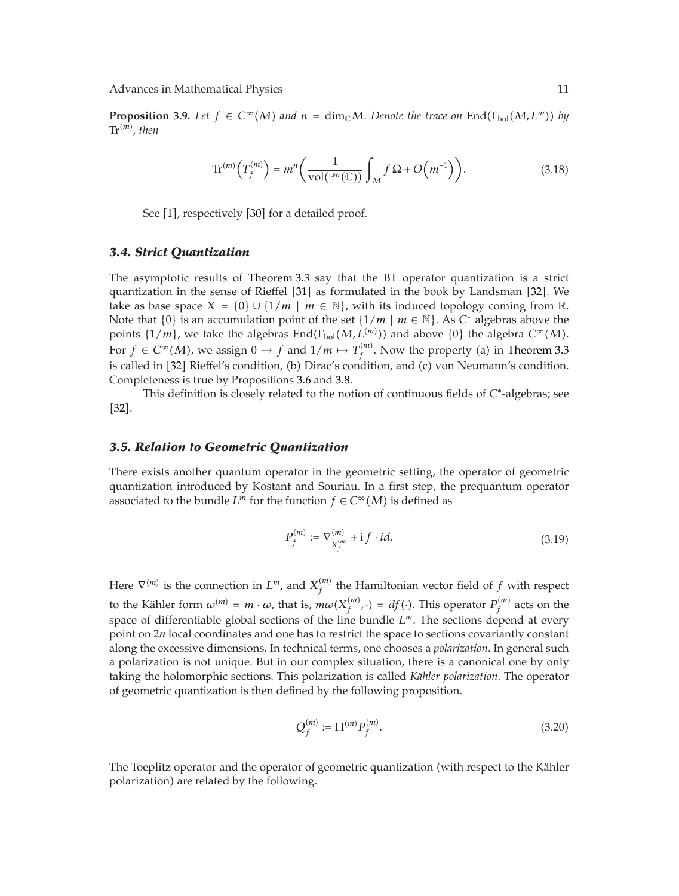**Proposition 3.9.** *Let $f \in C^\infty(M)$ and $n = \dim_{\mathbb{C}} M$. Denote the trace on $\operatorname{End}(\Gamma_{\text{hol}}(M, L^m))$ by $\operatorname{Tr}^{(m)}$, then*

$$\operatorname{Tr}^{(m)}\left(T_f^{(m)}\right) = m^n \left( \frac{1}{\operatorname{vol}(\mathbb{P}^n(\mathbb{C}))} \int_M f\, \Omega + O\left(m^{-1}\right) \right). \tag{3.18}$$

See [1], respectively [30] for a detailed proof.

### *3.4. Strict Quantization*

The asymptotic results of Theorem 3.3 say that the BT operator quantization is a strict quantization in the sense of Rieffel [31] as formulated in the book by Landsman [32]. We take as base space $X = \{0\} \cup \{1/m \mid m \in \mathbb{N}\}$, with its induced topology coming from $\mathbb{R}$. Note that $\{0\}$ is an accumulation point of the set $\{1/m \mid m \in \mathbb{N}\}$. As $C^*$ algebras above the points $\{1/m\}$, we take the algebras $\operatorname{End}(\Gamma_{\text{hol}}(M, L^{(m)}))$ and above $\{0\}$ the algebra $C^\infty(M)$. For $f \in C^\infty(M)$, we assign $0 \mapsto f$ and $1/m \mapsto T_f^{(m)}$. Now the property (a) in Theorem 3.3 is called in [32] Rieffel's condition, (b) Dirac's condition, and (c) von Neumann's condition. Completeness is true by Propositions 3.6 and 3.8.

This definition is closely related to the notion of continuous fields of $C^*$-algebras; see [32].

### *3.5. Relation to Geometric Quantization*

There exists another quantum operator in the geometric setting, the operator of geometric quantization introduced by Kostant and Souriau. In a first step, the prequantum operator associated to the bundle $L^m$ for the function $f \in C^\infty(M)$ is defined as

$$P_f^{(m)} := \nabla^{(m)}_{X_f^{(m)}} + \mathrm{i}\, f \cdot id. \tag{3.19}$$

Here $\nabla^{(m)}$ is the connection in $L^m$, and $X_f^{(m)}$ the Hamiltonian vector field of $f$ with respect to the Kähler form $\omega^{(m)} = m \cdot \omega$, that is, $m\omega(X_f^{(m)}, \cdot) = df(\cdot)$. This operator $P_f^{(m)}$ acts on the space of differentiable global sections of the line bundle $L^m$. The sections depend at every point on $2n$ local coordinates and one has to restrict the space to sections covariantly constant along the excessive dimensions. In technical terms, one chooses a *polarization*. In general such a polarization is not unique. But in our complex situation, there is a canonical one by only taking the holomorphic sections. This polarization is called *Kähler polarization*. The operator of geometric quantization is then defined by the following proposition.

$$Q_f^{(m)} := \Pi^{(m)} P_f^{(m)}. \tag{3.20}$$

The Toeplitz operator and the operator of geometric quantization (with respect to the Kähler polarization) are related by the following.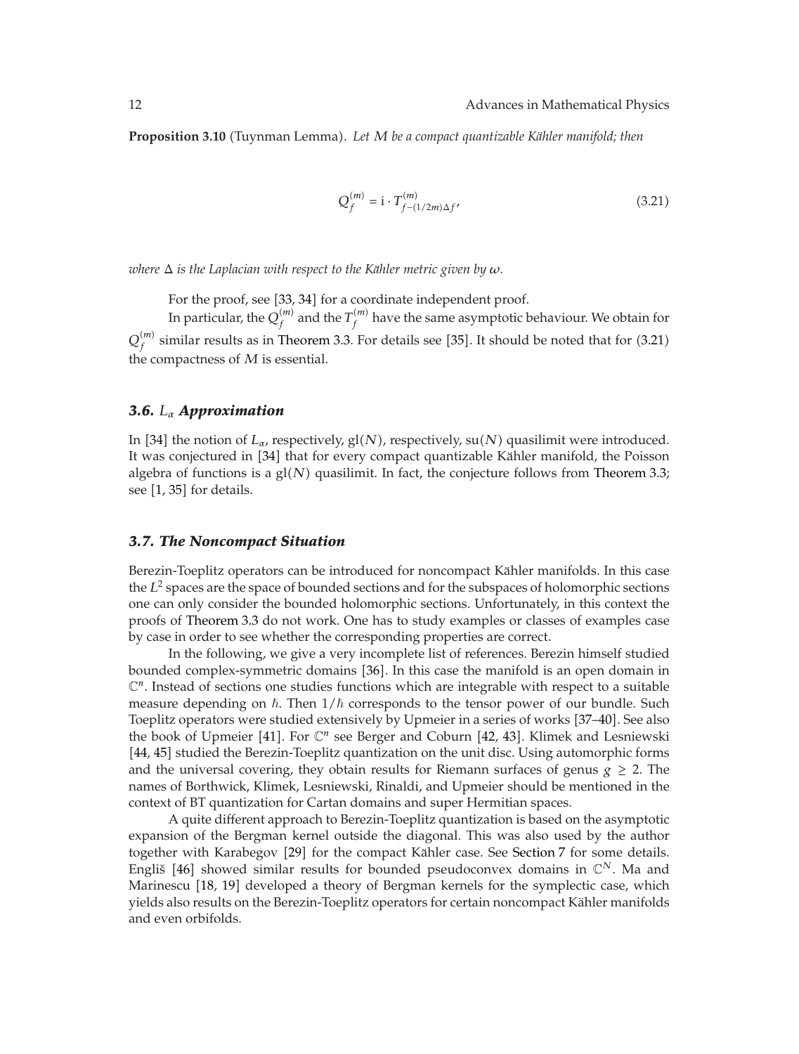**Proposition 3.10** (Tuynman Lemma). *Let $M$ be a compact quantizable Kähler manifold; then*

$$Q_f^{(m)} = \mathrm{i} \cdot T^{(m)}_{f-(1/2m)\Delta f}, \tag{3.21}$$

*where $\Delta$ is the Laplacian with respect to the Kähler metric given by $\omega$.*

For the proof, see [33, 34] for a coordinate independent proof.

In particular, the $Q_f^{(m)}$ and the $T_f^{(m)}$ have the same asymptotic behaviour. We obtain for $Q_f^{(m)}$ similar results as in Theorem 3.3. For details see [35]. It should be noted that for (3.21) the compactness of $M$ is essential.

### *3.6. $L_\alpha$ Approximation*

In [34] the notion of $L_\alpha$, respectively, $\mathrm{gl}(N)$, respectively, $\mathrm{su}(N)$ quasilimit were introduced. It was conjectured in [34] that for every compact quantizable Kähler manifold, the Poisson algebra of functions is a $\mathrm{gl}(N)$ quasilimit. In fact, the conjecture follows from Theorem 3.3; see [1, 35] for details.

### *3.7. The Noncompact Situation*

Berezin-Toeplitz operators can be introduced for noncompact Kähler manifolds. In this case the $L^2$ spaces are the space of bounded sections and for the subspaces of holomorphic sections one can only consider the bounded holomorphic sections. Unfortunately, in this context the proofs of Theorem 3.3 do not work. One has to study examples or classes of examples case by case in order to see whether the corresponding properties are correct.

In the following, we give a very incomplete list of references. Berezin himself studied bounded complex-symmetric domains [36]. In this case the manifold is an open domain in $\mathbb{C}^n$. Instead of sections one studies functions which are integrable with respect to a suitable measure depending on $\hbar$. Then $1/\hbar$ corresponds to the tensor power of our bundle. Such Toeplitz operators were studied extensively by Upmeier in a series of works [37–40]. See also the book of Upmeier [41]. For $\mathbb{C}^n$ see Berger and Coburn [42, 43]. Klimek and Lesniewski [44, 45] studied the Berezin-Toeplitz quantization on the unit disc. Using automorphic forms and the universal covering, they obtain results for Riemann surfaces of genus $g \geq 2$. The names of Borthwick, Klimek, Lesniewski, Rinaldi, and Upmeier should be mentioned in the context of BT quantization for Cartan domains and super Hermitian spaces.

A quite different approach to Berezin-Toeplitz quantization is based on the asymptotic expansion of the Bergman kernel outside the diagonal. This was also used by the author together with Karabegov [29] for the compact Kähler case. See Section 7 for some details. Engliš [46] showed similar results for bounded pseudoconvex domains in $\mathbb{C}^N$. Ma and Marinescu [18, 19] developed a theory of Bergman kernels for the symplectic case, which yields also results on the Berezin-Toeplitz operators for certain noncompact Kähler manifolds and even orbifolds.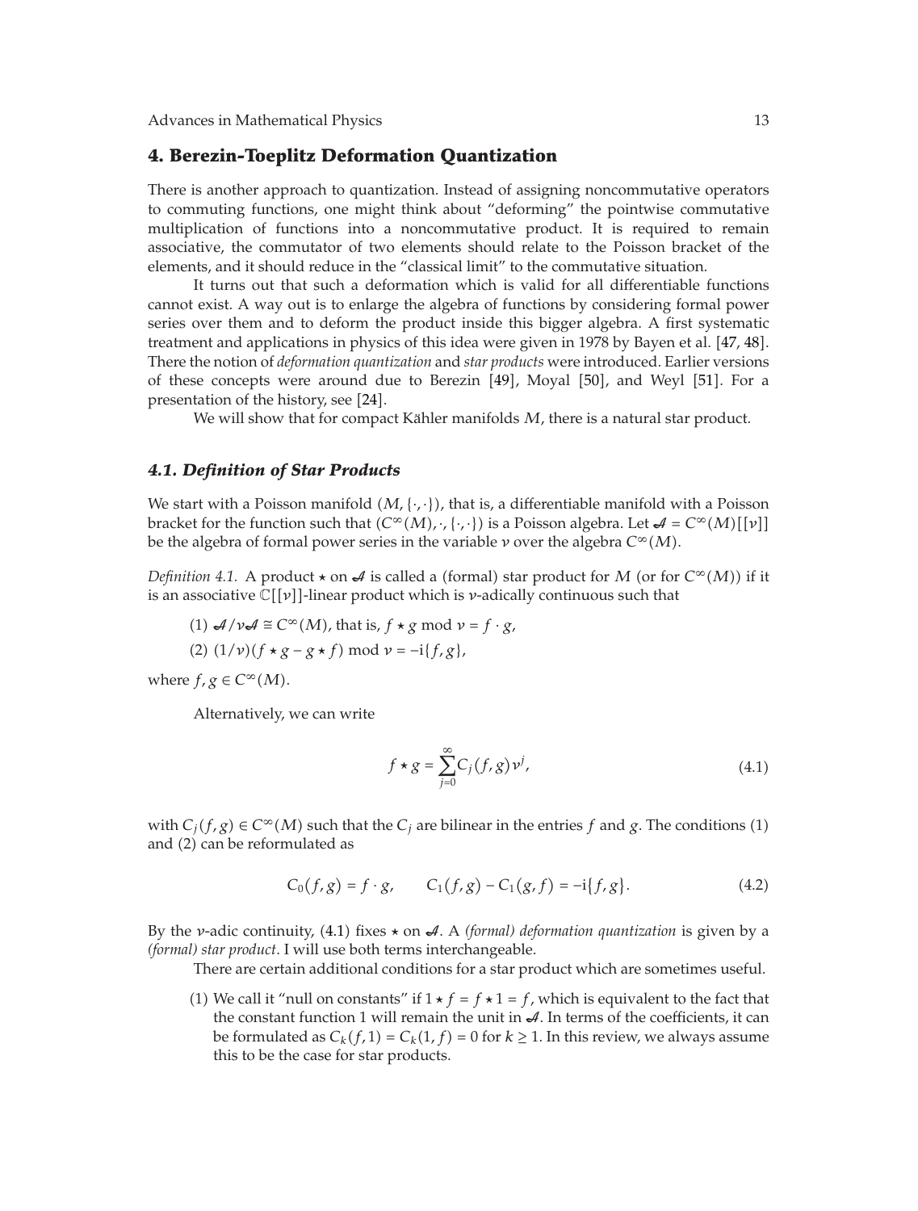## 4. Berezin-Toeplitz Deformation Quantization

There is another approach to quantization. Instead of assigning noncommutative operators to commuting functions, one might think about "deforming" the pointwise commutative multiplication of functions into a noncommutative product. It is required to remain associative, the commutator of two elements should relate to the Poisson bracket of the elements, and it should reduce in the "classical limit" to the commutative situation.

It turns out that such a deformation which is valid for all differentiable functions cannot exist. A way out is to enlarge the algebra of functions by considering formal power series over them and to deform the product inside this bigger algebra. A first systematic treatment and applications in physics of this idea were given in 1978 by Bayen et al. [47, 48]. There the notion of *deformation quantization* and *star products* were introduced. Earlier versions of these concepts were around due to Berezin [49], Moyal [50], and Weyl [51]. For a presentation of the history, see [24].

We will show that for compact Kähler manifolds $M$, there is a natural star product.

### 4.1. Definition of Star Products

We start with a Poisson manifold $(M, \{\cdot,\cdot\})$, that is, a differentiable manifold with a Poisson bracket for the function such that $(C^\infty(M), \cdot, \{\cdot,\cdot\})$ is a Poisson algebra. Let $\mathcal{A} = C^\infty(M)[[\nu]]$ be the algebra of formal power series in the variable $\nu$ over the algebra $C^\infty(M)$.

*Definition 4.1.* A product $\star$ on $\mathcal{A}$ is called a (formal) star product for $M$ (or for $C^\infty(M)$) if it is an associative $\mathbb{C}[[\nu]]$-linear product which is $\nu$-adically continuous such that

(1) $\mathcal{A}/\nu\mathcal{A} \cong C^\infty(M)$, that is, $f \star g \bmod \nu = f \cdot g$,

(2) $(1/\nu)(f \star g - g \star f) \bmod \nu = -\mathrm{i}\{f, g\}$,

where $f, g \in C^\infty(M)$.

Alternatively, we can write

$$f \star g = \sum_{j=0}^{\infty} C_j(f, g)\nu^j, \tag{4.1}$$

with $C_j(f, g) \in C^\infty(M)$ such that the $C_j$ are bilinear in the entries $f$ and $g$. The conditions (1) and (2) can be reformulated as

$$C_0(f, g) = f \cdot g, \qquad C_1(f, g) - C_1(g, f) = -\mathrm{i}\{f, g\}. \tag{4.2}$$

By the $\nu$-adic continuity, (4.1) fixes $\star$ on $\mathcal{A}$. A *(formal) deformation quantization* is given by a *(formal) star product*. I will use both terms interchangeable.

There are certain additional conditions for a star product which are sometimes useful.

(1) We call it "null on constants" if $1 \star f = f \star 1 = f$, which is equivalent to the fact that the constant function 1 will remain the unit in $\mathcal{A}$. In terms of the coefficients, it can be formulated as $C_k(f, 1) = C_k(1, f) = 0$ for $k \geq 1$. In this review, we always assume this to be the case for star products.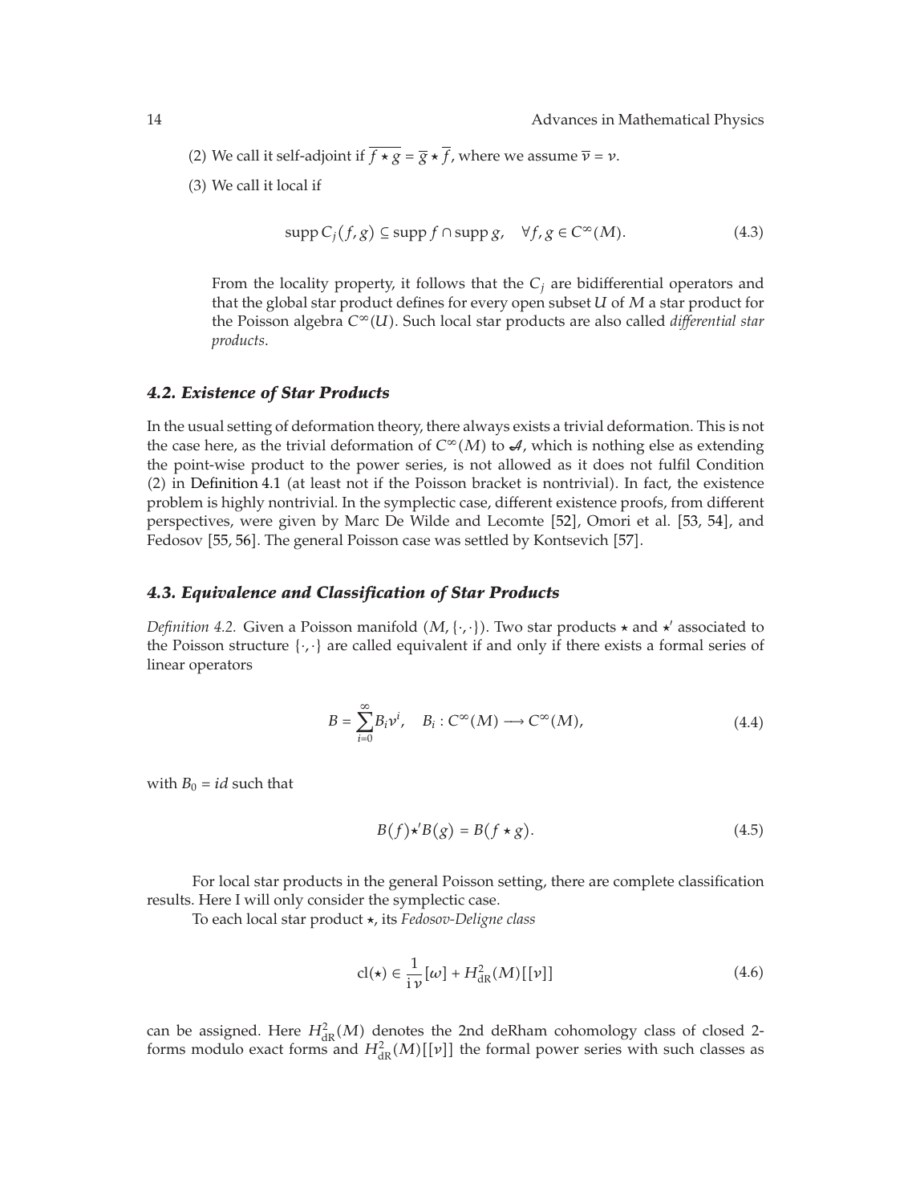(2) We call it self-adjoint if $\overline{f \star g} = \overline{g} \star \overline{f}$, where we assume $\overline{\nu} = \nu$.

(3) We call it local if

$$\operatorname{supp} C_j(f, g) \subseteq \operatorname{supp} f \cap \operatorname{supp} g, \quad \forall f, g \in C^\infty(M). \tag{4.3}$$

From the locality property, it follows that the $C_j$ are bidifferential operators and that the global star product defines for every open subset $U$ of $M$ a star product for the Poisson algebra $C^\infty(U)$. Such local star products are also called *differential star products*.

### *4.2. Existence of Star Products*

In the usual setting of deformation theory, there always exists a trivial deformation. This is not the case here, as the trivial deformation of $C^\infty(M)$ to $\mathcal{A}$, which is nothing else as extending the point-wise product to the power series, is not allowed as it does not fulfil Condition (2) in Definition 4.1 (at least not if the Poisson bracket is nontrivial). In fact, the existence problem is highly nontrivial. In the symplectic case, different existence proofs, from different perspectives, were given by Marc De Wilde and Lecomte [52], Omori et al. [53, 54], and Fedosov [55, 56]. The general Poisson case was settled by Kontsevich [57].

### *4.3. Equivalence and Classification of Star Products*

*Definition 4.2.* Given a Poisson manifold $(M, \{\cdot,\cdot\})$. Two star products $\star$ and $\star'$ associated to the Poisson structure $\{\cdot,\cdot\}$ are called equivalent if and only if there exists a formal series of linear operators

$$B = \sum_{i=0}^{\infty} B_i \nu^i, \quad B_i : C^\infty(M) \longrightarrow C^\infty(M), \tag{4.4}$$

with $B_0 = id$ such that

$$B(f) \star' B(g) = B(f \star g). \tag{4.5}$$

For local star products in the general Poisson setting, there are complete classification results. Here I will only consider the symplectic case.

To each local star product $\star$, its *Fedosov-Deligne class*

$$\operatorname{cl}(\star) \in \frac{1}{\mathrm{i}\,\nu}[\omega] + H^2_{\mathrm{dR}}(M)[[\nu]] \tag{4.6}$$

can be assigned. Here $H^2_{\mathrm{dR}}(M)$ denotes the 2nd deRham cohomology class of closed 2-forms modulo exact forms and $H^2_{\mathrm{dR}}(M)[[\nu]]$ the formal power series with such classes as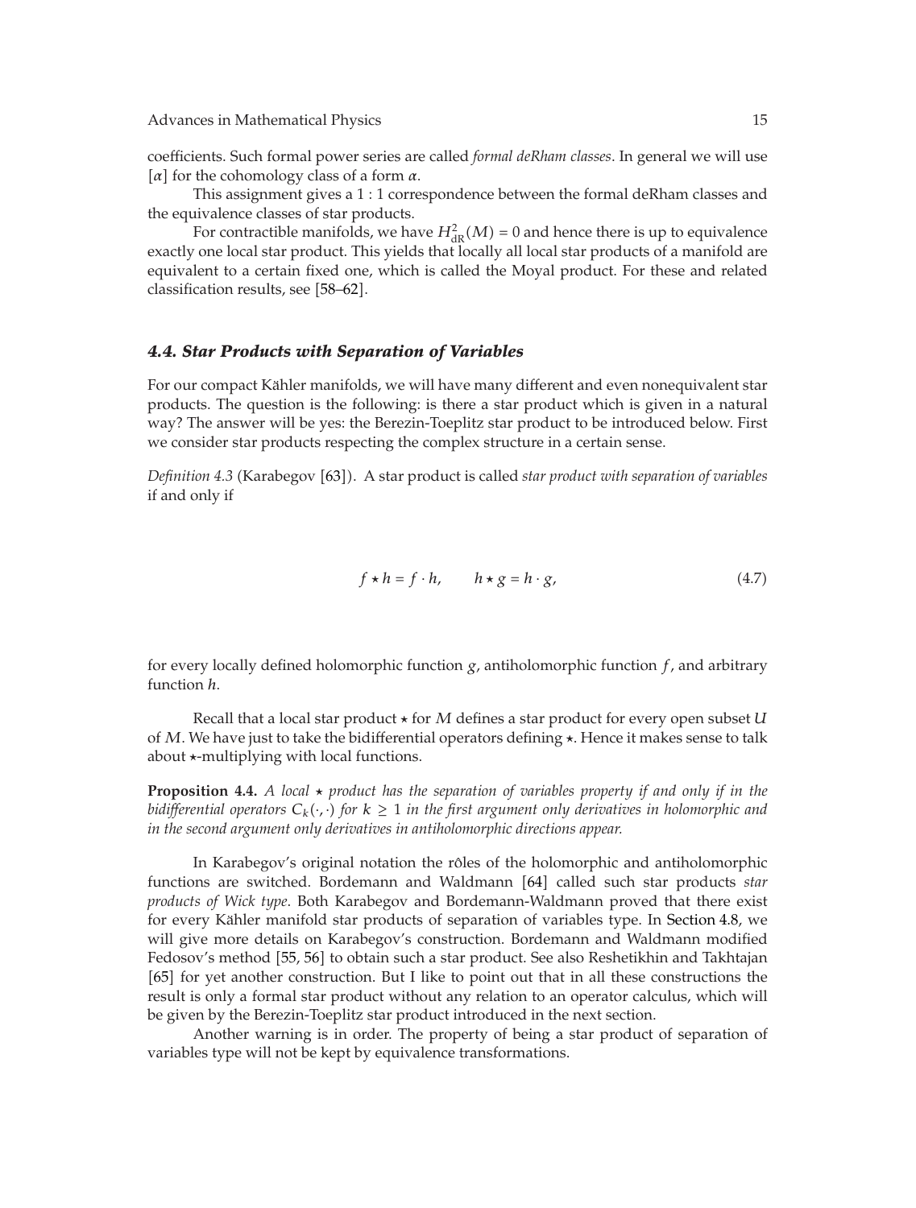coefficients. Such formal power series are called *formal deRham classes*. In general we will use $[\alpha]$ for the cohomology class of a form $\alpha$.

This assignment gives a 1 : 1 correspondence between the formal deRham classes and the equivalence classes of star products.

For contractible manifolds, we have $H^2_{\mathrm{dR}}(M) = 0$ and hence there is up to equivalence exactly one local star product. This yields that locally all local star products of a manifold are equivalent to a certain fixed one, which is called the Moyal product. For these and related classification results, see [58–62].

### 4.4. Star Products with Separation of Variables

For our compact Kähler manifolds, we will have many different and even nonequivalent star products. The question is the following: is there a star product which is given in a natural way? The answer will be yes: the Berezin-Toeplitz star product to be introduced below. First we consider star products respecting the complex structure in a certain sense.

*Definition 4.3* (Karabegov [63]). A star product is called *star product with separation of variables* if and only if

$$f \star h = f \cdot h, \qquad h \star g = h \cdot g, \tag{4.7}$$

for every locally defined holomorphic function $g$, antiholomorphic function $f$, and arbitrary function $h$.

Recall that a local star product $\star$ for $M$ defines a star product for every open subset $U$ of $M$. We have just to take the bidifferential operators defining $\star$. Hence it makes sense to talk about $\star$-multiplying with local functions.

**Proposition 4.4.** *A local $\star$ product has the separation of variables property if and only if in the bidifferential operators $C_k(\cdot, \cdot)$ for $k \geq 1$ in the first argument only derivatives in holomorphic and in the second argument only derivatives in antiholomorphic directions appear.*

In Karabegov's original notation the rôles of the holomorphic and antiholomorphic functions are switched. Bordemann and Waldmann [64] called such star products *star products of Wick type*. Both Karabegov and Bordemann-Waldmann proved that there exist for every Kähler manifold star products of separation of variables type. In Section 4.8, we will give more details on Karabegov's construction. Bordemann and Waldmann modified Fedosov's method [55, 56] to obtain such a star product. See also Reshetikhin and Takhtajan [65] for yet another construction. But I like to point out that in all these constructions the result is only a formal star product without any relation to an operator calculus, which will be given by the Berezin-Toeplitz star product introduced in the next section.

Another warning is in order. The property of being a star product of separation of variables type will not be kept by equivalence transformations.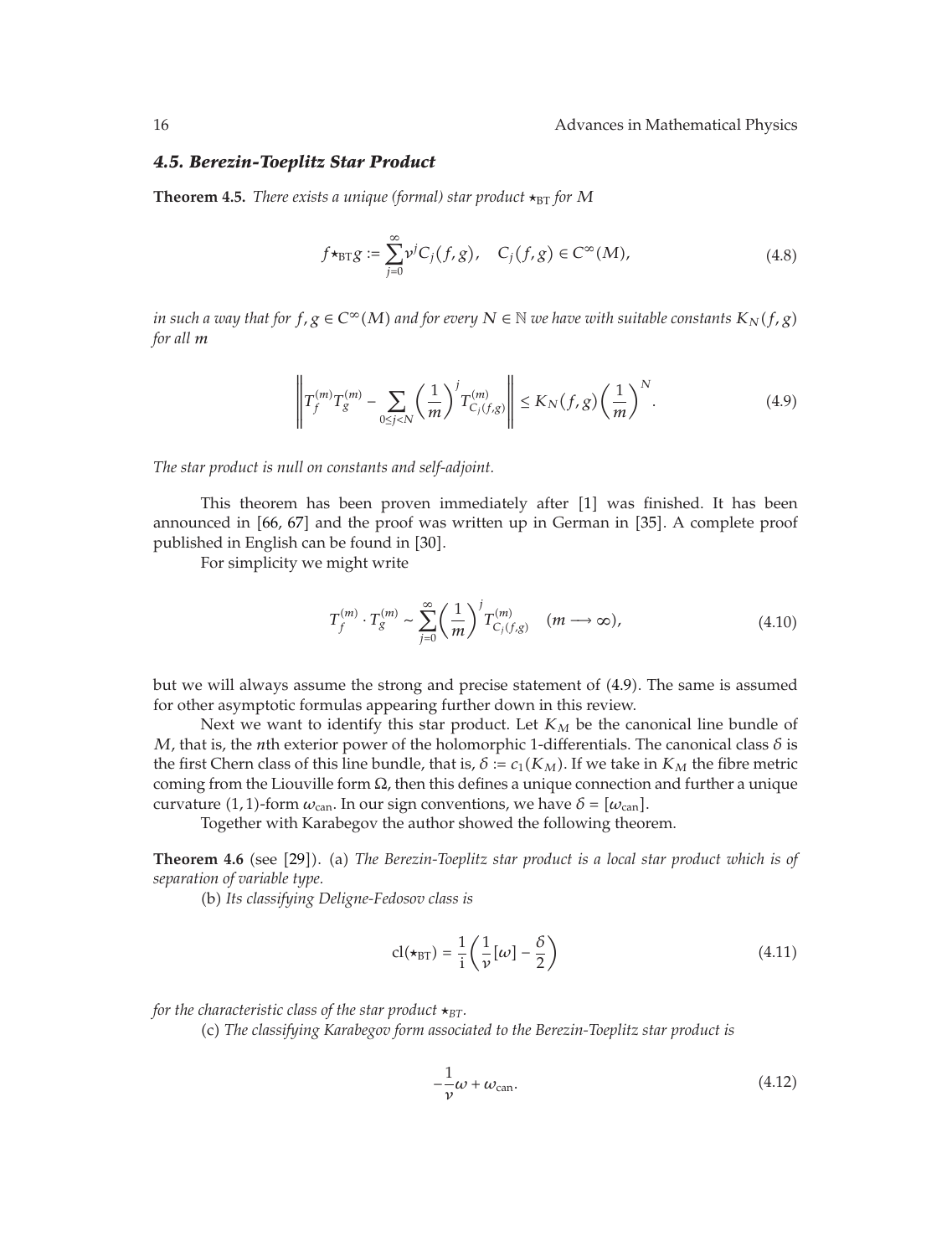### 4.5. Berezin-Toeplitz Star Product

**Theorem 4.5.** *There exists a unique (formal) star product $\star_{\mathrm{BT}}$ for $M$*

$$f \star_{\mathrm{BT}} g := \sum_{j=0}^{\infty} \nu^j C_j(f,g), \quad C_j(f,g) \in C^\infty(M), \tag{4.8}$$

*in such a way that for $f, g \in C^\infty(M)$ and for every $N \in \mathbb{N}$ we have with suitable constants $K_N(f,g)$ for all $m$*

$$\left\| T_f^{(m)} T_g^{(m)} - \sum_{0 \le j < N} \left(\frac{1}{m}\right)^j T_{C_j(f,g)}^{(m)} \right\| \le K_N(f,g) \left(\frac{1}{m}\right)^N. \tag{4.9}$$

*The star product is null on constants and self-adjoint.*

This theorem has been proven immediately after [1] was finished. It has been announced in [66, 67] and the proof was written up in German in [35]. A complete proof published in English can be found in [30].

For simplicity we might write

$$T_f^{(m)} \cdot T_g^{(m)} \sim \sum_{j=0}^{\infty} \left(\frac{1}{m}\right)^j T_{C_j(f,g)}^{(m)} \quad (m \longrightarrow \infty), \tag{4.10}$$

but we will always assume the strong and precise statement of (4.9). The same is assumed for other asymptotic formulas appearing further down in this review.

Next we want to identify this star product. Let $K_M$ be the canonical line bundle of $M$, that is, the $n$th exterior power of the holomorphic 1-differentials. The canonical class $\delta$ is the first Chern class of this line bundle, that is, $\delta := c_1(K_M)$. If we take in $K_M$ the fibre metric coming from the Liouville form $\Omega$, then this defines a unique connection and further a unique curvature $(1,1)$-form $\omega_{\mathrm{can}}$. In our sign conventions, we have $\delta = [\omega_{\mathrm{can}}]$.

Together with Karabegov the author showed the following theorem.

**Theorem 4.6** (see [29]). (a) *The Berezin-Toeplitz star product is a local star product which is of separation of variable type.*

(b) *Its classifying Deligne-Fedosov class is*

$$\mathrm{cl}(\star_{\mathrm{BT}}) = \frac{1}{\mathrm{i}}\left(\frac{1}{\nu}[\omega] - \frac{\delta}{2}\right) \tag{4.11}$$

*for the characteristic class of the star product $\star_{BT}$.*

(c) *The classifying Karabegov form associated to the Berezin-Toeplitz star product is*

$$-\frac{1}{\nu}\omega + \omega_{\mathrm{can}}. \tag{4.12}$$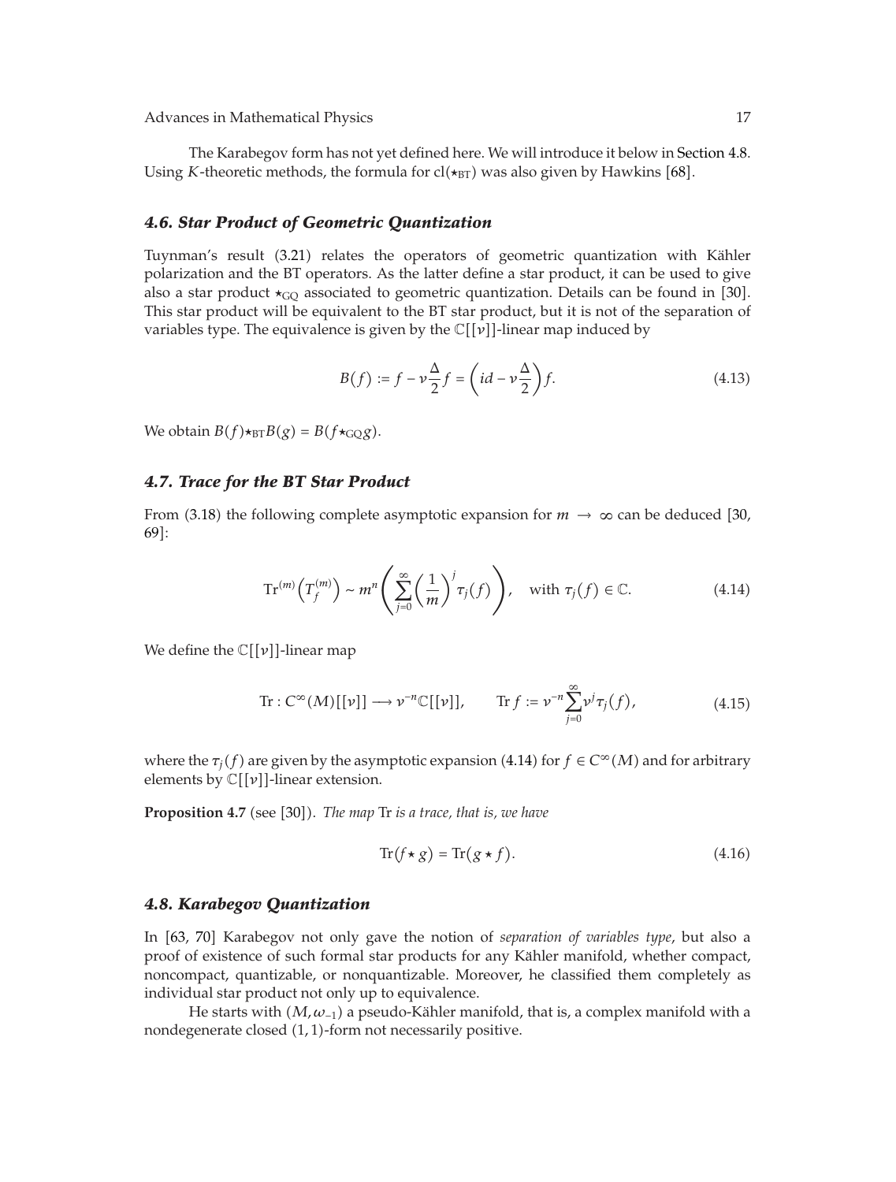The Karabegov form has not yet defined here. We will introduce it below in Section 4.8. Using $K$-theoretic methods, the formula for $\mathrm{cl}(\star_{\mathrm{BT}})$ was also given by Hawkins [68].

### *4.6. Star Product of Geometric Quantization*

Tuynman's result (3.21) relates the operators of geometric quantization with Kähler polarization and the BT operators. As the latter define a star product, it can be used to give also a star product $\star_{\mathrm{GQ}}$ associated to geometric quantization. Details can be found in [30]. This star product will be equivalent to the BT star product, but it is not of the separation of variables type. The equivalence is given by the $\mathbb{C}[[\nu]]$-linear map induced by

$$B(f) := f - \nu \frac{\Delta}{2} f = \left( id - \nu \frac{\Delta}{2} \right) f. \tag{4.13}$$

We obtain $B(f) \star_{\mathrm{BT}} B(g) = B(f \star_{\mathrm{GQ}} g)$.

### *4.7. Trace for the BT Star Product*

From (3.18) the following complete asymptotic expansion for $m \to \infty$ can be deduced [30, 69]:

$$\mathrm{Tr}^{(m)}\left(T_f^{(m)}\right) \sim m^n \left( \sum_{j=0}^{\infty} \left( \frac{1}{m} \right)^j \tau_j(f) \right), \quad \text{with } \tau_j(f) \in \mathbb{C}. \tag{4.14}$$

We define the $\mathbb{C}[[\nu]]$-linear map

$$\mathrm{Tr} : C^{\infty}(M)[[\nu]] \longrightarrow \nu^{-n}\mathbb{C}[[\nu]], \qquad \mathrm{Tr}\, f := \nu^{-n} \sum_{j=0}^{\infty} \nu^j \tau_j(f), \tag{4.15}$$

where the $\tau_j(f)$ are given by the asymptotic expansion (4.14) for $f \in C^{\infty}(M)$ and for arbitrary elements by $\mathbb{C}[[\nu]]$-linear extension.

**Proposition 4.7** (see [30]). *The map* Tr *is a trace, that is, we have*

$$\mathrm{Tr}(f \star g) = \mathrm{Tr}(g \star f). \tag{4.16}$$

### *4.8. Karabegov Quantization*

In [63, 70] Karabegov not only gave the notion of *separation of variables type*, but also a proof of existence of such formal star products for any Kähler manifold, whether compact, noncompact, quantizable, or nonquantizable. Moreover, he classified them completely as individual star product not only up to equivalence.

He starts with $(M, \omega_{-1})$ a pseudo-Kähler manifold, that is, a complex manifold with a nondegenerate closed $(1,1)$-form not necessarily positive.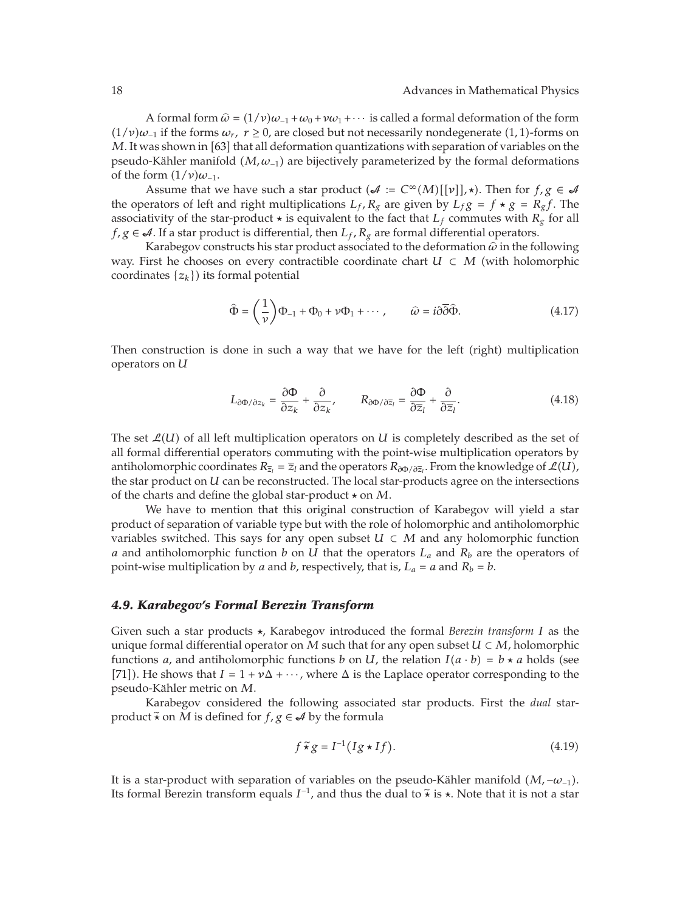A formal form $\widehat{\omega} = (1/\nu)\omega_{-1} + \omega_0 + \nu\omega_1 + \cdots$ is called a formal deformation of the form $(1/\nu)\omega_{-1}$ if the forms $\omega_r$, $r \geq 0$, are closed but not necessarily nondegenerate $(1,1)$-forms on $M$. It was shown in [63] that all deformation quantizations with separation of variables on the pseudo-Kähler manifold $(M, \omega_{-1})$ are bijectively parameterized by the formal deformations of the form $(1/\nu)\omega_{-1}$.

Assume that we have such a star product $(\mathcal{A} := C^\infty(M)[[\nu]], \star)$. Then for $f, g \in \mathcal{A}$ the operators of left and right multiplications $L_f, R_g$ are given by $L_f g = f \star g = R_g f$. The associativity of the star-product $\star$ is equivalent to the fact that $L_f$ commutes with $R_g$ for all $f, g \in \mathcal{A}$. If a star product is differential, then $L_f, R_g$ are formal differential operators.

Karabegov constructs his star product associated to the deformation $\widehat{\omega}$ in the following way. First he chooses on every contractible coordinate chart $U \subset M$ (with holomorphic coordinates $\{z_k\}$) its formal potential

$$\widehat{\Phi} = \left(\frac{1}{\nu}\right)\Phi_{-1} + \Phi_0 + \nu\Phi_1 + \cdots, \qquad \widehat{\omega} = i\partial\overline{\partial}\widehat{\Phi}. \tag{4.17}$$

Then construction is done in such a way that we have for the left (right) multiplication operators on $U$

$$L_{\partial\Phi/\partial z_k} = \frac{\partial\Phi}{\partial z_k} + \frac{\partial}{\partial z_k}, \qquad R_{\partial\Phi/\partial\overline{z}_l} = \frac{\partial\Phi}{\partial\overline{z}_l} + \frac{\partial}{\partial\overline{z}_l}. \tag{4.18}$$

The set $\mathcal{L}(U)$ of all left multiplication operators on $U$ is completely described as the set of all formal differential operators commuting with the point-wise multiplication operators by antiholomorphic coordinates $R_{\overline{z}_l} = \overline{z}_l$ and the operators $R_{\partial\Phi/\partial\overline{z}_l}$. From the knowledge of $\mathcal{L}(U)$, the star product on $U$ can be reconstructed. The local star-products agree on the intersections of the charts and define the global star-product $\star$ on $M$.

We have to mention that this original construction of Karabegov will yield a star product of separation of variable type but with the role of holomorphic and antiholomorphic variables switched. This says for any open subset $U \subset M$ and any holomorphic function $a$ and antiholomorphic function $b$ on $U$ that the operators $L_a$ and $R_b$ are the operators of point-wise multiplication by $a$ and $b$, respectively, that is, $L_a = a$ and $R_b = b$.

### *4.9. Karabegov's Formal Berezin Transform*

Given such a star products $\star$, Karabegov introduced the formal *Berezin transform* $I$ as the unique formal differential operator on $M$ such that for any open subset $U \subset M$, holomorphic functions $a$, and antiholomorphic functions $b$ on $U$, the relation $I(a \cdot b) = b \star a$ holds (see [71]). He shows that $I = 1 + \nu\Delta + \cdots$, where $\Delta$ is the Laplace operator corresponding to the pseudo-Kähler metric on $M$.

Karabegov considered the following associated star products. First the *dual* star-product $\widetilde{\star}$ on $M$ is defined for $f, g \in \mathcal{A}$ by the formula

$$f \,\widetilde{\star}\, g = I^{-1}(Ig \star If). \tag{4.19}$$

It is a star-product with separation of variables on the pseudo-Kähler manifold $(M, -\omega_{-1})$. Its formal Berezin transform equals $I^{-1}$, and thus the dual to $\widetilde{\star}$ is $\star$. Note that it is not a star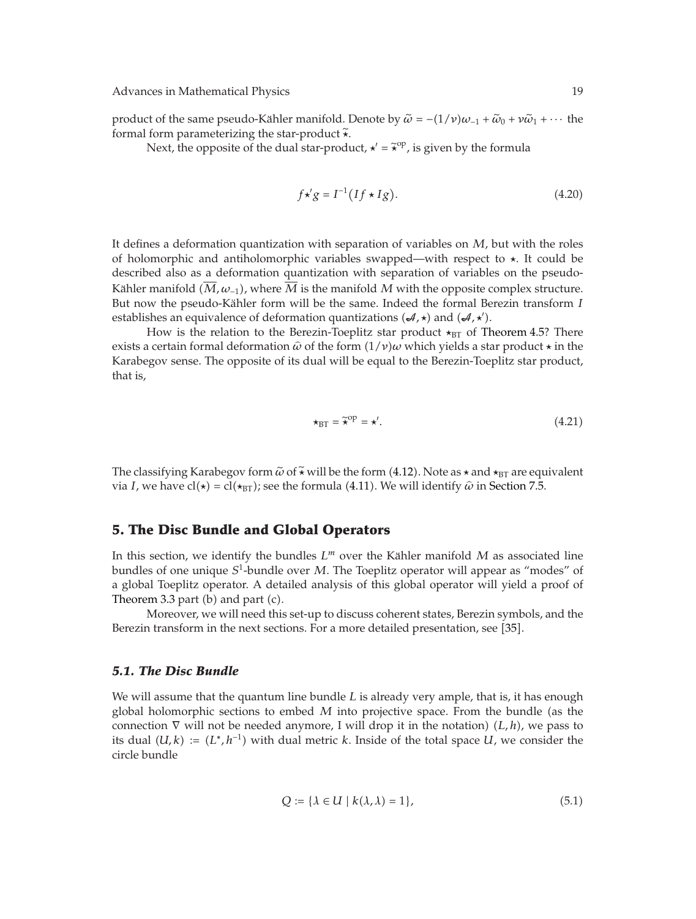product of the same pseudo-Kähler manifold. Denote by $\widetilde{\omega} = -(1/\nu)\omega_{-1} + \widetilde{\omega}_0 + \nu\widetilde{\omega}_1 + \cdots$ the formal form parameterizing the star-product $\widetilde{\star}$.

Next, the opposite of the dual star-product, $\star' = \widetilde{\star}^{\mathrm{op}}$, is given by the formula

$$f \star' g = I^{-1}(If \star Ig). \tag{4.20}$$

It defines a deformation quantization with separation of variables on $M$, but with the roles of holomorphic and antiholomorphic variables swapped—with respect to $\star$. It could be described also as a deformation quantization with separation of variables on the pseudo-Kähler manifold $(\overline{M}, \omega_{-1})$, where $\overline{M}$ is the manifold $M$ with the opposite complex structure. But now the pseudo-Kähler form will be the same. Indeed the formal Berezin transform $I$ establishes an equivalence of deformation quantizations $(\mathcal{A}, \star)$ and $(\mathcal{A}, \star')$.

How is the relation to the Berezin-Toeplitz star product $\star_{\mathrm{BT}}$ of Theorem 4.5? There exists a certain formal deformation $\widehat{\omega}$ of the form $(1/\nu)\omega$ which yields a star product $\star$ in the Karabegov sense. The opposite of its dual will be equal to the Berezin-Toeplitz star product, that is,

$$\star_{\mathrm{BT}} = \widetilde{\star}^{\mathrm{op}} = \star'. \tag{4.21}$$

The classifying Karabegov form $\widetilde{\omega}$ of $\widetilde{\star}$ will be the form (4.12). Note as $\star$ and $\star_{\mathrm{BT}}$ are equivalent via $I$, we have $\mathrm{cl}(\star) = \mathrm{cl}(\star_{\mathrm{BT}})$; see the formula (4.11). We will identify $\widehat{\omega}$ in Section 7.5.

## 5. The Disc Bundle and Global Operators

In this section, we identify the bundles $L^m$ over the Kähler manifold $M$ as associated line bundles of one unique $S^1$-bundle over $M$. The Toeplitz operator will appear as "modes" of a global Toeplitz operator. A detailed analysis of this global operator will yield a proof of Theorem 3.3 part (b) and part (c).

Moreover, we will need this set-up to discuss coherent states, Berezin symbols, and the Berezin transform in the next sections. For a more detailed presentation, see [35].

### *5.1. The Disc Bundle*

We will assume that the quantum line bundle $L$ is already very ample, that is, it has enough global holomorphic sections to embed $M$ into projective space. From the bundle (as the connection $\nabla$ will not be needed anymore, I will drop it in the notation) $(L, h)$, we pass to its dual $(U, k) := (L^*, h^{-1})$ with dual metric $k$. Inside of the total space $U$, we consider the circle bundle

$$Q := \{\lambda \in U \mid k(\lambda, \lambda) = 1\}, \tag{5.1}$$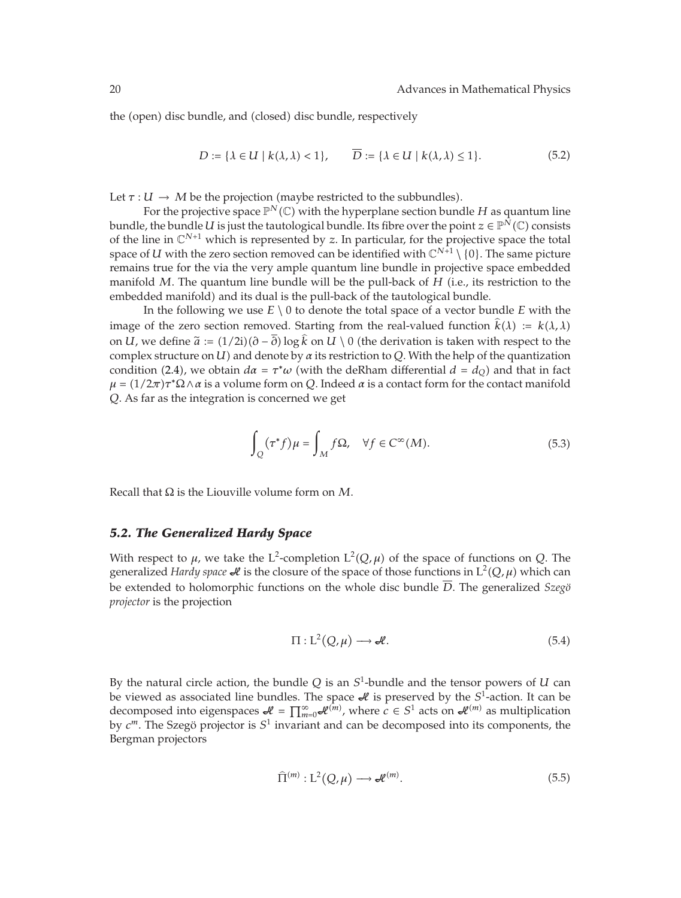the (open) disc bundle, and (closed) disc bundle, respectively

$$D := \{\lambda \in U \mid k(\lambda, \lambda) < 1\}, \qquad \overline{D} := \{\lambda \in U \mid k(\lambda, \lambda) \leq 1\}. \tag{5.2}$$

Let $\tau : U \to M$ be the projection (maybe restricted to the subbundles).

For the projective space $\mathbb{P}^N(\mathbb{C})$ with the hyperplane section bundle $H$ as quantum line bundle, the bundle $U$ is just the tautological bundle. Its fibre over the point $z \in \mathbb{P}^N(\mathbb{C})$ consists of the line in $\mathbb{C}^{N+1}$ which is represented by $z$. In particular, for the projective space the total space of $U$ with the zero section removed can be identified with $\mathbb{C}^{N+1} \setminus \{0\}$. The same picture remains true for the via the very ample quantum line bundle in projective space embedded manifold $M$. The quantum line bundle will be the pull-back of $H$ (i.e., its restriction to the embedded manifold) and its dual is the pull-back of the tautological bundle.

In the following we use $E \setminus 0$ to denote the total space of a vector bundle $E$ with the image of the zero section removed. Starting from the real-valued function $\hat{k}(\lambda) := k(\lambda, \lambda)$ on $U$, we define $\tilde{a} := (1/2\mathrm{i})(\partial - \overline{\partial}) \log \hat{k}$ on $U \setminus 0$ (the derivation is taken with respect to the complex structure on $U$) and denote by $\alpha$ its restriction to $Q$. With the help of the quantization condition (2.4), we obtain $d\alpha = \tau^* \omega$ (with the deRham differential $d = d_Q$) and that in fact $\mu = (1/2\pi)\tau^*\Omega \wedge \alpha$ is a volume form on $Q$. Indeed $\alpha$ is a contact form for the contact manifold $Q$. As far as the integration is concerned we get

$$\int_Q (\tau^* f)\mu = \int_M f\Omega, \quad \forall f \in C^\infty(M). \tag{5.3}$$

Recall that $\Omega$ is the Liouville volume form on $M$.

### *5.2. The Generalized Hardy Space*

With respect to $\mu$, we take the $\mathrm{L}^2$-completion $\mathrm{L}^2(Q, \mu)$ of the space of functions on $Q$. The generalized *Hardy space* $\mathscr{H}$ is the closure of the space of those functions in $\mathrm{L}^2(Q, \mu)$ which can be extended to holomorphic functions on the whole disc bundle $\overline{D}$. The generalized *Szegö projector* is the projection

$$\Pi : \mathrm{L}^2(Q, \mu) \longrightarrow \mathscr{H}. \tag{5.4}$$

By the natural circle action, the bundle $Q$ is an $S^1$-bundle and the tensor powers of $U$ can be viewed as associated line bundles. The space $\mathscr{H}$ is preserved by the $S^1$-action. It can be decomposed into eigenspaces $\mathscr{H} = \prod_{m=0}^{\infty} \mathscr{H}^{(m)}$, where $c \in S^1$ acts on $\mathscr{H}^{(m)}$ as multiplication by $c^m$. The Szegö projector is $S^1$ invariant and can be decomposed into its components, the Bergman projectors

$$\hat{\Pi}^{(m)} : \mathrm{L}^2(Q, \mu) \longrightarrow \mathscr{H}^{(m)}. \tag{5.5}$$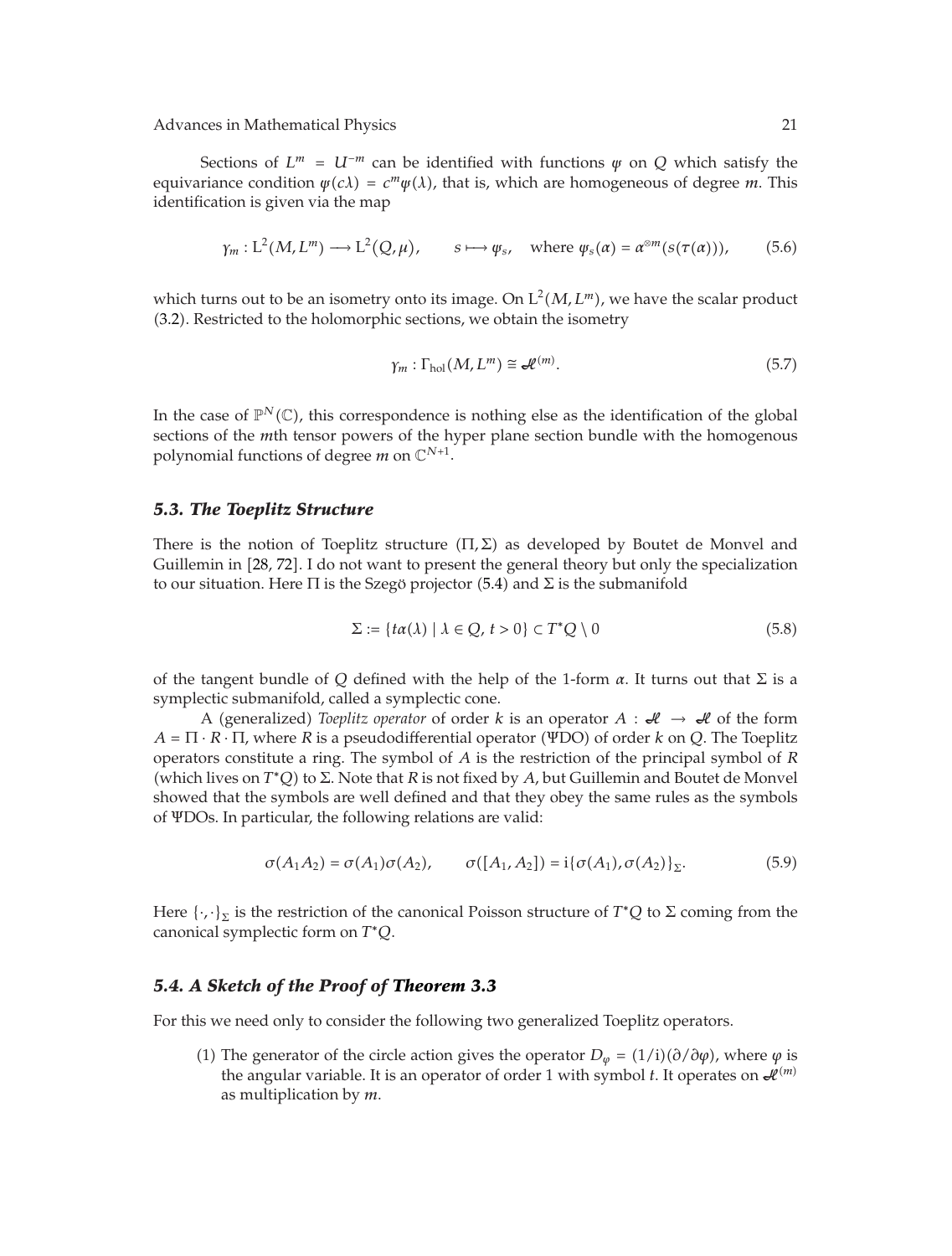Sections of $L^m = U^{-m}$ can be identified with functions $\psi$ on $Q$ which satisfy the equivariance condition $\psi(c\lambda) = c^m \psi(\lambda)$, that is, which are homogeneous of degree $m$. This identification is given via the map

$$\gamma_m : \mathrm{L}^2(M, L^m) \longrightarrow \mathrm{L}^2(Q, \mu), \qquad s \longmapsto \psi_s, \quad \text{where } \psi_s(\alpha) = \alpha^{\otimes m}(s(\tau(\alpha))), \tag{5.6}$$

which turns out to be an isometry onto its image. On $\mathrm{L}^2(M, L^m)$, we have the scalar product (3.2). Restricted to the holomorphic sections, we obtain the isometry

$$\gamma_m : \Gamma_{\mathrm{hol}}(M, L^m) \cong \mathscr{H}^{(m)}. \tag{5.7}$$

In the case of $\mathbb{P}^N(\mathbb{C})$, this correspondence is nothing else as the identification of the global sections of the $m$th tensor powers of the hyper plane section bundle with the homogenous polynomial functions of degree $m$ on $\mathbb{C}^{N+1}$.

### *5.3. The Toeplitz Structure*

There is the notion of Toeplitz structure $(\Pi, \Sigma)$ as developed by Boutet de Monvel and Guillemin in [28, 72]. I do not want to present the general theory but only the specialization to our situation. Here $\Pi$ is the Szegö projector (5.4) and $\Sigma$ is the submanifold

$$\Sigma := \{ t\alpha(\lambda) \mid \lambda \in Q,\, t > 0 \} \subset T^*Q \setminus 0 \tag{5.8}$$

of the tangent bundle of $Q$ defined with the help of the 1-form $\alpha$. It turns out that $\Sigma$ is a symplectic submanifold, called a symplectic cone.

A (generalized) *Toeplitz operator* of order $k$ is an operator $A : \mathscr{H} \to \mathscr{H}$ of the form $A = \Pi \cdot R \cdot \Pi$, where $R$ is a pseudodifferential operator ($\Psi$DO) of order $k$ on $Q$. The Toeplitz operators constitute a ring. The symbol of $A$ is the restriction of the principal symbol of $R$ (which lives on $T^*Q$) to $\Sigma$. Note that $R$ is not fixed by $A$, but Guillemin and Boutet de Monvel showed that the symbols are well defined and that they obey the same rules as the symbols of $\Psi$DOs. In particular, the following relations are valid:

$$\sigma(A_1 A_2) = \sigma(A_1)\sigma(A_2), \qquad \sigma([A_1, A_2]) = \mathrm{i}\{\sigma(A_1), \sigma(A_2)\}_{\Sigma}. \tag{5.9}$$

Here $\{\cdot, \cdot\}_{\Sigma}$ is the restriction of the canonical Poisson structure of $T^*Q$ to $\Sigma$ coming from the canonical symplectic form on $T^*Q$.

### *5.4. A Sketch of the Proof of Theorem 3.3*

For this we need only to consider the following two generalized Toeplitz operators.

(1) The generator of the circle action gives the operator $D_\varphi = (1/\mathrm{i})(\partial/\partial\varphi)$, where $\varphi$ is the angular variable. It is an operator of order 1 with symbol $t$. It operates on $\mathscr{H}^{(m)}$ as multiplication by $m$.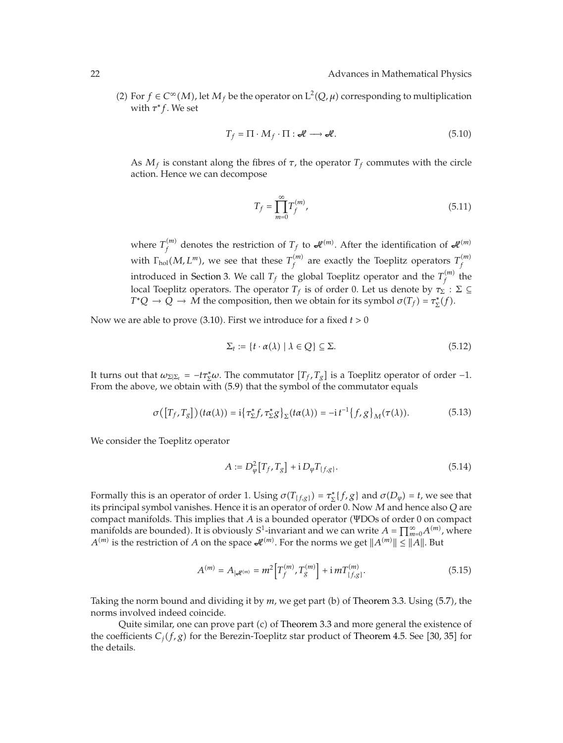(2) For $f \in C^\infty(M)$, let $M_f$ be the operator on $L^2(Q, \mu)$ corresponding to multiplication with $\tau^* f$. We set

$$T_f = \Pi \cdot M_f \cdot \Pi : \mathscr{H} \longrightarrow \mathscr{H}. \tag{5.10}$$

As $M_f$ is constant along the fibres of $\tau$, the operator $T_f$ commutes with the circle action. Hence we can decompose

$$T_f = \prod_{m=0}^{\infty} T_f^{(m)}, \tag{5.11}$$

where $T_f^{(m)}$ denotes the restriction of $T_f$ to $\mathscr{H}^{(m)}$. After the identification of $\mathscr{H}^{(m)}$ with $\Gamma_{\text{hol}}(M, L^m)$, we see that these $T_f^{(m)}$ are exactly the Toeplitz operators $T_f^{(m)}$ introduced in Section 3. We call $T_f$ the global Toeplitz operator and the $T_f^{(m)}$ the local Toeplitz operators. The operator $T_f$ is of order 0. Let us denote by $\tau_\Sigma : \Sigma \subseteq T^*Q \to Q \to M$ the composition, then we obtain for its symbol $\sigma(T_f) = \tau_\Sigma^*(f)$.

Now we are able to prove (3.10). First we introduce for a fixed $t > 0$

$$\Sigma_t := \{t \cdot \alpha(\lambda) \mid \lambda \in Q\} \subseteq \Sigma. \tag{5.12}$$

It turns out that $\omega_{\Sigma|\Sigma_t} = -t\tau_\Sigma^* \omega$. The commutator $[T_f, T_g]$ is a Toeplitz operator of order $-1$. From the above, we obtain with (5.9) that the symbol of the commutator equals

$$\sigma\left([T_f, T_g]\right)(t\alpha(\lambda)) = \mathrm{i}\left\{\tau_\Sigma^* f, \tau_\Sigma^* g\right\}_\Sigma (t\alpha(\lambda)) = -\mathrm{i}\, t^{-1}\{f, g\}_M(\tau(\lambda)). \tag{5.13}$$

We consider the Toeplitz operator

$$A := D_\varphi^2 [T_f, T_g] + \mathrm{i}\, D_\varphi T_{\{f,g\}}. \tag{5.14}$$

Formally this is an operator of order 1. Using $\sigma(T_{\{f,g\}}) = \tau_\Sigma^*\{f, g\}$ and $\sigma(D_\varphi) = t$, we see that its principal symbol vanishes. Hence it is an operator of order 0. Now $M$ and hence also $Q$ are compact manifolds. This implies that $A$ is a bounded operator (ΨDOs of order 0 on compact manifolds are bounded). It is obviously $S^1$-invariant and we can write $A = \prod_{m=0}^\infty A^{(m)}$, where $A^{(m)}$ is the restriction of $A$ on the space $\mathscr{H}^{(m)}$. For the norms we get $\|A^{(m)}\| \le \|A\|$. But

$$A^{(m)} = A_{|\mathscr{H}^{(m)}} = m^2 \left[T_f^{(m)}, T_g^{(m)}\right] + \mathrm{i}\, m T_{\{f,g\}}^{(m)}. \tag{5.15}$$

Taking the norm bound and dividing it by $m$, we get part (b) of Theorem 3.3. Using (5.7), the norms involved indeed coincide.

Quite similar, one can prove part (c) of Theorem 3.3 and more general the existence of the coefficients $C_j(f, g)$ for the Berezin-Toeplitz star product of Theorem 4.5. See [30, 35] for the details.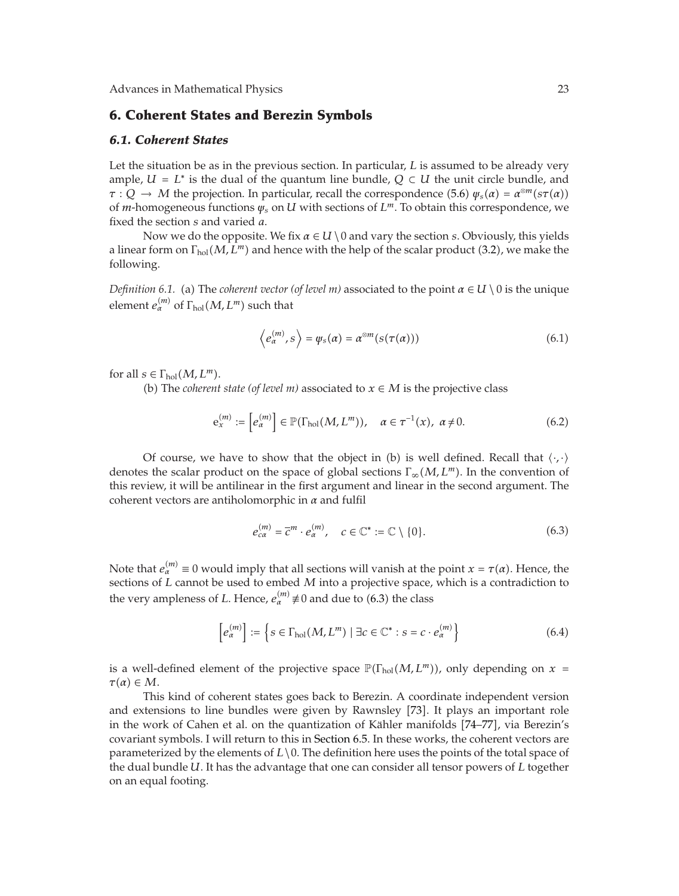## 6. Coherent States and Berezin Symbols

### 6.1. Coherent States

Let the situation be as in the previous section. In particular, $L$ is assumed to be already very ample, $U = L^*$ is the dual of the quantum line bundle, $Q \subset U$ the unit circle bundle, and $\tau : Q \to M$ the projection. In particular, recall the correspondence (5.6) $\psi_s(\alpha) = \alpha^{\otimes m}(s\tau(\alpha))$ of $m$-homogeneous functions $\psi_s$ on $U$ with sections of $L^m$. To obtain this correspondence, we fixed the section $s$ and varied $a$.

Now we do the opposite. We fix $\alpha \in U \setminus 0$ and vary the section $s$. Obviously, this yields a linear form on $\Gamma_{\text{hol}}(M, L^m)$ and hence with the help of the scalar product (3.2), we make the following.

*Definition 6.1.* (a) The *coherent vector (of level m)* associated to the point $\alpha \in U \setminus 0$ is the unique element $e_\alpha^{(m)}$ of $\Gamma_{\text{hol}}(M, L^m)$ such that

$$\left\langle e_\alpha^{(m)}, s \right\rangle = \psi_s(\alpha) = \alpha^{\otimes m}(s(\tau(\alpha))) \tag{6.1}$$

for all $s \in \Gamma_{\text{hol}}(M, L^m)$.

(b) The *coherent state (of level m)* associated to $x \in M$ is the projective class

$$\mathrm{e}_x^{(m)} := \left[ e_\alpha^{(m)} \right] \in \mathbb{P}(\Gamma_{\text{hol}}(M, L^m)), \quad \alpha \in \tau^{-1}(x), \ \alpha \neq 0. \tag{6.2}$$

Of course, we have to show that the object in (b) is well defined. Recall that $\langle \cdot, \cdot \rangle$ denotes the scalar product on the space of global sections $\Gamma_\infty(M, L^m)$. In the convention of this review, it will be antilinear in the first argument and linear in the second argument. The coherent vectors are antiholomorphic in $\alpha$ and fulfil

$$e_{c\alpha}^{(m)} = \overline{c}^m \cdot e_\alpha^{(m)}, \quad c \in \mathbb{C}^* := \mathbb{C} \setminus \{0\}. \tag{6.3}$$

Note that $e_\alpha^{(m)} \equiv 0$ would imply that all sections will vanish at the point $x = \tau(\alpha)$. Hence, the sections of $L$ cannot be used to embed $M$ into a projective space, which is a contradiction to the very ampleness of $L$. Hence, $e_\alpha^{(m)} \not\equiv 0$ and due to (6.3) the class

$$\left[ e_\alpha^{(m)} \right] := \left\{ s \in \Gamma_{\text{hol}}(M, L^m) \mid \exists c \in \mathbb{C}^* : s = c \cdot e_\alpha^{(m)} \right\} \tag{6.4}$$

is a well-defined element of the projective space $\mathbb{P}(\Gamma_{\text{hol}}(M, L^m))$, only depending on $x = \tau(\alpha) \in M$.

This kind of coherent states goes back to Berezin. A coordinate independent version and extensions to line bundles were given by Rawnsley [73]. It plays an important role in the work of Cahen et al. on the quantization of Kähler manifolds [74–77], via Berezin's covariant symbols. I will return to this in Section 6.5. In these works, the coherent vectors are parameterized by the elements of $L \setminus 0$. The definition here uses the points of the total space of the dual bundle $U$. It has the advantage that one can consider all tensor powers of $L$ together on an equal footing.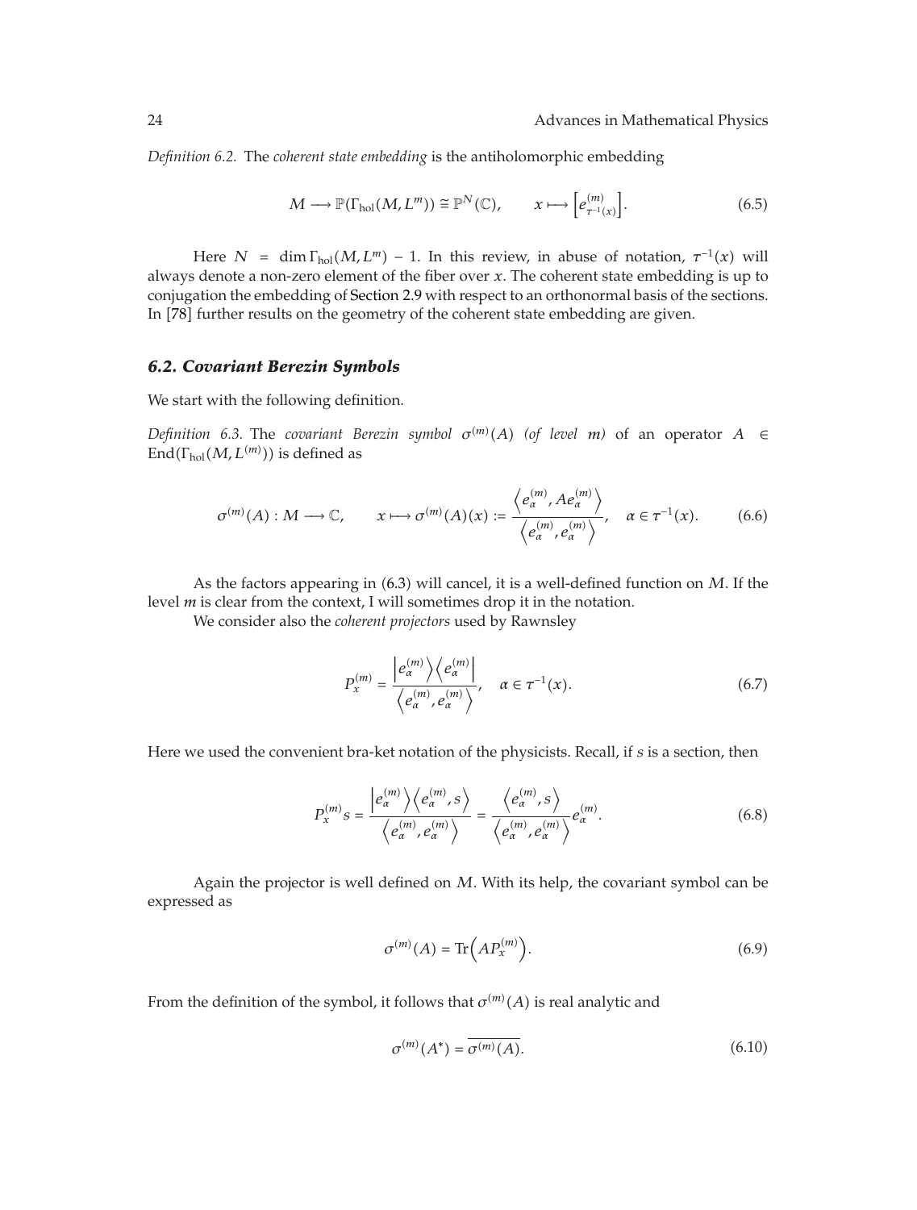*Definition 6.2.* The *coherent state embedding* is the antiholomorphic embedding

$$M \longrightarrow \mathbb{P}(\Gamma_{\text{hol}}(M, L^m)) \cong \mathbb{P}^N(\mathbb{C}), \qquad x \longmapsto \left[e^{(m)}_{\tau^{-1}(x)}\right]. \tag{6.5}$$

Here $N = \dim \Gamma_{\text{hol}}(M, L^m) - 1$. In this review, in abuse of notation, $\tau^{-1}(x)$ will always denote a non-zero element of the fiber over $x$. The coherent state embedding is up to conjugation the embedding of Section 2.9 with respect to an orthonormal basis of the sections. In [78] further results on the geometry of the coherent state embedding are given.

### *6.2. Covariant Berezin Symbols*

We start with the following definition.

*Definition 6.3.* The *covariant Berezin symbol* $\sigma^{(m)}(A)$ *(of level* $m$*)* of an operator $A \in \operatorname{End}(\Gamma_{\text{hol}}(M, L^{(m)}))$ is defined as

$$\sigma^{(m)}(A) : M \longrightarrow \mathbb{C}, \qquad x \longmapsto \sigma^{(m)}(A)(x) := \frac{\left\langle e^{(m)}_\alpha, A e^{(m)}_\alpha \right\rangle}{\left\langle e^{(m)}_\alpha, e^{(m)}_\alpha \right\rangle}, \quad \alpha \in \tau^{-1}(x). \tag{6.6}$$

As the factors appearing in (6.3) will cancel, it is a well-defined function on $M$. If the level $m$ is clear from the context, I will sometimes drop it in the notation.

We consider also the *coherent projectors* used by Rawnsley

$$P^{(m)}_x = \frac{\left| e^{(m)}_\alpha \right\rangle \left\langle e^{(m)}_\alpha \right|}{\left\langle e^{(m)}_\alpha, e^{(m)}_\alpha \right\rangle}, \quad \alpha \in \tau^{-1}(x). \tag{6.7}$$

Here we used the convenient bra-ket notation of the physicists. Recall, if $s$ is a section, then

$$P^{(m)}_x s = \frac{\left| e^{(m)}_\alpha \right\rangle \left\langle e^{(m)}_\alpha, s \right\rangle}{\left\langle e^{(m)}_\alpha, e^{(m)}_\alpha \right\rangle} = \frac{\left\langle e^{(m)}_\alpha, s \right\rangle}{\left\langle e^{(m)}_\alpha, e^{(m)}_\alpha \right\rangle} e^{(m)}_\alpha. \tag{6.8}$$

Again the projector is well defined on $M$. With its help, the covariant symbol can be expressed as

$$\sigma^{(m)}(A) = \operatorname{Tr}\left(A P^{(m)}_x\right). \tag{6.9}$$

From the definition of the symbol, it follows that $\sigma^{(m)}(A)$ is real analytic and

$$\sigma^{(m)}(A^*) = \overline{\sigma^{(m)}(A)}. \tag{6.10}$$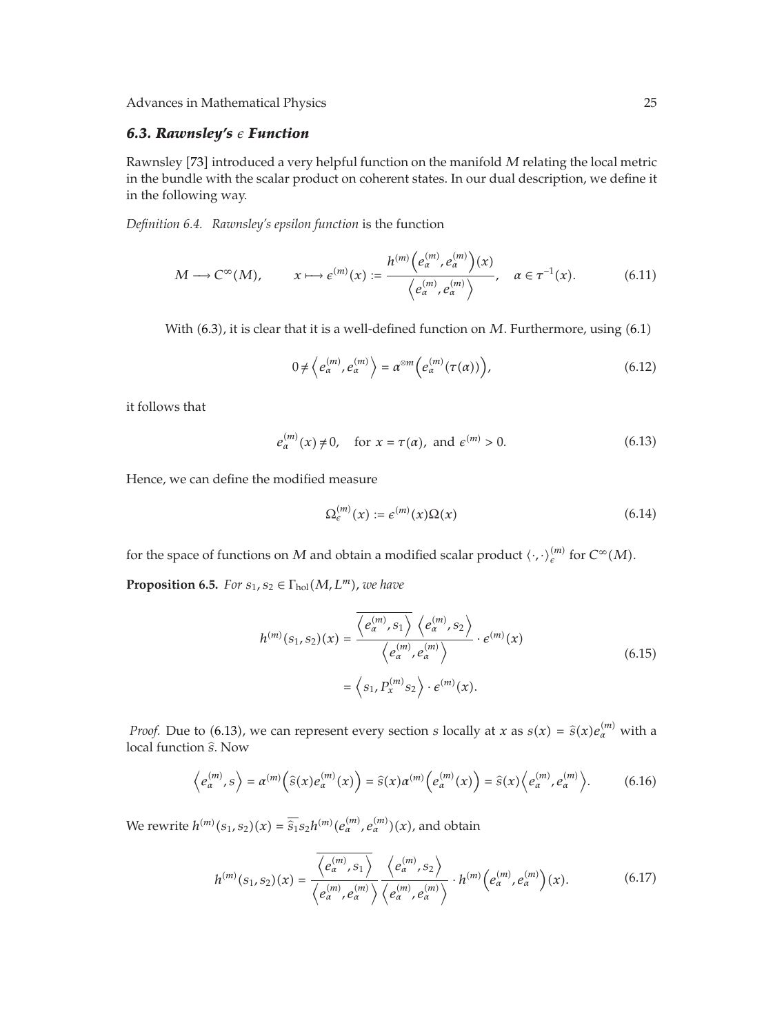### *6.3. Rawnsley's $\epsilon$ Function*

Rawnsley [73] introduced a very helpful function on the manifold $M$ relating the local metric in the bundle with the scalar product on coherent states. In our dual description, we define it in the following way.

*Definition 6.4. Rawnsley's epsilon function* is the function

$$M \longrightarrow C^{\infty}(M), \qquad x \longmapsto \epsilon^{(m)}(x) := \frac{h^{(m)}\left(e_{\alpha}^{(m)}, e_{\alpha}^{(m)}\right)(x)}{\left\langle e_{\alpha}^{(m)}, e_{\alpha}^{(m)} \right\rangle}, \quad \alpha \in \tau^{-1}(x). \tag{6.11}$$

With (6.3), it is clear that it is a well-defined function on $M$. Furthermore, using (6.1)

$$0 \neq \left\langle e_{\alpha}^{(m)}, e_{\alpha}^{(m)} \right\rangle = \alpha^{\otimes m}\left(e_{\alpha}^{(m)}(\tau(\alpha))\right), \tag{6.12}$$

it follows that

$$e_{\alpha}^{(m)}(x) \neq 0, \quad \text{for } x = \tau(\alpha), \text{ and } \epsilon^{(m)} > 0. \tag{6.13}$$

Hence, we can define the modified measure

$$\Omega_{\epsilon}^{(m)}(x) := \epsilon^{(m)}(x)\Omega(x) \tag{6.14}$$

for the space of functions on $M$ and obtain a modified scalar product $\langle \cdot, \cdot \rangle_{\epsilon}^{(m)}$ for $C^{\infty}(M)$.

**Proposition 6.5.** *For $s_1, s_2 \in \Gamma_{\text{hol}}(M, L^m)$, we have*

$$\begin{aligned} h^{(m)}(s_1, s_2)(x) &= \frac{\overline{\left\langle e_{\alpha}^{(m)}, s_1 \right\rangle} \left\langle e_{\alpha}^{(m)}, s_2 \right\rangle}{\left\langle e_{\alpha}^{(m)}, e_{\alpha}^{(m)} \right\rangle} \cdot \epsilon^{(m)}(x) \\ &= \left\langle s_1, P_x^{(m)} s_2 \right\rangle \cdot \epsilon^{(m)}(x). \end{aligned} \tag{6.15}$$

*Proof.* Due to (6.13), we can represent every section $s$ locally at $x$ as $s(x) = \widehat{s}(x) e_{\alpha}^{(m)}$ with a local function $\widehat{s}$. Now

$$\left\langle e_{\alpha}^{(m)}, s \right\rangle = \alpha^{(m)}\left(\widehat{s}(x) e_{\alpha}^{(m)}(x)\right) = \widehat{s}(x) \alpha^{(m)}\left(e_{\alpha}^{(m)}(x)\right) = \widehat{s}(x) \left\langle e_{\alpha}^{(m)}, e_{\alpha}^{(m)} \right\rangle. \tag{6.16}$$

We rewrite $h^{(m)}(s_1, s_2)(x) = \overline{\widehat{s}_1} s_2 h^{(m)}(e_{\alpha}^{(m)}, e_{\alpha}^{(m)})(x)$, and obtain

$$h^{(m)}(s_1, s_2)(x) = \frac{\overline{\left\langle e_{\alpha}^{(m)}, s_1 \right\rangle}}{\left\langle e_{\alpha}^{(m)}, e_{\alpha}^{(m)} \right\rangle} \frac{\left\langle e_{\alpha}^{(m)}, s_2 \right\rangle}{\left\langle e_{\alpha}^{(m)}, e_{\alpha}^{(m)} \right\rangle} \cdot h^{(m)}\left(e_{\alpha}^{(m)}, e_{\alpha}^{(m)}\right)(x). \tag{6.17}$$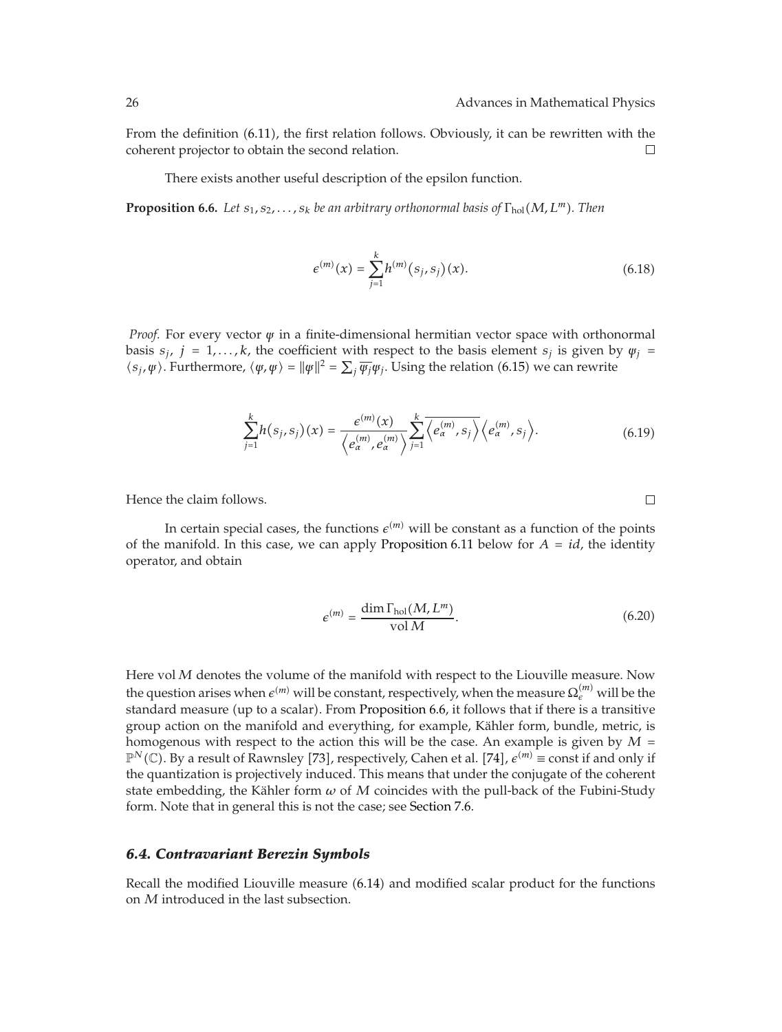From the definition (6.11), the first relation follows. Obviously, it can be rewritten with the coherent projector to obtain the second relation. □

There exists another useful description of the epsilon function.

**Proposition 6.6.** *Let $s_1, s_2, \ldots, s_k$ be an arbitrary orthonormal basis of $\Gamma_{\text{hol}}(M, L^m)$. Then*

$$\epsilon^{(m)}(x) = \sum_{j=1}^{k} h^{(m)}\left(s_j, s_j\right)(x). \tag{6.18}$$

*Proof.* For every vector $\psi$ in a finite-dimensional hermitian vector space with orthonormal basis $s_j$, $j = 1, \ldots, k$, the coefficient with respect to the basis element $s_j$ is given by $\psi_j = \langle s_j, \psi \rangle$. Furthermore, $\langle \psi, \psi \rangle = \|\psi\|^2 = \sum_j \overline{\psi_j}\psi_j$. Using the relation (6.15) we can rewrite

$$\sum_{j=1}^{k} h\left(s_j, s_j\right)(x) = \frac{\epsilon^{(m)}(x)}{\left\langle e_\alpha^{(m)}, e_\alpha^{(m)} \right\rangle} \sum_{j=1}^{k} \overline{\left\langle e_\alpha^{(m)}, s_j \right\rangle} \left\langle e_\alpha^{(m)}, s_j \right\rangle. \tag{6.19}$$

Hence the claim follows. □

In certain special cases, the functions $\epsilon^{(m)}$ will be constant as a function of the points of the manifold. In this case, we can apply Proposition 6.11 below for $A = id$, the identity operator, and obtain

$$\epsilon^{(m)} = \frac{\dim \Gamma_{\text{hol}}(M, L^m)}{\operatorname{vol} M}. \tag{6.20}$$

Here $\operatorname{vol} M$ denotes the volume of the manifold with respect to the Liouville measure. Now the question arises when $\epsilon^{(m)}$ will be constant, respectively, when the measure $\Omega_\epsilon^{(m)}$ will be the standard measure (up to a scalar). From Proposition 6.6, it follows that if there is a transitive group action on the manifold and everything, for example, Kähler form, bundle, metric, is homogenous with respect to the action this will be the case. An example is given by $M = \mathbb{P}^N(\mathbb{C})$. By a result of Rawnsley [73], respectively, Cahen et al. [74], $\epsilon^{(m)} \equiv \text{const}$ if and only if the quantization is projectively induced. This means that under the conjugate of the coherent state embedding, the Kähler form $\omega$ of $M$ coincides with the pull-back of the Fubini-Study form. Note that in general this is not the case; see Section 7.6.

### *6.4. Contravariant Berezin Symbols*

Recall the modified Liouville measure (6.14) and modified scalar product for the functions on $M$ introduced in the last subsection.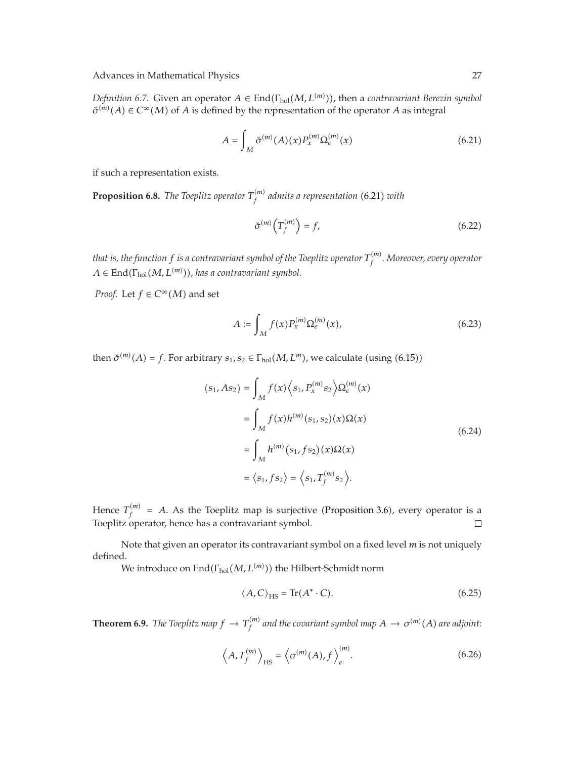*Definition 6.7.* Given an operator $A \in \mathrm{End}(\Gamma_{\mathrm{hol}}(M, L^{(m)}))$, then a *contravariant Berezin symbol* $\check{\sigma}^{(m)}(A) \in C^\infty(M)$ of $A$ is defined by the representation of the operator $A$ as integral

$$A = \int_M \check{\sigma}^{(m)}(A)(x) P_x^{(m)} \Omega_\epsilon^{(m)}(x) \tag{6.21}$$

if such a representation exists.

**Proposition 6.8.** *The Toeplitz operator $T_f^{(m)}$ admits a representation* (6.21) *with*

$$\check{\sigma}^{(m)}\left(T_f^{(m)}\right) = f, \tag{6.22}$$

*that is, the function $f$ is a contravariant symbol of the Toeplitz operator $T_f^{(m)}$. Moreover, every operator $A \in \mathrm{End}(\Gamma_{\mathrm{hol}}(M, L^{(m)}))$, has a contravariant symbol.*

*Proof.* Let $f \in C^\infty(M)$ and set

$$A := \int_M f(x) P_x^{(m)} \Omega_\epsilon^{(m)}(x), \tag{6.23}$$

then $\check{\sigma}^{(m)}(A) = f$. For arbitrary $s_1, s_2 \in \Gamma_{\mathrm{hol}}(M, L^m)$, we calculate (using (6.15))

$$\begin{aligned}
\langle s_1, As_2 \rangle &= \int_M f(x) \left\langle s_1, P_x^{(m)} s_2 \right\rangle \Omega_\epsilon^{(m)}(x) \\
&= \int_M f(x) h^{(m)}(s_1, s_2)(x) \Omega(x) \\
&= \int_M h^{(m)}(s_1, f s_2)(x) \Omega(x) \\
&= \langle s_1, f s_2 \rangle = \left\langle s_1, T_f^{(m)} s_2 \right\rangle.
\end{aligned} \tag{6.24}$$

Hence $T_f^{(m)} = A$. As the Toeplitz map is surjective (Proposition 3.6), every operator is a Toeplitz operator, hence has a contravariant symbol. ∎

Note that given an operator its contravariant symbol on a fixed level $m$ is not uniquely defined.

We introduce on $\mathrm{End}(\Gamma_{\mathrm{hol}}(M, L^{(m)}))$ the Hilbert-Schmidt norm

$$\langle A, C \rangle_{\mathrm{HS}} = \mathrm{Tr}(A^* \cdot C). \tag{6.25}$$

**Theorem 6.9.** *The Toeplitz map $f \to T_f^{(m)}$ and the covariant symbol map $A \to \sigma^{(m)}(A)$ are adjoint:*

$$\left\langle A, T_f^{(m)} \right\rangle_{\mathrm{HS}} = \left\langle \sigma^{(m)}(A), f \right\rangle_\epsilon^{(m)}. \tag{6.26}$$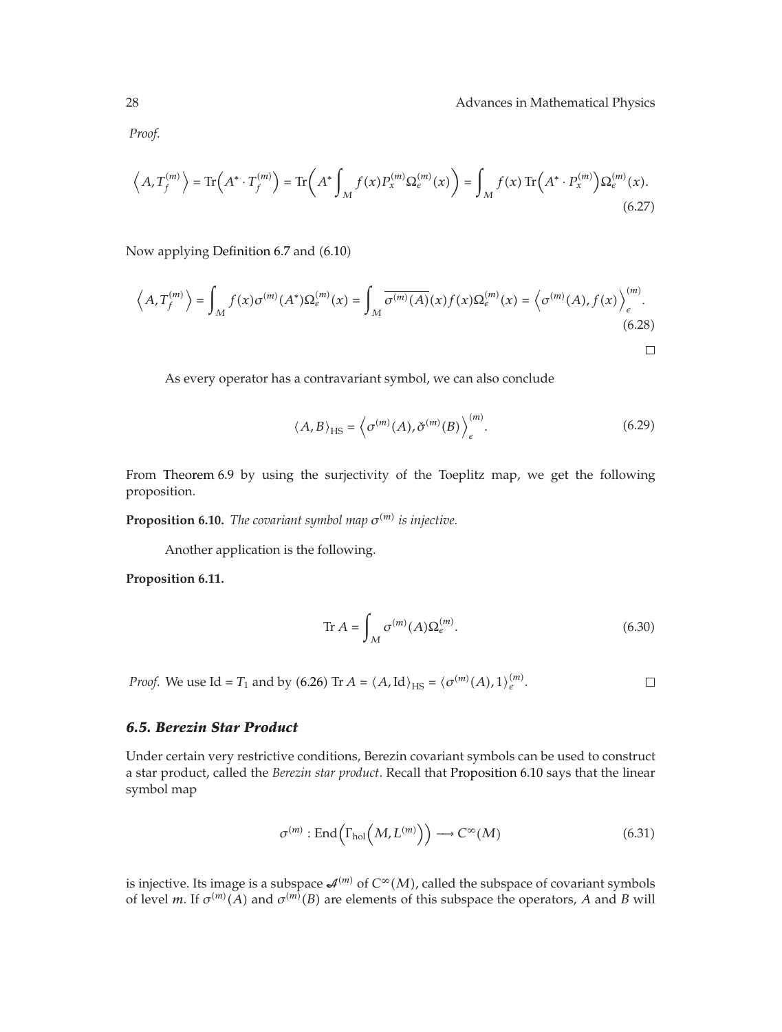*Proof.*

$$\left\langle A, T_f^{(m)} \right\rangle = \mathrm{Tr}\left(A^* \cdot T_f^{(m)}\right) = \mathrm{Tr}\left(A^* \int_M f(x) P_x^{(m)} \Omega_\epsilon^{(m)}(x)\right) = \int_M f(x)\,\mathrm{Tr}\left(A^* \cdot P_x^{(m)}\right)\Omega_\epsilon^{(m)}(x). \tag{6.27}$$

Now applying Definition 6.7 and (6.10)

$$\left\langle A, T_f^{(m)} \right\rangle = \int_M f(x)\sigma^{(m)}(A^*)\Omega_\epsilon^{(m)}(x) = \int_M \overline{\sigma^{(m)}(A)}(x) f(x)\Omega_\epsilon^{(m)}(x) = \left\langle \sigma^{(m)}(A), f(x) \right\rangle_\epsilon^{(m)}. \tag{6.28}$$

$\square$

As every operator has a contravariant symbol, we can also conclude

$$\langle A, B \rangle_{\mathrm{HS}} = \left\langle \sigma^{(m)}(A), \check{\sigma}^{(m)}(B) \right\rangle_\epsilon^{(m)}. \tag{6.29}$$

From Theorem 6.9 by using the surjectivity of the Toeplitz map, we get the following proposition.

**Proposition 6.10.** *The covariant symbol map $\sigma^{(m)}$ is injective.*

Another application is the following.

**Proposition 6.11.**

$$\mathrm{Tr}\, A = \int_M \sigma^{(m)}(A)\Omega_\epsilon^{(m)}. \tag{6.30}$$

*Proof.* We use $\mathrm{Id} = T_1$ and by (6.26) $\mathrm{Tr}\, A = \langle A, \mathrm{Id} \rangle_{\mathrm{HS}} = \langle \sigma^{(m)}(A), 1 \rangle_\epsilon^{(m)}$. $\square$

### *6.5. Berezin Star Product*

Under certain very restrictive conditions, Berezin covariant symbols can be used to construct a star product, called the *Berezin star product*. Recall that Proposition 6.10 says that the linear symbol map

$$\sigma^{(m)} : \mathrm{End}\left(\Gamma_{\mathrm{hol}}\left(M, L^{(m)}\right)\right) \longrightarrow C^\infty(M) \tag{6.31}$$

is injective. Its image is a subspace $\mathcal{A}^{(m)}$ of $C^\infty(M)$, called the subspace of covariant symbols of level $m$. If $\sigma^{(m)}(A)$ and $\sigma^{(m)}(B)$ are elements of this subspace the operators, $A$ and $B$ will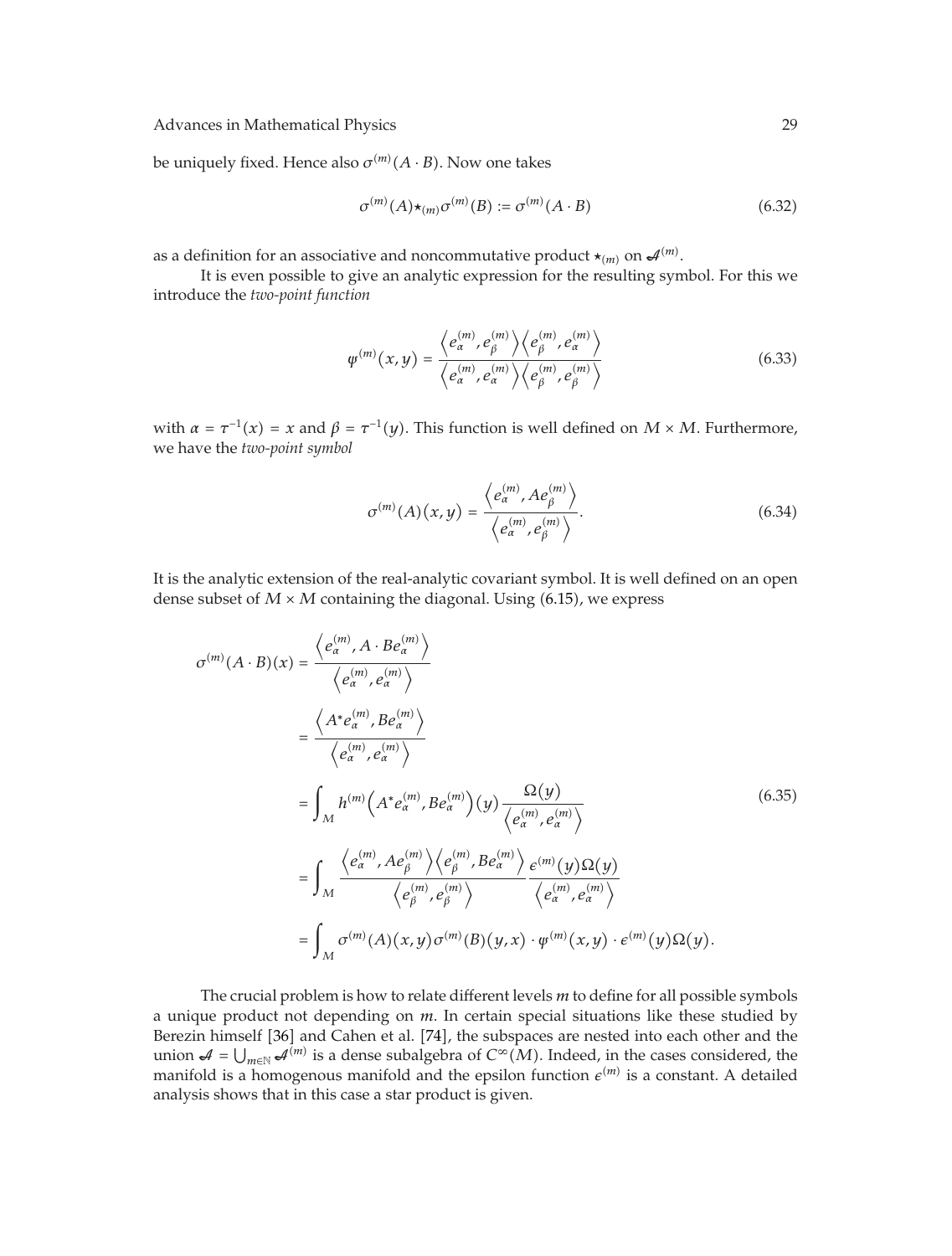be uniquely fixed. Hence also $\sigma^{(m)}(A \cdot B)$. Now one takes

$$\sigma^{(m)}(A) \star_{(m)} \sigma^{(m)}(B) := \sigma^{(m)}(A \cdot B) \tag{6.32}$$

as a definition for an associative and noncommutative product $\star_{(m)}$ on $\mathcal{A}^{(m)}$.

It is even possible to give an analytic expression for the resulting symbol. For this we introduce the *two-point function*

$$\psi^{(m)}(x,y) = \frac{\left\langle e_\alpha^{(m)}, e_\beta^{(m)} \right\rangle \left\langle e_\beta^{(m)}, e_\alpha^{(m)} \right\rangle}{\left\langle e_\alpha^{(m)}, e_\alpha^{(m)} \right\rangle \left\langle e_\beta^{(m)}, e_\beta^{(m)} \right\rangle} \tag{6.33}$$

with $\alpha = \tau^{-1}(x) = x$ and $\beta = \tau^{-1}(y)$. This function is well defined on $M \times M$. Furthermore, we have the *two-point symbol*

$$\sigma^{(m)}(A)(x,y) = \frac{\left\langle e_\alpha^{(m)}, A e_\beta^{(m)} \right\rangle}{\left\langle e_\alpha^{(m)}, e_\beta^{(m)} \right\rangle}. \tag{6.34}$$

It is the analytic extension of the real-analytic covariant symbol. It is well defined on an open dense subset of $M \times M$ containing the diagonal. Using (6.15), we express

$$\begin{aligned}
\sigma^{(m)}(A \cdot B)(x) &= \frac{\left\langle e_\alpha^{(m)}, A \cdot B e_\alpha^{(m)} \right\rangle}{\left\langle e_\alpha^{(m)}, e_\alpha^{(m)} \right\rangle} \\
&= \frac{\left\langle A^* e_\alpha^{(m)}, B e_\alpha^{(m)} \right\rangle}{\left\langle e_\alpha^{(m)}, e_\alpha^{(m)} \right\rangle} \\
&= \int_M h^{(m)}\left( A^* e_\alpha^{(m)}, B e_\alpha^{(m)} \right)(y) \frac{\Omega(y)}{\left\langle e_\alpha^{(m)}, e_\alpha^{(m)} \right\rangle} \\
&= \int_M \frac{\left\langle e_\alpha^{(m)}, A e_\beta^{(m)} \right\rangle \left\langle e_\beta^{(m)}, B e_\alpha^{(m)} \right\rangle}{\left\langle e_\beta^{(m)}, e_\beta^{(m)} \right\rangle} \frac{\epsilon^{(m)}(y)\Omega(y)}{\left\langle e_\alpha^{(m)}, e_\alpha^{(m)} \right\rangle} \\
&= \int_M \sigma^{(m)}(A)(x,y) \sigma^{(m)}(B)(y,x) \cdot \psi^{(m)}(x,y) \cdot \epsilon^{(m)}(y)\Omega(y).
\end{aligned} \tag{6.35}$$

The crucial problem is how to relate different levels $m$ to define for all possible symbols a unique product not depending on $m$. In certain special situations like these studied by Berezin himself [36] and Cahen et al. [74], the subspaces are nested into each other and the union $\mathcal{A} = \bigcup_{m \in \mathbb{N}} \mathcal{A}^{(m)}$ is a dense subalgebra of $C^\infty(M)$. Indeed, in the cases considered, the manifold is a homogenous manifold and the epsilon function $\epsilon^{(m)}$ is a constant. A detailed analysis shows that in this case a star product is given.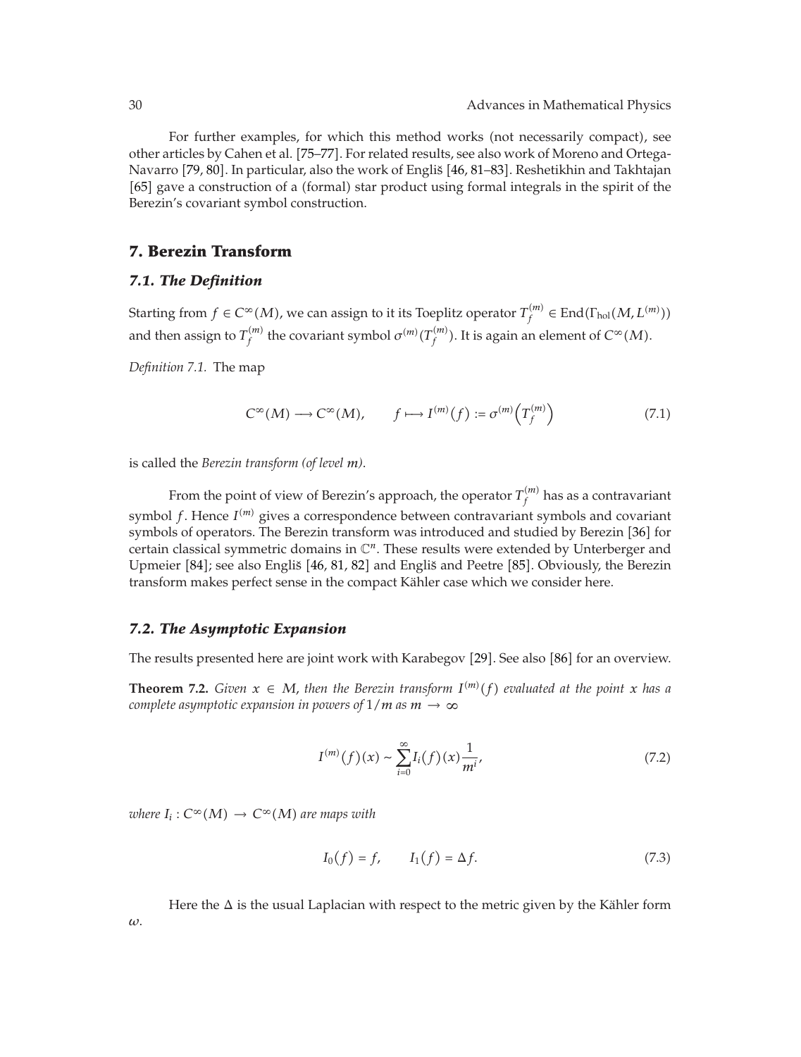For further examples, for which this method works (not necessarily compact), see other articles by Cahen et al. [75–77]. For related results, see also work of Moreno and Ortega-Navarro [79, 80]. In particular, also the work of Engliš [46, 81–83]. Reshetikhin and Takhtajan [65] gave a construction of a (formal) star product using formal integrals in the spirit of the Berezin's covariant symbol construction.

## 7. Berezin Transform

### 7.1. The Definition

Starting from $f \in C^\infty(M)$, we can assign to it its Toeplitz operator $T_f^{(m)} \in \mathrm{End}(\Gamma_{\mathrm{hol}}(M, L^{(m)}))$ and then assign to $T_f^{(m)}$ the covariant symbol $\sigma^{(m)}(T_f^{(m)})$. It is again an element of $C^\infty(M)$.

*Definition 7.1.* The map

$$C^\infty(M) \longrightarrow C^\infty(M), \qquad f \longmapsto I^{(m)}(f) := \sigma^{(m)}\left(T_f^{(m)}\right) \tag{7.1}$$

is called the *Berezin transform (of level $m$)*.

From the point of view of Berezin's approach, the operator $T_f^{(m)}$ has as a contravariant symbol $f$. Hence $I^{(m)}$ gives a correspondence between contravariant symbols and covariant symbols of operators. The Berezin transform was introduced and studied by Berezin [36] for certain classical symmetric domains in $\mathbb{C}^n$. These results were extended by Unterberger and Upmeier [84]; see also Engliš [46, 81, 82] and Engliš and Peetre [85]. Obviously, the Berezin transform makes perfect sense in the compact Kähler case which we consider here.

### 7.2. The Asymptotic Expansion

The results presented here are joint work with Karabegov [29]. See also [86] for an overview.

**Theorem 7.2.** *Given $x \in M$, then the Berezin transform $I^{(m)}(f)$ evaluated at the point $x$ has a complete asymptotic expansion in powers of $1/m$ as $m \to \infty$*

$$I^{(m)}(f)(x) \sim \sum_{i=0}^{\infty} I_i(f)(x) \frac{1}{m^i}, \tag{7.2}$$

*where $I_i : C^\infty(M) \to C^\infty(M)$ are maps with*

$$I_0(f) = f, \qquad I_1(f) = \Delta f. \tag{7.3}$$

Here the $\Delta$ is the usual Laplacian with respect to the metric given by the Kähler form $\omega$.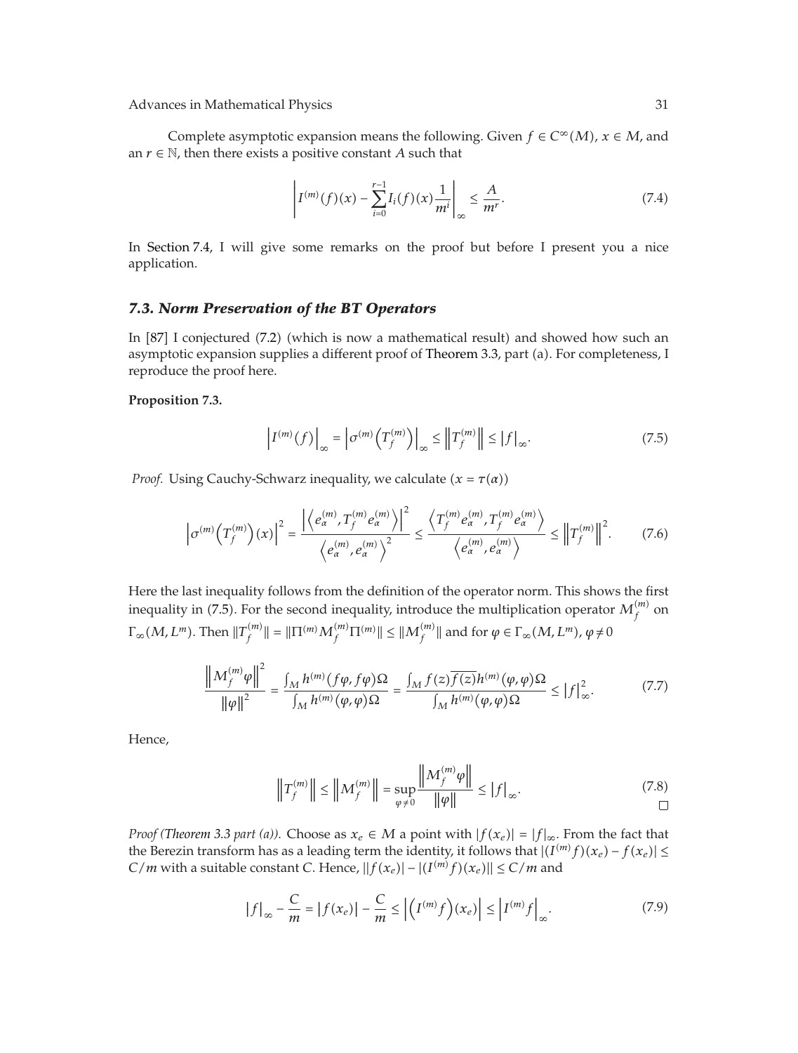Complete asymptotic expansion means the following. Given $f \in C^\infty(M)$, $x \in M$, and an $r \in \mathbb{N}$, then there exists a positive constant $A$ such that

$$\left| I^{(m)}(f)(x) - \sum_{i=0}^{r-1} I_i(f)(x) \frac{1}{m^i} \right|_\infty \leq \frac{A}{m^r}. \tag{7.4}$$

In Section 7.4, I will give some remarks on the proof but before I present you a nice application.

### *7.3. Norm Preservation of the BT Operators*

In [87] I conjectured (7.2) (which is now a mathematical result) and showed how such an asymptotic expansion supplies a different proof of Theorem 3.3, part (a). For completeness, I reproduce the proof here.

**Proposition 7.3.**

$$\left| I^{(m)}(f) \right|_\infty = \left| \sigma^{(m)}\left( T_f^{(m)} \right) \right|_\infty \leq \left\| T_f^{(m)} \right\| \leq |f|_\infty. \tag{7.5}$$

*Proof.* Using Cauchy-Schwarz inequality, we calculate ($x = \tau(\alpha)$)

$$\left| \sigma^{(m)}\left( T_f^{(m)} \right)(x) \right|^2 = \frac{\left| \left\langle e_\alpha^{(m)}, T_f^{(m)} e_\alpha^{(m)} \right\rangle \right|^2}{\left\langle e_\alpha^{(m)}, e_\alpha^{(m)} \right\rangle^2} \leq \frac{\left\langle T_f^{(m)} e_\alpha^{(m)}, T_f^{(m)} e_\alpha^{(m)} \right\rangle}{\left\langle e_\alpha^{(m)}, e_\alpha^{(m)} \right\rangle} \leq \left\| T_f^{(m)} \right\|^2. \tag{7.6}$$

Here the last inequality follows from the definition of the operator norm. This shows the first inequality in (7.5). For the second inequality, introduce the multiplication operator $M_f^{(m)}$ on $\Gamma_\infty(M, L^m)$. Then $\|T_f^{(m)}\| = \|\Pi^{(m)} M_f^{(m)} \Pi^{(m)}\| \leq \|M_f^{(m)}\|$ and for $\varphi \in \Gamma_\infty(M, L^m)$, $\varphi \neq 0$

$$\frac{\left\| M_f^{(m)} \varphi \right\|^2}{\|\varphi\|^2} = \frac{\int_M h^{(m)}(f\varphi, f\varphi)\Omega}{\int_M h^{(m)}(\varphi, \varphi)\Omega} = \frac{\int_M f(z)\overline{f(z)} h^{(m)}(\varphi, \varphi)\Omega}{\int_M h^{(m)}(\varphi, \varphi)\Omega} \leq |f|_\infty^2. \tag{7.7}$$

Hence,

$$\left\| T_f^{(m)} \right\| \leq \left\| M_f^{(m)} \right\| = \sup_{\varphi \neq 0} \frac{\left\| M_f^{(m)} \varphi \right\|}{\|\varphi\|} \leq |f|_\infty. \tag{7.8}$$

□

*Proof (Theorem 3.3 part (a)).* Choose as $x_e \in M$ a point with $|f(x_e)| = |f|_\infty$. From the fact that the Berezin transform has as a leading term the identity, it follows that $|(I^{(m)} f)(x_e) - f(x_e)| \leq C/m$ with a suitable constant $C$. Hence, $||f(x_e)| - |(I^{(m)} f)(x_e)|| \leq C/m$ and

$$|f|_\infty - \frac{C}{m} = |f(x_e)| - \frac{C}{m} \leq \left| \left( I^{(m)} f \right)(x_e) \right| \leq \left| I^{(m)} f \right|_\infty. \tag{7.9}$$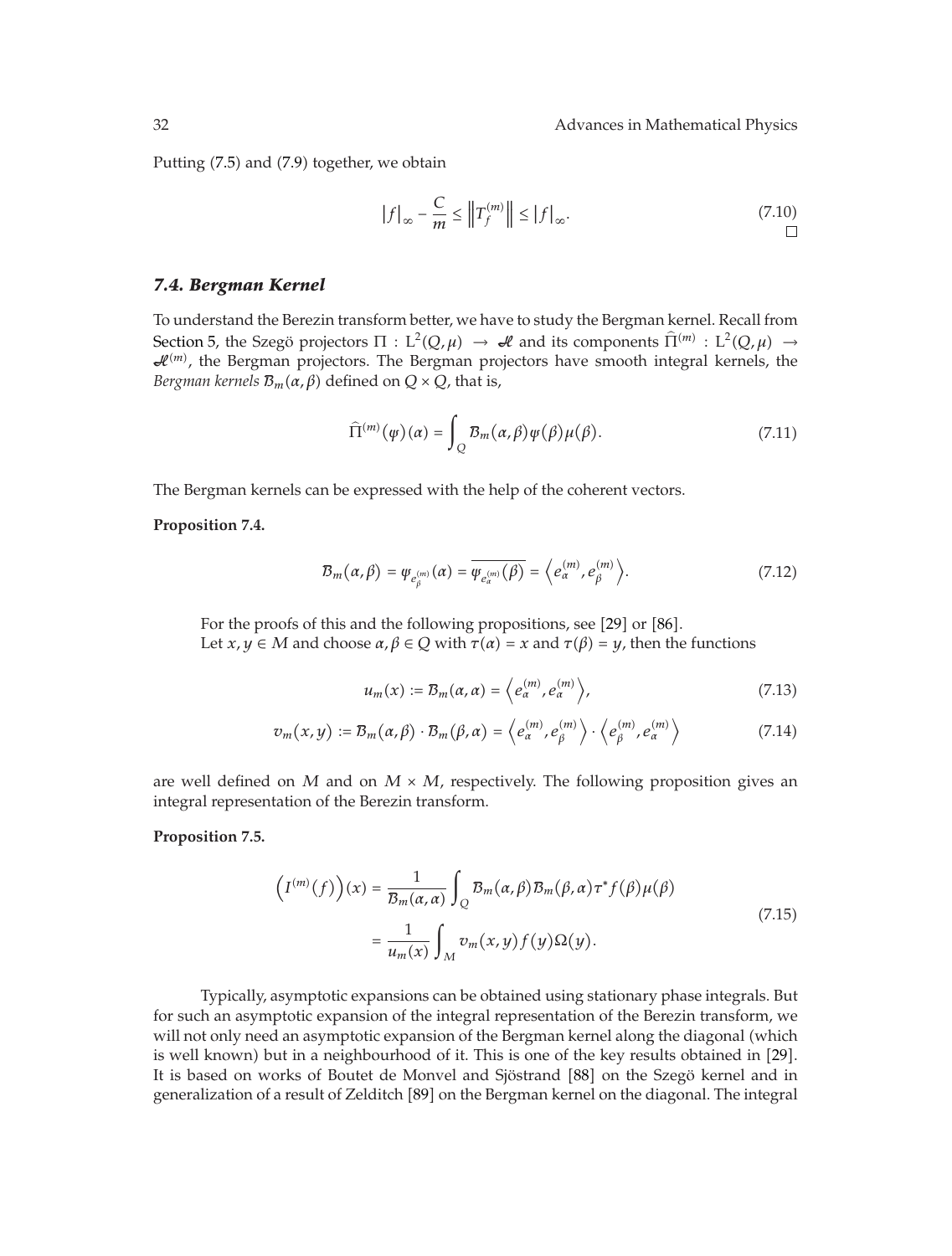Putting (7.5) and (7.9) together, we obtain

$$|f|_\infty - \frac{C}{m} \le \left\| T_f^{(m)} \right\| \le |f|_\infty. \tag{7.10}$$

□

### *7.4. Bergman Kernel*

To understand the Berezin transform better, we have to study the Bergman kernel. Recall from Section 5, the Szegö projectors $\Pi : \mathrm{L}^2(Q,\mu) \to \mathcal{H}$ and its components $\widehat{\Pi}^{(m)} : \mathrm{L}^2(Q,\mu) \to \mathcal{H}^{(m)}$, the Bergman projectors. The Bergman projectors have smooth integral kernels, the *Bergman kernels* $\mathcal{B}_m(\alpha,\beta)$ defined on $Q \times Q$, that is,

$$\widehat{\Pi}^{(m)}(\psi)(\alpha) = \int_Q \mathcal{B}_m(\alpha,\beta)\psi(\beta)\mu(\beta). \tag{7.11}$$

The Bergman kernels can be expressed with the help of the coherent vectors.

**Proposition 7.4.**

$$\mathcal{B}_m(\alpha,\beta) = \psi_{e_\beta^{(m)}}(\alpha) = \overline{\psi_{e_\alpha^{(m)}}(\beta)} = \left\langle e_\alpha^{(m)}, e_\beta^{(m)} \right\rangle. \tag{7.12}$$

For the proofs of this and the following propositions, see [29] or [86].

Let $x, y \in M$ and choose $\alpha, \beta \in Q$ with $\tau(\alpha) = x$ and $\tau(\beta) = y$, then the functions

$$u_m(x) := \mathcal{B}_m(\alpha,\alpha) = \left\langle e_\alpha^{(m)}, e_\alpha^{(m)} \right\rangle, \tag{7.13}$$

$$v_m(x,y) := \mathcal{B}_m(\alpha,\beta) \cdot \mathcal{B}_m(\beta,\alpha) = \left\langle e_\alpha^{(m)}, e_\beta^{(m)} \right\rangle \cdot \left\langle e_\beta^{(m)}, e_\alpha^{(m)} \right\rangle \tag{7.14}$$

are well defined on $M$ and on $M \times M$, respectively. The following proposition gives an integral representation of the Berezin transform.

**Proposition 7.5.**

$$\begin{aligned}\left(I^{(m)}(f)\right)(x) &= \frac{1}{\mathcal{B}_m(\alpha,\alpha)} \int_Q \mathcal{B}_m(\alpha,\beta)\mathcal{B}_m(\beta,\alpha)\tau^* f(\beta)\mu(\beta) \\ &= \frac{1}{u_m(x)} \int_M v_m(x,y) f(y)\Omega(y).\end{aligned} \tag{7.15}$$

Typically, asymptotic expansions can be obtained using stationary phase integrals. But for such an asymptotic expansion of the integral representation of the Berezin transform, we will not only need an asymptotic expansion of the Bergman kernel along the diagonal (which is well known) but in a neighbourhood of it. This is one of the key results obtained in [29]. It is based on works of Boutet de Monvel and Sjöstrand [88] on the Szegö kernel and in generalization of a result of Zelditch [89] on the Bergman kernel on the diagonal. The integral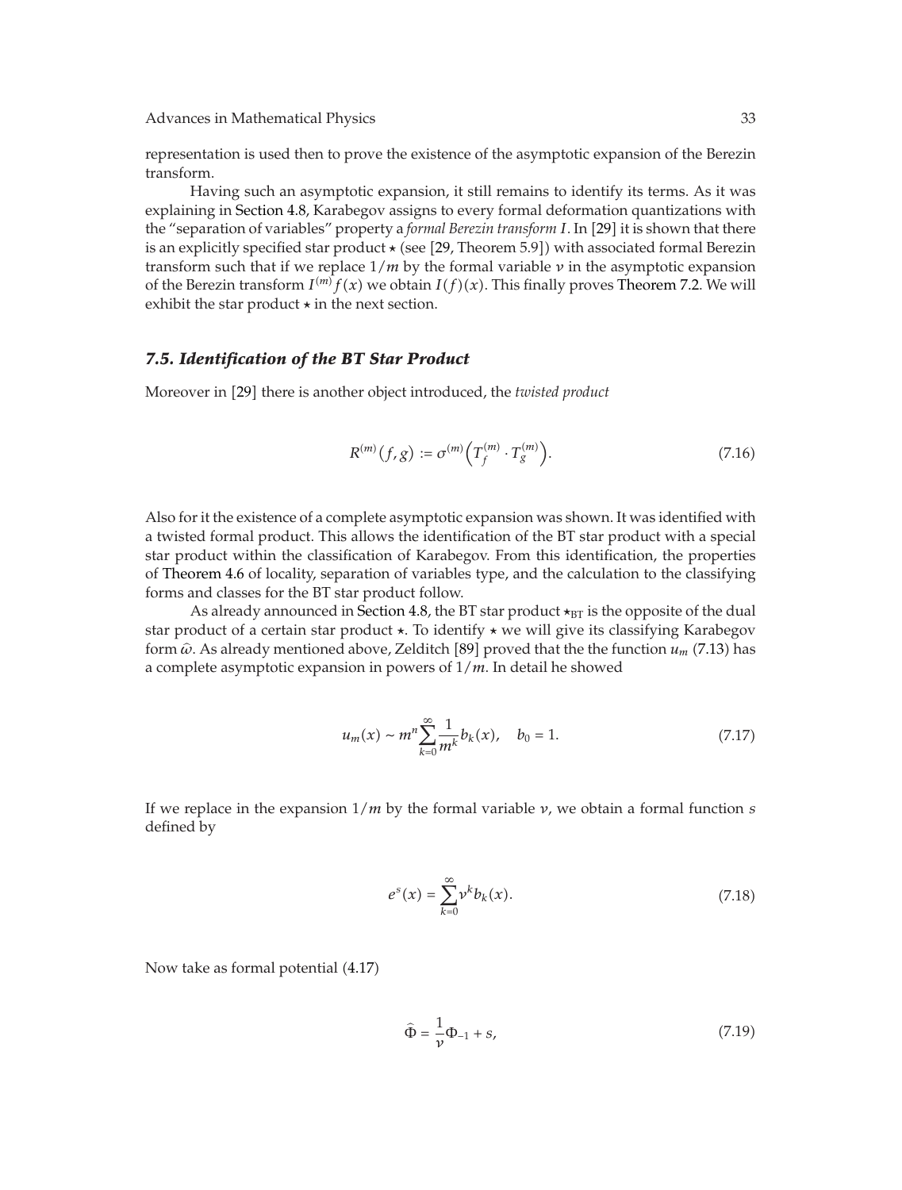representation is used then to prove the existence of the asymptotic expansion of the Berezin transform.

Having such an asymptotic expansion, it still remains to identify its terms. As it was explaining in Section 4.8, Karabegov assigns to every formal deformation quantizations with the "separation of variables" property a *formal Berezin transform* $I$. In [29] it is shown that there is an explicitly specified star product $\star$ (see [29, Theorem 5.9]) with associated formal Berezin transform such that if we replace $1/m$ by the formal variable $\nu$ in the asymptotic expansion of the Berezin transform $I^{(m)}f(x)$ we obtain $I(f)(x)$. This finally proves Theorem 7.2. We will exhibit the star product $\star$ in the next section.

### *7.5. Identification of the BT Star Product*

Moreover in [29] there is another object introduced, the *twisted product*

$$R^{(m)}(f, g) := \sigma^{(m)}\left(T_f^{(m)} \cdot T_g^{(m)}\right). \tag{7.16}$$

Also for it the existence of a complete asymptotic expansion was shown. It was identified with a twisted formal product. This allows the identification of the BT star product with a special star product within the classification of Karabegov. From this identification, the properties of Theorem 4.6 of locality, separation of variables type, and the calculation to the classifying forms and classes for the BT star product follow.

As already announced in Section 4.8, the BT star product $\star_{\mathrm{BT}}$ is the opposite of the dual star product of a certain star product $\star$. To identify $\star$ we will give its classifying Karabegov form $\widehat{\omega}$. As already mentioned above, Zelditch [89] proved that the the function $u_m$ (7.13) has a complete asymptotic expansion in powers of $1/m$. In detail he showed

$$u_m(x) \sim m^n \sum_{k=0}^{\infty} \frac{1}{m^k} b_k(x), \quad b_0 = 1. \tag{7.17}$$

If we replace in the expansion $1/m$ by the formal variable $\nu$, we obtain a formal function $s$ defined by

$$e^s(x) = \sum_{k=0}^{\infty} \nu^k b_k(x). \tag{7.18}$$

Now take as formal potential (4.17)

$$\widehat{\Phi} = \frac{1}{\nu}\Phi_{-1} + s, \tag{7.19}$$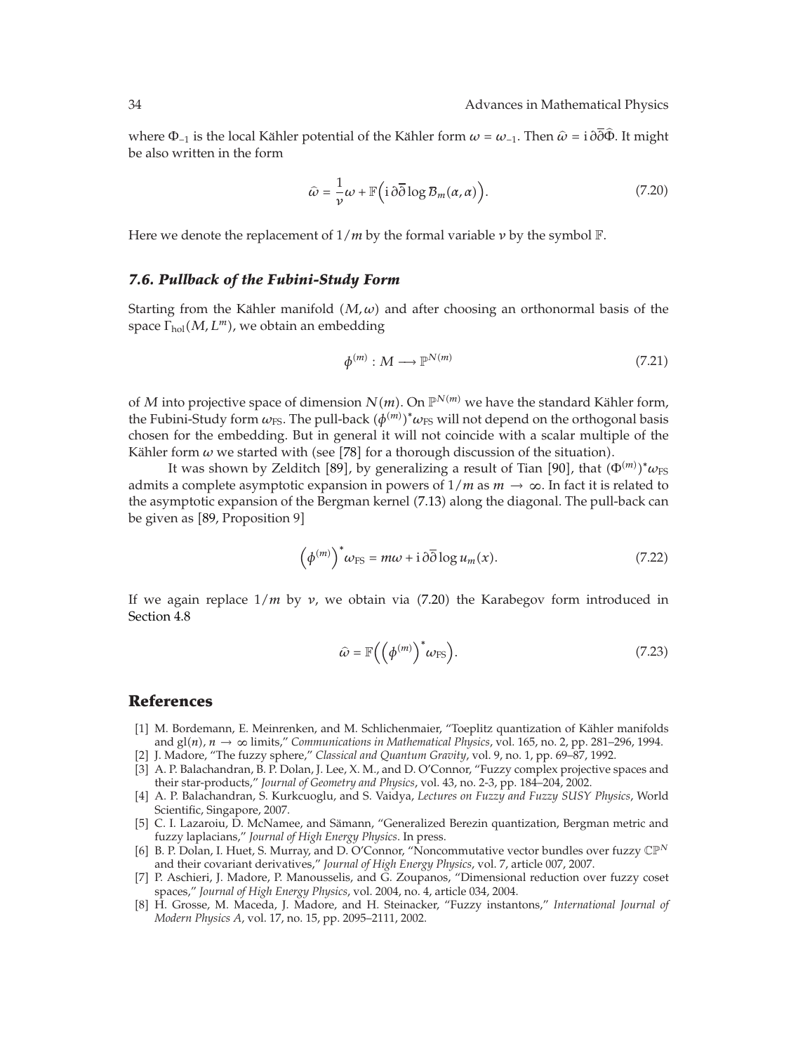where $\Phi_{-1}$ is the local Kähler potential of the Kähler form $\omega = \omega_{-1}$. Then $\widehat{\omega} = \mathrm{i}\,\partial\overline{\partial}\widehat{\Phi}$. It might be also written in the form

$$\widehat{\omega} = \frac{1}{\nu}\omega + \mathbb{F}\left(\mathrm{i}\,\partial\overline{\partial}\log \mathcal{B}_m(\alpha,\alpha)\right). \tag{7.20}$$

Here we denote the replacement of $1/m$ by the formal variable $\nu$ by the symbol $\mathbb{F}$.

### *7.6. Pullback of the Fubini-Study Form*

Starting from the Kähler manifold $(M,\omega)$ and after choosing an orthonormal basis of the space $\Gamma_{\text{hol}}(M, L^m)$, we obtain an embedding

$$\phi^{(m)} : M \longrightarrow \mathbb{P}^{N(m)} \tag{7.21}$$

of $M$ into projective space of dimension $N(m)$. On $\mathbb{P}^{N(m)}$ we have the standard Kähler form, the Fubini-Study form $\omega_{\text{FS}}$. The pull-back $(\phi^{(m)})^*\omega_{\text{FS}}$ will not depend on the orthogonal basis chosen for the embedding. But in general it will not coincide with a scalar multiple of the Kähler form $\omega$ we started with (see [78] for a thorough discussion of the situation).

It was shown by Zelditch [89], by generalizing a result of Tian [90], that $(\Phi^{(m)})^*\omega_{\text{FS}}$ admits a complete asymptotic expansion in powers of $1/m$ as $m \to \infty$. In fact it is related to the asymptotic expansion of the Bergman kernel (7.13) along the diagonal. The pull-back can be given as [89, Proposition 9]

$$\left(\phi^{(m)}\right)^*\omega_{\text{FS}} = m\omega + \mathrm{i}\,\partial\overline{\partial}\log u_m(x). \tag{7.22}$$

If we again replace $1/m$ by $\nu$, we obtain via (7.20) the Karabegov form introduced in Section 4.8

$$\widehat{\omega} = \mathbb{F}\left(\left(\phi^{(m)}\right)^*\omega_{\text{FS}}\right). \tag{7.23}$$

## References

[1] M. Bordemann, E. Meinrenken, and M. Schlichenmaier, "Toeplitz quantization of Kähler manifolds and $\mathrm{gl}(n)$, $n \to \infty$ limits," *Communications in Mathematical Physics*, vol. 165, no. 2, pp. 281–296, 1994.

[2] J. Madore, "The fuzzy sphere," *Classical and Quantum Gravity*, vol. 9, no. 1, pp. 69–87, 1992.

[3] A. P. Balachandran, B. P. Dolan, J. Lee, X. M., and D. O'Connor, "Fuzzy complex projective spaces and their star-products," *Journal of Geometry and Physics*, vol. 43, no. 2-3, pp. 184–204, 2002.

[4] A. P. Balachandran, S. Kurkcuoglu, and S. Vaidya, *Lectures on Fuzzy and Fuzzy SUSY Physics*, World Scientific, Singapore, 2007.

[5] C. I. Lazaroiu, D. McNamee, and Sämann, "Generalized Berezin quantization, Bergman metric and fuzzy laplacians," *Journal of High Energy Physics*. In press.

[6] B. P. Dolan, I. Huet, S. Murray, and D. O'Connor, "Noncommutative vector bundles over fuzzy $\mathbb{CP}^N$ and their covariant derivatives," *Journal of High Energy Physics*, vol. 7, article 007, 2007.

[7] P. Aschieri, J. Madore, P. Manousselis, and G. Zoupanos, "Dimensional reduction over fuzzy coset spaces," *Journal of High Energy Physics*, vol. 2004, no. 4, article 034, 2004.

[8] H. Grosse, M. Maceda, J. Madore, and H. Steinacker, "Fuzzy instantons," *International Journal of Modern Physics A*, vol. 17, no. 15, pp. 2095–2111, 2002.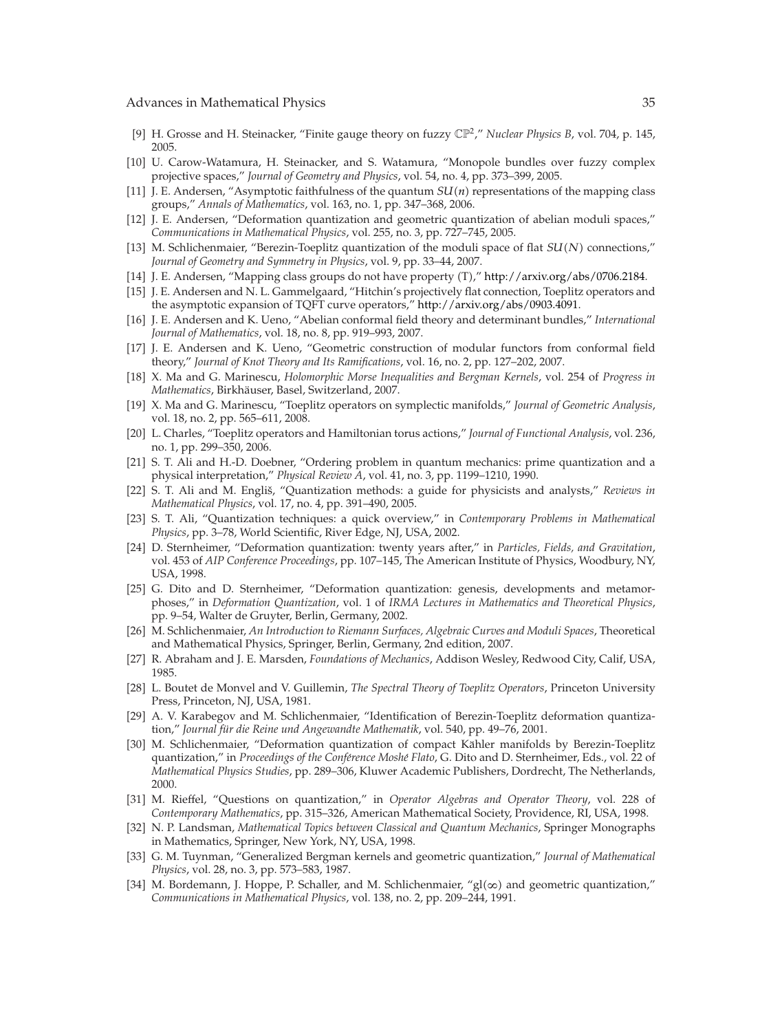[9] H. Grosse and H. Steinacker, "Finite gauge theory on fuzzy $\mathbb{CP}^2$," *Nuclear Physics B*, vol. 704, p. 145, 2005.

[10] U. Carow-Watamura, H. Steinacker, and S. Watamura, "Monopole bundles over fuzzy complex projective spaces," *Journal of Geometry and Physics*, vol. 54, no. 4, pp. 373–399, 2005.

[11] J. E. Andersen, "Asymptotic faithfulness of the quantum $SU(n)$ representations of the mapping class groups," *Annals of Mathematics*, vol. 163, no. 1, pp. 347–368, 2006.

[12] J. E. Andersen, "Deformation quantization and geometric quantization of abelian moduli spaces," *Communications in Mathematical Physics*, vol. 255, no. 3, pp. 727–745, 2005.

[13] M. Schlichenmaier, "Berezin-Toeplitz quantization of the moduli space of flat $SU(N)$ connections," *Journal of Geometry and Symmetry in Physics*, vol. 9, pp. 33–44, 2007.

[14] J. E. Andersen, "Mapping class groups do not have property (T)," http://arxiv.org/abs/0706.2184.

[15] J. E. Andersen and N. L. Gammelgaard, "Hitchin's projectively flat connection, Toeplitz operators and the asymptotic expansion of TQFT curve operators," http://arxiv.org/abs/0903.4091.

[16] J. E. Andersen and K. Ueno, "Abelian conformal field theory and determinant bundles," *International Journal of Mathematics*, vol. 18, no. 8, pp. 919–993, 2007.

[17] J. E. Andersen and K. Ueno, "Geometric construction of modular functors from conformal field theory," *Journal of Knot Theory and Its Ramifications*, vol. 16, no. 2, pp. 127–202, 2007.

[18] X. Ma and G. Marinescu, *Holomorphic Morse Inequalities and Bergman Kernels*, vol. 254 of *Progress in Mathematics*, Birkhäuser, Basel, Switzerland, 2007.

[19] X. Ma and G. Marinescu, "Toeplitz operators on symplectic manifolds," *Journal of Geometric Analysis*, vol. 18, no. 2, pp. 565–611, 2008.

[20] L. Charles, "Toeplitz operators and Hamiltonian torus actions," *Journal of Functional Analysis*, vol. 236, no. 1, pp. 299–350, 2006.

[21] S. T. Ali and H.-D. Doebner, "Ordering problem in quantum mechanics: prime quantization and a physical interpretation," *Physical Review A*, vol. 41, no. 3, pp. 1199–1210, 1990.

[22] S. T. Ali and M. Engliš, "Quantization methods: a guide for physicists and analysts," *Reviews in Mathematical Physics*, vol. 17, no. 4, pp. 391–490, 2005.

[23] S. T. Ali, "Quantization techniques: a quick overview," in *Contemporary Problems in Mathematical Physics*, pp. 3–78, World Scientific, River Edge, NJ, USA, 2002.

[24] D. Sternheimer, "Deformation quantization: twenty years after," in *Particles, Fields, and Gravitation*, vol. 453 of *AIP Conference Proceedings*, pp. 107–145, The American Institute of Physics, Woodbury, NY, USA, 1998.

[25] G. Dito and D. Sternheimer, "Deformation quantization: genesis, developments and metamorphoses," in *Deformation Quantization*, vol. 1 of *IRMA Lectures in Mathematics and Theoretical Physics*, pp. 9–54, Walter de Gruyter, Berlin, Germany, 2002.

[26] M. Schlichenmaier, *An Introduction to Riemann Surfaces, Algebraic Curves and Moduli Spaces*, Theoretical and Mathematical Physics, Springer, Berlin, Germany, 2nd edition, 2007.

[27] R. Abraham and J. E. Marsden, *Foundations of Mechanics*, Addison Wesley, Redwood City, Calif, USA, 1985.

[28] L. Boutet de Monvel and V. Guillemin, *The Spectral Theory of Toeplitz Operators*, Princeton University Press, Princeton, NJ, USA, 1981.

[29] A. V. Karabegov and M. Schlichenmaier, "Identification of Berezin-Toeplitz deformation quantization," *Journal für die Reine und Angewandte Mathematik*, vol. 540, pp. 49–76, 2001.

[30] M. Schlichenmaier, "Deformation quantization of compact Kähler manifolds by Berezin-Toeplitz quantization," in *Proceedings of the Conférence Moshé Flato*, G. Dito and D. Sternheimer, Eds., vol. 22 of *Mathematical Physics Studies*, pp. 289–306, Kluwer Academic Publishers, Dordrecht, The Netherlands, 2000.

[31] M. Rieffel, "Questions on quantization," in *Operator Algebras and Operator Theory*, vol. 228 of *Contemporary Mathematics*, pp. 315–326, American Mathematical Society, Providence, RI, USA, 1998.

[32] N. P. Landsman, *Mathematical Topics between Classical and Quantum Mechanics*, Springer Monographs in Mathematics, Springer, New York, NY, USA, 1998.

[33] G. M. Tuynman, "Generalized Bergman kernels and geometric quantization," *Journal of Mathematical Physics*, vol. 28, no. 3, pp. 573–583, 1987.

[34] M. Bordemann, J. Hoppe, P. Schaller, and M. Schlichenmaier, "$gl(\infty)$ and geometric quantization," *Communications in Mathematical Physics*, vol. 138, no. 2, pp. 209–244, 1991.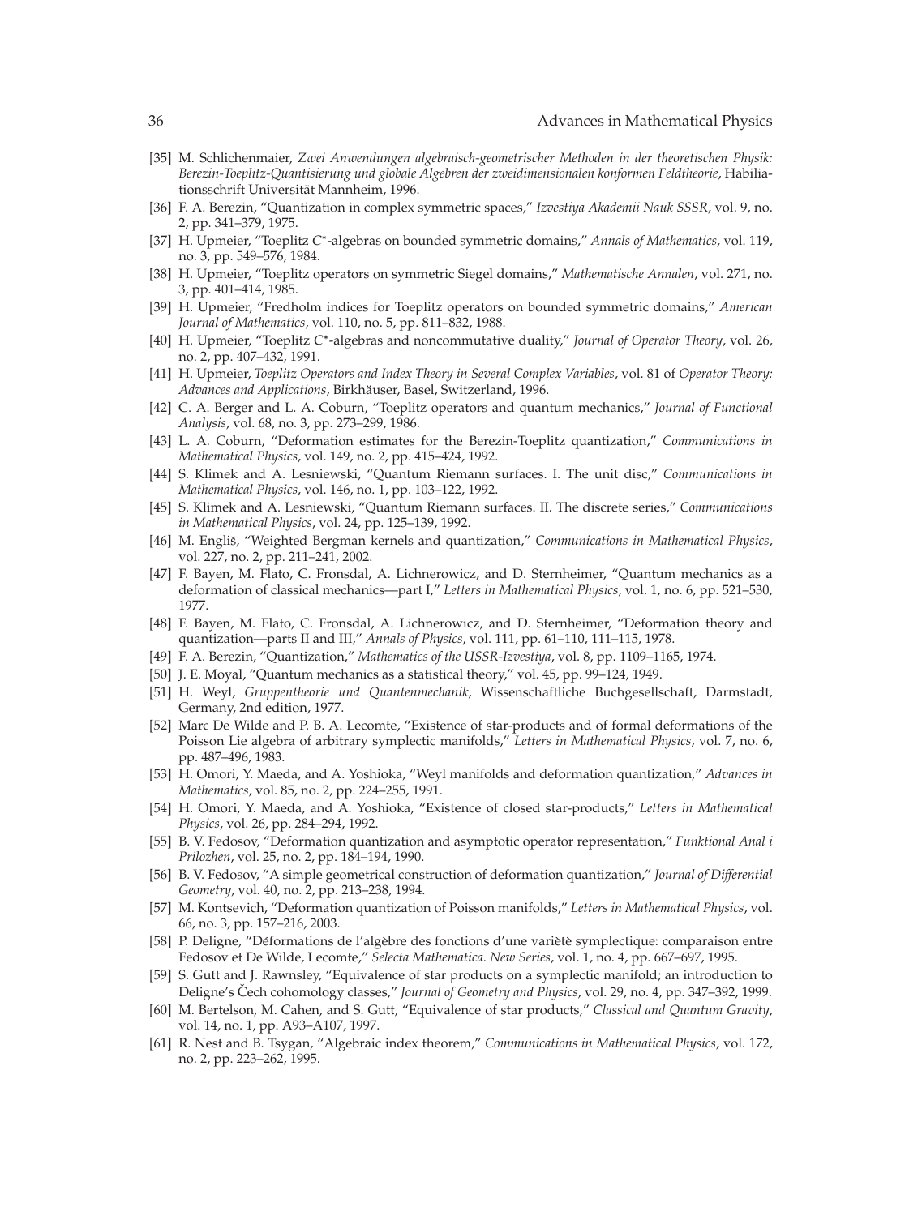[35] M. Schlichenmaier, *Zwei Anwendungen algebraisch-geometrischer Methoden in der theoretischen Physik: Berezin-Toeplitz-Quantisierung und globale Algebren der zweidimensionalen konformen Feldtheorie*, Habilitationsschrift Universität Mannheim, 1996.

[36] F. A. Berezin, "Quantization in complex symmetric spaces," *Izvestiya Akademii Nauk SSSR*, vol. 9, no. 2, pp. 341–379, 1975.

[37] H. Upmeier, "Toeplitz $C^*$-algebras on bounded symmetric domains," *Annals of Mathematics*, vol. 119, no. 3, pp. 549–576, 1984.

[38] H. Upmeier, "Toeplitz operators on symmetric Siegel domains," *Mathematische Annalen*, vol. 271, no. 3, pp. 401–414, 1985.

[39] H. Upmeier, "Fredholm indices for Toeplitz operators on bounded symmetric domains," *American Journal of Mathematics*, vol. 110, no. 5, pp. 811–832, 1988.

[40] H. Upmeier, "Toeplitz $C^*$-algebras and noncommutative duality," *Journal of Operator Theory*, vol. 26, no. 2, pp. 407–432, 1991.

[41] H. Upmeier, *Toeplitz Operators and Index Theory in Several Complex Variables*, vol. 81 of *Operator Theory: Advances and Applications*, Birkhäuser, Basel, Switzerland, 1996.

[42] C. A. Berger and L. A. Coburn, "Toeplitz operators and quantum mechanics," *Journal of Functional Analysis*, vol. 68, no. 3, pp. 273–299, 1986.

[43] L. A. Coburn, "Deformation estimates for the Berezin-Toeplitz quantization," *Communications in Mathematical Physics*, vol. 149, no. 2, pp. 415–424, 1992.

[44] S. Klimek and A. Lesniewski, "Quantum Riemann surfaces. I. The unit disc," *Communications in Mathematical Physics*, vol. 146, no. 1, pp. 103–122, 1992.

[45] S. Klimek and A. Lesniewski, "Quantum Riemann surfaces. II. The discrete series," *Communications in Mathematical Physics*, vol. 24, pp. 125–139, 1992.

[46] M. Engliš, "Weighted Bergman kernels and quantization," *Communications in Mathematical Physics*, vol. 227, no. 2, pp. 211–241, 2002.

[47] F. Bayen, M. Flato, C. Fronsdal, A. Lichnerowicz, and D. Sternheimer, "Quantum mechanics as a deformation of classical mechanics—part I," *Letters in Mathematical Physics*, vol. 1, no. 6, pp. 521–530, 1977.

[48] F. Bayen, M. Flato, C. Fronsdal, A. Lichnerowicz, and D. Sternheimer, "Deformation theory and quantization—parts II and III," *Annals of Physics*, vol. 111, pp. 61–110, 111–115, 1978.

[49] F. A. Berezin, "Quantization," *Mathematics of the USSR-Izvestiya*, vol. 8, pp. 1109–1165, 1974.

[50] J. E. Moyal, "Quantum mechanics as a statistical theory," vol. 45, pp. 99–124, 1949.

[51] H. Weyl, *Gruppentheorie und Quantenmechanik*, Wissenschaftliche Buchgesellschaft, Darmstadt, Germany, 2nd edition, 1977.

[52] Marc De Wilde and P. B. A. Lecomte, "Existence of star-products and of formal deformations of the Poisson Lie algebra of arbitrary symplectic manifolds," *Letters in Mathematical Physics*, vol. 7, no. 6, pp. 487–496, 1983.

[53] H. Omori, Y. Maeda, and A. Yoshioka, "Weyl manifolds and deformation quantization," *Advances in Mathematics*, vol. 85, no. 2, pp. 224–255, 1991.

[54] H. Omori, Y. Maeda, and A. Yoshioka, "Existence of closed star-products," *Letters in Mathematical Physics*, vol. 26, pp. 284–294, 1992.

[55] B. V. Fedosov, "Deformation quantization and asymptotic operator representation," *Funktional Anal i Prilozhen*, vol. 25, no. 2, pp. 184–194, 1990.

[56] B. V. Fedosov, "A simple geometrical construction of deformation quantization," *Journal of Differential Geometry*, vol. 40, no. 2, pp. 213–238, 1994.

[57] M. Kontsevich, "Deformation quantization of Poisson manifolds," *Letters in Mathematical Physics*, vol. 66, no. 3, pp. 157–216, 2003.

[58] P. Deligne, "Déformations de l'algèbre des fonctions d'une varièté symplectique: comparaison entre Fedosov et De Wilde, Lecomte," *Selecta Mathematica. New Series*, vol. 1, no. 4, pp. 667–697, 1995.

[59] S. Gutt and J. Rawnsley, "Equivalence of star products on a symplectic manifold; an introduction to Deligne's Čech cohomology classes," *Journal of Geometry and Physics*, vol. 29, no. 4, pp. 347–392, 1999.

[60] M. Bertelson, M. Cahen, and S. Gutt, "Equivalence of star products," *Classical and Quantum Gravity*, vol. 14, no. 1, pp. A93–A107, 1997.

[61] R. Nest and B. Tsygan, "Algebraic index theorem," *Communications in Mathematical Physics*, vol. 172, no. 2, pp. 223–262, 1995.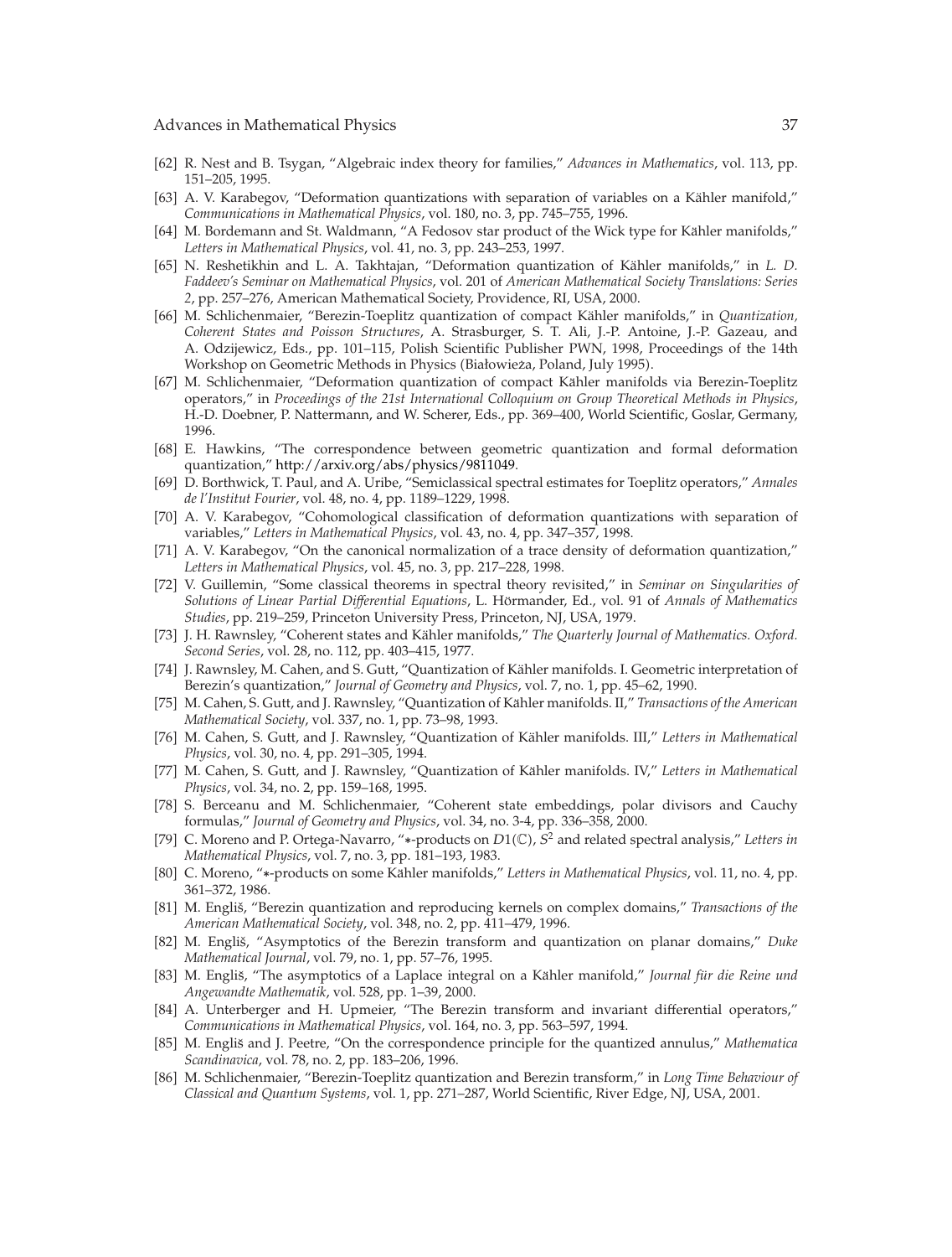[62] R. Nest and B. Tsygan, "Algebraic index theory for families," *Advances in Mathematics*, vol. 113, pp. 151–205, 1995.

[63] A. V. Karabegov, "Deformation quantizations with separation of variables on a Kähler manifold," *Communications in Mathematical Physics*, vol. 180, no. 3, pp. 745–755, 1996.

[64] M. Bordemann and St. Waldmann, "A Fedosov star product of the Wick type for Kähler manifolds," *Letters in Mathematical Physics*, vol. 41, no. 3, pp. 243–253, 1997.

[65] N. Reshetikhin and L. A. Takhtajan, "Deformation quantization of Kähler manifolds," in *L. D. Faddeev's Seminar on Mathematical Physics*, vol. 201 of *American Mathematical Society Translations: Series 2*, pp. 257–276, American Mathematical Society, Providence, RI, USA, 2000.

[66] M. Schlichenmaier, "Berezin-Toeplitz quantization of compact Kähler manifolds," in *Quantization, Coherent States and Poisson Structures*, A. Strasburger, S. T. Ali, J.-P. Antoine, J.-P. Gazeau, and A. Odzijewicz, Eds., pp. 101–115, Polish Scientific Publisher PWN, 1998, Proceedings of the 14th Workshop on Geometric Methods in Physics (Białowieża, Poland, July 1995).

[67] M. Schlichenmaier, "Deformation quantization of compact Kähler manifolds via Berezin-Toeplitz operators," in *Proceedings of the 21st International Colloquium on Group Theoretical Methods in Physics*, H.-D. Doebner, P. Nattermann, and W. Scherer, Eds., pp. 369–400, World Scientific, Goslar, Germany, 1996.

[68] E. Hawkins, "The correspondence between geometric quantization and formal deformation quantization," http://arxiv.org/abs/physics/9811049.

[69] D. Borthwick, T. Paul, and A. Uribe, "Semiclassical spectral estimates for Toeplitz operators," *Annales de l'Institut Fourier*, vol. 48, no. 4, pp. 1189–1229, 1998.

[70] A. V. Karabegov, "Cohomological classification of deformation quantizations with separation of variables," *Letters in Mathematical Physics*, vol. 43, no. 4, pp. 347–357, 1998.

[71] A. V. Karabegov, "On the canonical normalization of a trace density of deformation quantization," *Letters in Mathematical Physics*, vol. 45, no. 3, pp. 217–228, 1998.

[72] V. Guillemin, "Some classical theorems in spectral theory revisited," in *Seminar on Singularities of Solutions of Linear Partial Differential Equations*, L. Hörmander, Ed., vol. 91 of *Annals of Mathematics Studies*, pp. 219–259, Princeton University Press, Princeton, NJ, USA, 1979.

[73] J. H. Rawnsley, "Coherent states and Kähler manifolds," *The Quarterly Journal of Mathematics. Oxford. Second Series*, vol. 28, no. 112, pp. 403–415, 1977.

[74] J. Rawnsley, M. Cahen, and S. Gutt, "Quantization of Kähler manifolds. I. Geometric interpretation of Berezin's quantization," *Journal of Geometry and Physics*, vol. 7, no. 1, pp. 45–62, 1990.

[75] M. Cahen, S. Gutt, and J. Rawnsley, "Quantization of Kähler manifolds. II," *Transactions of the American Mathematical Society*, vol. 337, no. 1, pp. 73–98, 1993.

[76] M. Cahen, S. Gutt, and J. Rawnsley, "Quantization of Kähler manifolds. III," *Letters in Mathematical Physics*, vol. 30, no. 4, pp. 291–305, 1994.

[77] M. Cahen, S. Gutt, and J. Rawnsley, "Quantization of Kähler manifolds. IV," *Letters in Mathematical Physics*, vol. 34, no. 2, pp. 159–168, 1995.

[78] S. Berceanu and M. Schlichenmaier, "Coherent state embeddings, polar divisors and Cauchy formulas," *Journal of Geometry and Physics*, vol. 34, no. 3-4, pp. 336–358, 2000.

[79] C. Moreno and P. Ortega-Navarro, "$*$-products on $D1(\mathbb{C})$, $S^2$ and related spectral analysis," *Letters in Mathematical Physics*, vol. 7, no. 3, pp. 181–193, 1983.

[80] C. Moreno, "$*$-products on some Kähler manifolds," *Letters in Mathematical Physics*, vol. 11, no. 4, pp. 361–372, 1986.

[81] M. Engliš, "Berezin quantization and reproducing kernels on complex domains," *Transactions of the American Mathematical Society*, vol. 348, no. 2, pp. 411–479, 1996.

[82] M. Engliš, "Asymptotics of the Berezin transform and quantization on planar domains," *Duke Mathematical Journal*, vol. 79, no. 1, pp. 57–76, 1995.

[83] M. Engliš, "The asymptotics of a Laplace integral on a Kähler manifold," *Journal für die Reine und Angewandte Mathematik*, vol. 528, pp. 1–39, 2000.

[84] A. Unterberger and H. Upmeier, "The Berezin transform and invariant differential operators," *Communications in Mathematical Physics*, vol. 164, no. 3, pp. 563–597, 1994.

[85] M. Engliš and J. Peetre, "On the correspondence principle for the quantized annulus," *Mathematica Scandinavica*, vol. 78, no. 2, pp. 183–206, 1996.

[86] M. Schlichenmaier, "Berezin-Toeplitz quantization and Berezin transform," in *Long Time Behaviour of Classical and Quantum Systems*, vol. 1, pp. 271–287, World Scientific, River Edge, NJ, USA, 2001.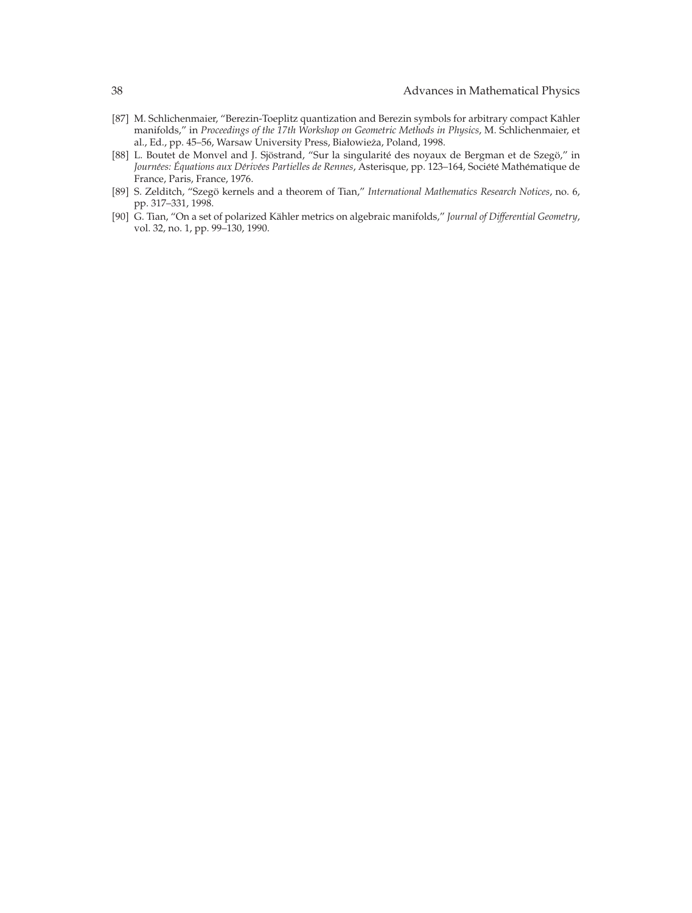[87] M. Schlichenmaier, "Berezin-Toeplitz quantization and Berezin symbols for arbitrary compact Kähler manifolds," in *Proceedings of the 17th Workshop on Geometric Methods in Physics*, M. Schlichenmaier, et al., Ed., pp. 45–56, Warsaw University Press, Białowieża, Poland, 1998.

[88] L. Boutet de Monvel and J. Sjöstrand, "Sur la singularité des noyaux de Bergman et de Szegö," in *Journées: Équations aux Dérivées Partielles de Rennes*, Asterisque, pp. 123–164, Société Mathématique de France, Paris, France, 1976.

[89] S. Zelditch, "Szegö kernels and a theorem of Tian," *International Mathematics Research Notices*, no. 6, pp. 317–331, 1998.

[90] G. Tian, "On a set of polarized Kähler metrics on algebraic manifolds," *Journal of Differential Geometry*, vol. 32, no. 1, pp. 99–130, 1990.